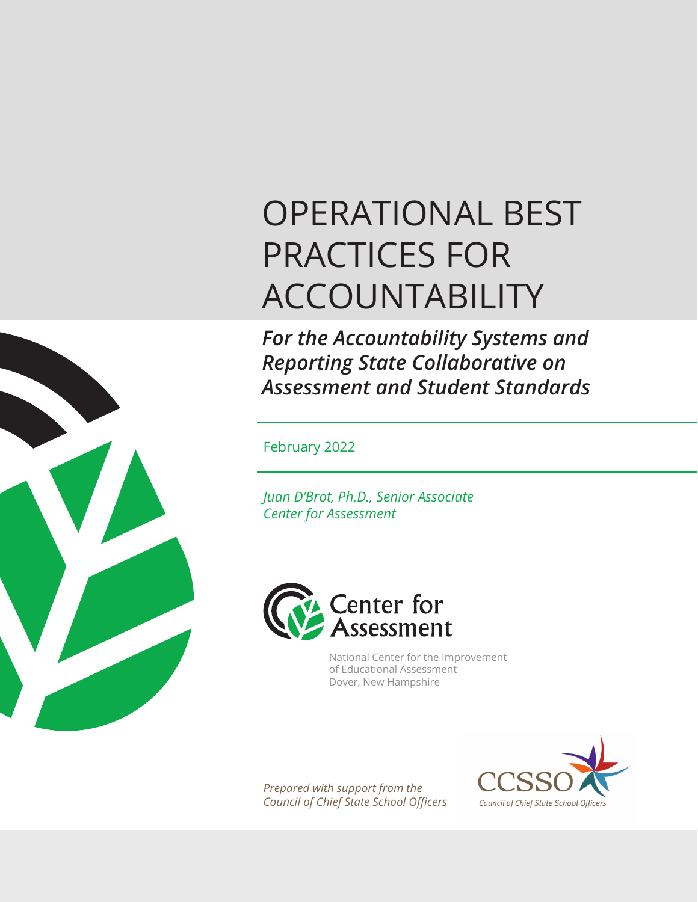# OPERATIONAL BEST PRACTICES FOR ACCOUNTABILITY

## *For the Accountability Systems and Reporting State Collaborative on Assessment and Student Standards*

February 2022

*Juan D'Brot, Ph.D., Senior Associate*
*Center for Assessment*

Center for Assessment

National Center for the Improvement
of Educational Assessment
Dover, New Hampshire

*Prepared with support from the*
*Council of Chief State School Officers*

CCSSO
*Council of Chief State School Officers*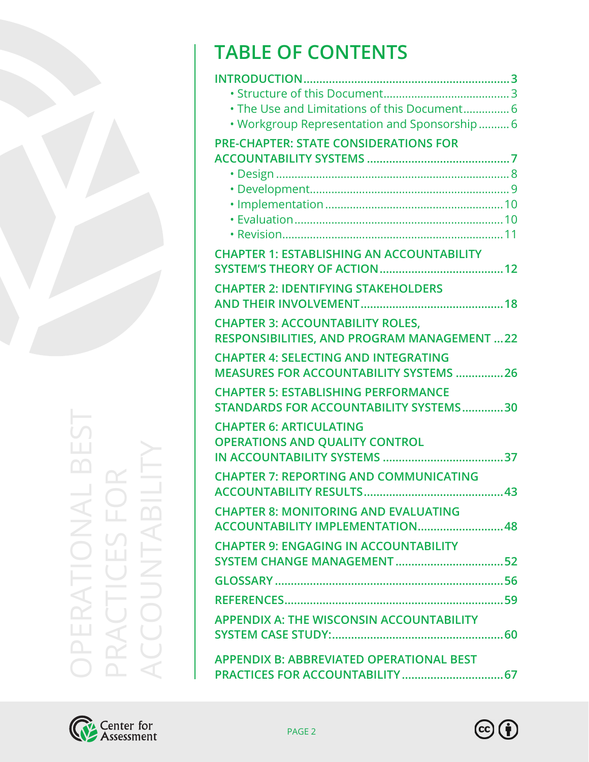# TABLE OF CONTENTS

**INTRODUCTION** ... 3

- Structure of this Document ... 3
- The Use and Limitations of this Document ... 6
- Workgroup Representation and Sponsorship ... 6

**PRE-CHAPTER: STATE CONSIDERATIONS FOR ACCOUNTABILITY SYSTEMS** ... 7

- Design ... 8
- Development ... 9
- Implementation ... 10
- Evaluation ... 10
- Revision ... 11

**CHAPTER 1: ESTABLISHING AN ACCOUNTABILITY SYSTEM'S THEORY OF ACTION** ... 12

**CHAPTER 2: IDENTIFYING STAKEHOLDERS AND THEIR INVOLVEMENT** ... 18

**CHAPTER 3: ACCOUNTABILITY ROLES, RESPONSIBILITIES, AND PROGRAM MANAGEMENT** ... 22

**CHAPTER 4: SELECTING AND INTEGRATING MEASURES FOR ACCOUNTABILITY SYSTEMS** ... 26

**CHAPTER 5: ESTABLISHING PERFORMANCE STANDARDS FOR ACCOUNTABILITY SYSTEMS** ... 30

**CHAPTER 6: ARTICULATING OPERATIONS AND QUALITY CONTROL IN ACCOUNTABILITY SYSTEMS** ... 37

**CHAPTER 7: REPORTING AND COMMUNICATING ACCOUNTABILITY RESULTS** ... 43

**CHAPTER 8: MONITORING AND EVALUATING ACCOUNTABILITY IMPLEMENTATION** ... 48

**CHAPTER 9: ENGAGING IN ACCOUNTABILITY SYSTEM CHANGE MANAGEMENT** ... 52

**GLOSSARY** ... 56

**REFERENCES** ... 59

**APPENDIX A: THE WISCONSIN ACCOUNTABILITY SYSTEM CASE STUDY:** ... 60

**APPENDIX B: ABBREVIATED OPERATIONAL BEST PRACTICES FOR ACCOUNTABILITY** ... 67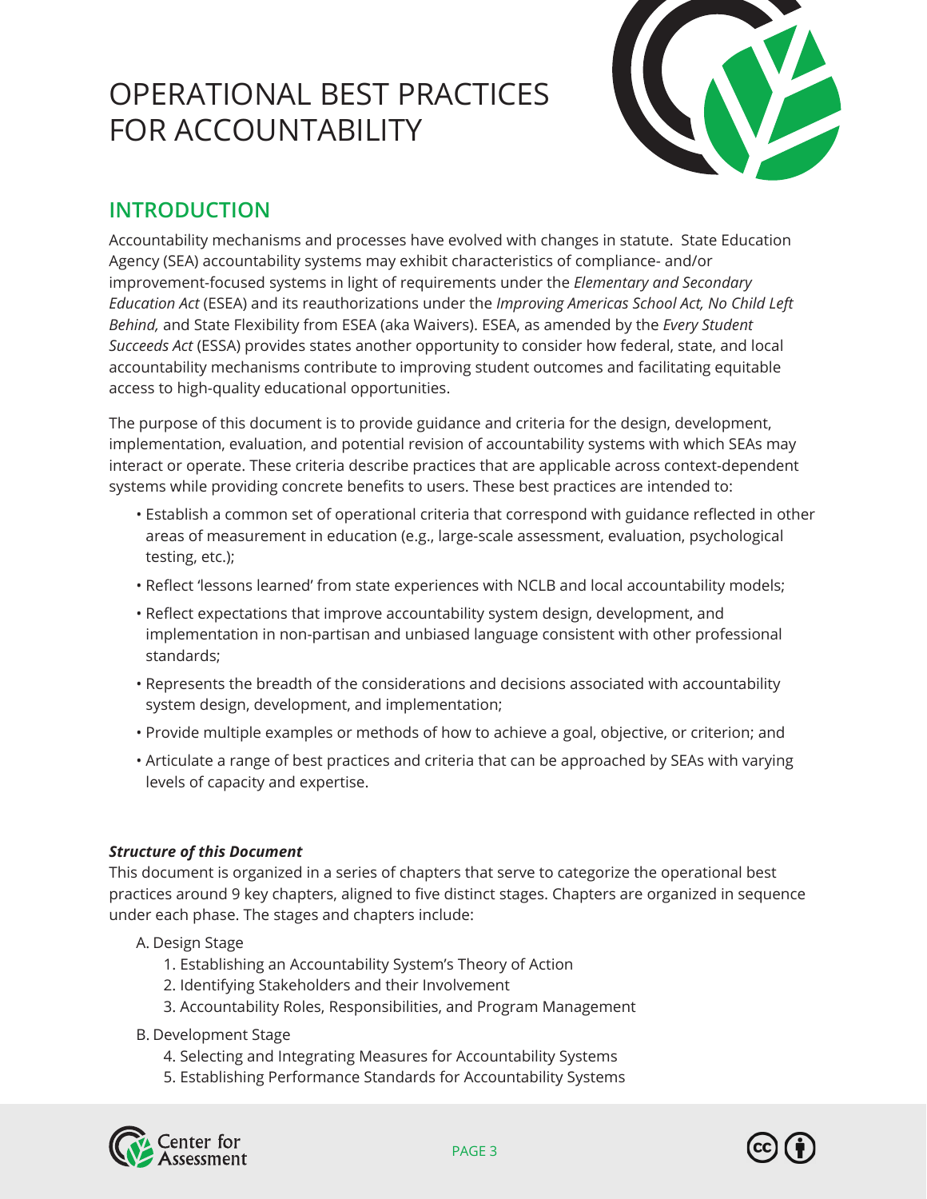# OPERATIONAL BEST PRACTICES FOR ACCOUNTABILITY

## INTRODUCTION

Accountability mechanisms and processes have evolved with changes in statute. State Education Agency (SEA) accountability systems may exhibit characteristics of compliance- and/or improvement-focused systems in light of requirements under the *Elementary and Secondary Education Act* (ESEA) and its reauthorizations under the *Improving Americas School Act, No Child Left Behind,* and State Flexibility from ESEA (aka Waivers). ESEA, as amended by the *Every Student Succeeds Act* (ESSA) provides states another opportunity to consider how federal, state, and local accountability mechanisms contribute to improving student outcomes and facilitating equitable access to high-quality educational opportunities.

The purpose of this document is to provide guidance and criteria for the design, development, implementation, evaluation, and potential revision of accountability systems with which SEAs may interact or operate. These criteria describe practices that are applicable across context-dependent systems while providing concrete benefits to users. These best practices are intended to:

- Establish a common set of operational criteria that correspond with guidance reflected in other areas of measurement in education (e.g., large-scale assessment, evaluation, psychological testing, etc.);
- Reflect 'lessons learned' from state experiences with NCLB and local accountability models;
- Reflect expectations that improve accountability system design, development, and implementation in non-partisan and unbiased language consistent with other professional standards;
- Represents the breadth of the considerations and decisions associated with accountability system design, development, and implementation;
- Provide multiple examples or methods of how to achieve a goal, objective, or criterion; and
- Articulate a range of best practices and criteria that can be approached by SEAs with varying levels of capacity and expertise.

***Structure of this Document***

This document is organized in a series of chapters that serve to categorize the operational best practices around 9 key chapters, aligned to five distinct stages. Chapters are organized in sequence under each phase. The stages and chapters include:

A. Design Stage
   1. Establishing an Accountability System's Theory of Action
   2. Identifying Stakeholders and their Involvement
   3. Accountability Roles, Responsibilities, and Program Management

B. Development Stage
   4. Selecting and Integrating Measures for Accountability Systems
   5. Establishing Performance Standards for Accountability Systems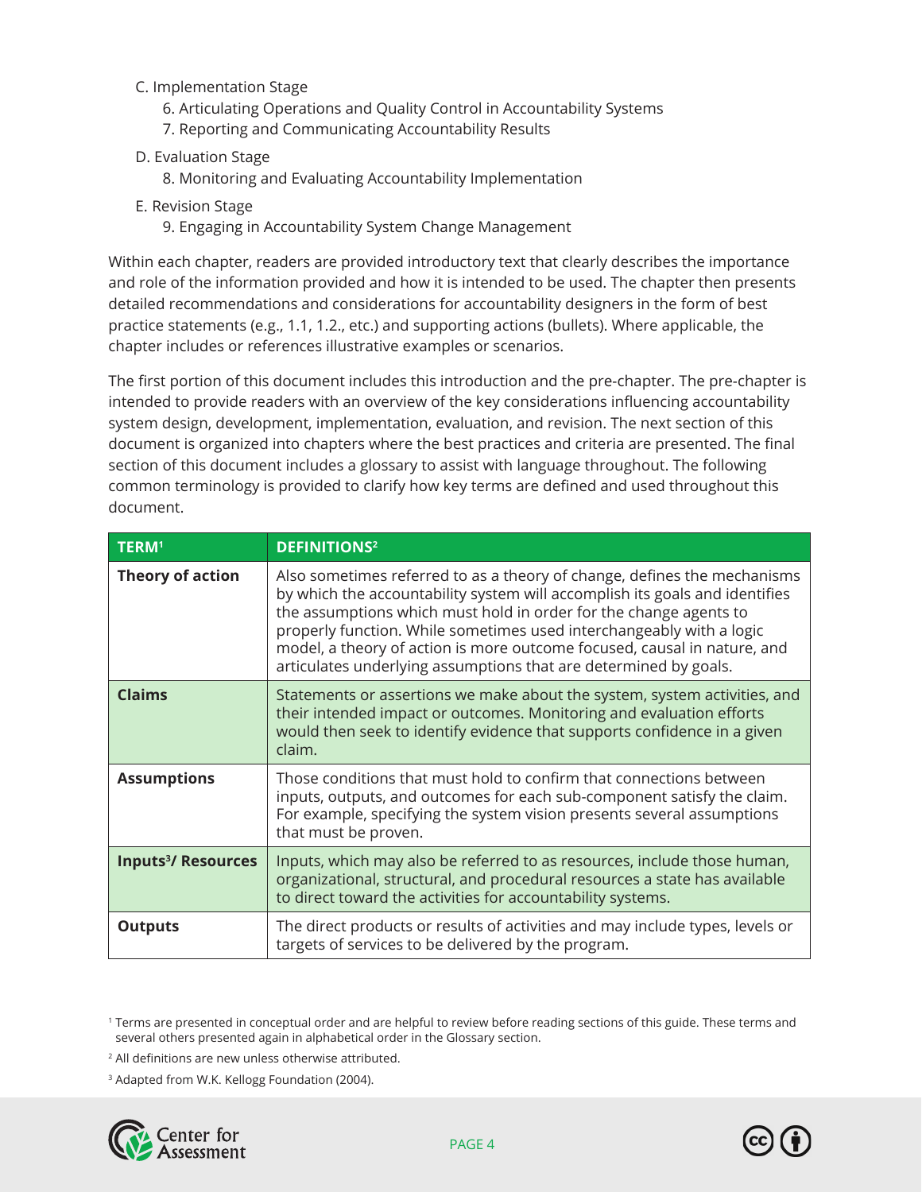C. Implementation Stage
   6. Articulating Operations and Quality Control in Accountability Systems
   7. Reporting and Communicating Accountability Results

D. Evaluation Stage
   8. Monitoring and Evaluating Accountability Implementation

E. Revision Stage
   9. Engaging in Accountability System Change Management

Within each chapter, readers are provided introductory text that clearly describes the importance and role of the information provided and how it is intended to be used. The chapter then presents detailed recommendations and considerations for accountability designers in the form of best practice statements (e.g., 1.1, 1.2., etc.) and supporting actions (bullets). Where applicable, the chapter includes or references illustrative examples or scenarios.

The first portion of this document includes this introduction and the pre-chapter. The pre-chapter is intended to provide readers with an overview of the key considerations influencing accountability system design, development, implementation, evaluation, and revision. The next section of this document is organized into chapters where the best practices and criteria are presented. The final section of this document includes a glossary to assist with language throughout. The following common terminology is provided to clarify how key terms are defined and used throughout this document.

| TERM[1] | DEFINITIONS[2] |
|---|---|
| **Theory of action** | Also sometimes referred to as a theory of change, defines the mechanisms by which the accountability system will accomplish its goals and identifies the assumptions which must hold in order for the change agents to properly function. While sometimes used interchangeably with a logic model, a theory of action is more outcome focused, causal in nature, and articulates underlying assumptions that are determined by goals. |
| **Claims** | Statements or assertions we make about the system, system activities, and their intended impact or outcomes. Monitoring and evaluation efforts would then seek to identify evidence that supports confidence in a given claim. |
| **Assumptions** | Those conditions that must hold to confirm that connections between inputs, outputs, and outcomes for each sub-component satisfy the claim. For example, specifying the system vision presents several assumptions that must be proven. |
| **Inputs[3]/ Resources** | Inputs, which may also be referred to as resources, include those human, organizational, structural, and procedural resources a state has available to direct toward the activities for accountability systems. |
| **Outputs** | The direct products or results of activities and may include types, levels or targets of services to be delivered by the program. |

[1] Terms are presented in conceptual order and are helpful to review before reading sections of this guide. These terms and several others presented again in alphabetical order in the Glossary section.

[2] All definitions are new unless otherwise attributed.

[3] Adapted from W.K. Kellogg Foundation (2004).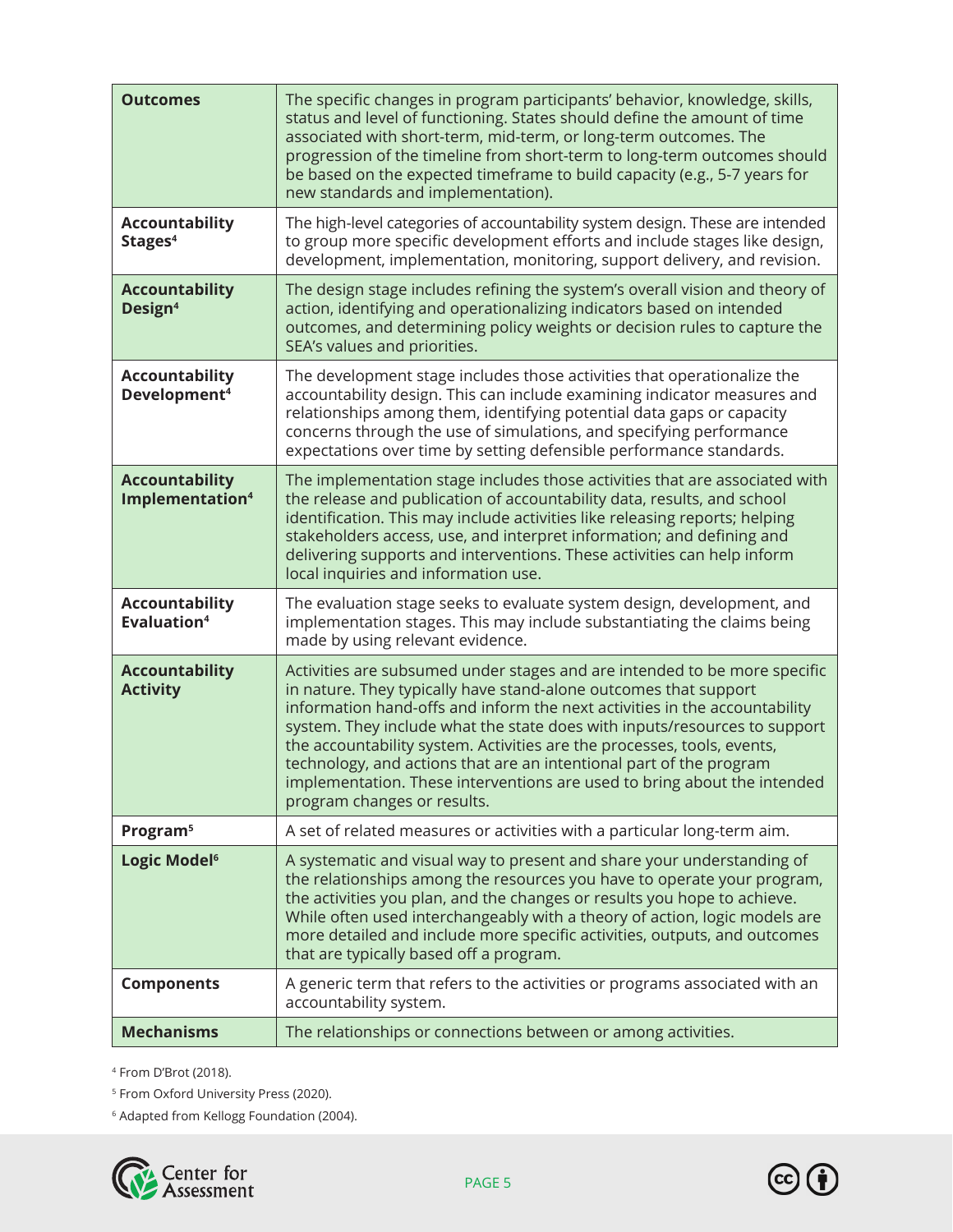| | |
|---|---|
| **Outcomes** | The specific changes in program participants' behavior, knowledge, skills, status and level of functioning. States should define the amount of time associated with short-term, mid-term, or long-term outcomes. The progression of the timeline from short-term to long-term outcomes should be based on the expected timeframe to build capacity (e.g., 5-7 years for new standards and implementation). |
| **Accountability Stages**[4] | The high-level categories of accountability system design. These are intended to group more specific development efforts and include stages like design, development, implementation, monitoring, support delivery, and revision. |
| **Accountability Design**[4] | The design stage includes refining the system's overall vision and theory of action, identifying and operationalizing indicators based on intended outcomes, and determining policy weights or decision rules to capture the SEA's values and priorities. |
| **Accountability Development**[4] | The development stage includes those activities that operationalize the accountability design. This can include examining indicator measures and relationships among them, identifying potential data gaps or capacity concerns through the use of simulations, and specifying performance expectations over time by setting defensible performance standards. |
| **Accountability Implementation**[4] | The implementation stage includes those activities that are associated with the release and publication of accountability data, results, and school identification. This may include activities like releasing reports; helping stakeholders access, use, and interpret information; and defining and delivering supports and interventions. These activities can help inform local inquiries and information use. |
| **Accountability Evaluation**[4] | The evaluation stage seeks to evaluate system design, development, and implementation stages. This may include substantiating the claims being made by using relevant evidence. |
| **Accountability Activity** | Activities are subsumed under stages and are intended to be more specific in nature. They typically have stand-alone outcomes that support information hand-offs and inform the next activities in the accountability system. They include what the state does with inputs/resources to support the accountability system. Activities are the processes, tools, events, technology, and actions that are an intentional part of the program implementation. These interventions are used to bring about the intended program changes or results. |
| **Program**[5] | A set of related measures or activities with a particular long-term aim. |
| **Logic Model**[6] | A systematic and visual way to present and share your understanding of the relationships among the resources you have to operate your program, the activities you plan, and the changes or results you hope to achieve. While often used interchangeably with a theory of action, logic models are more detailed and include more specific activities, outputs, and outcomes that are typically based off a program. |
| **Components** | A generic term that refers to the activities or programs associated with an accountability system. |
| **Mechanisms** | The relationships or connections between or among activities. |

[4] From D'Brot (2018).

[5] From Oxford University Press (2020).

[6] Adapted from Kellogg Foundation (2004).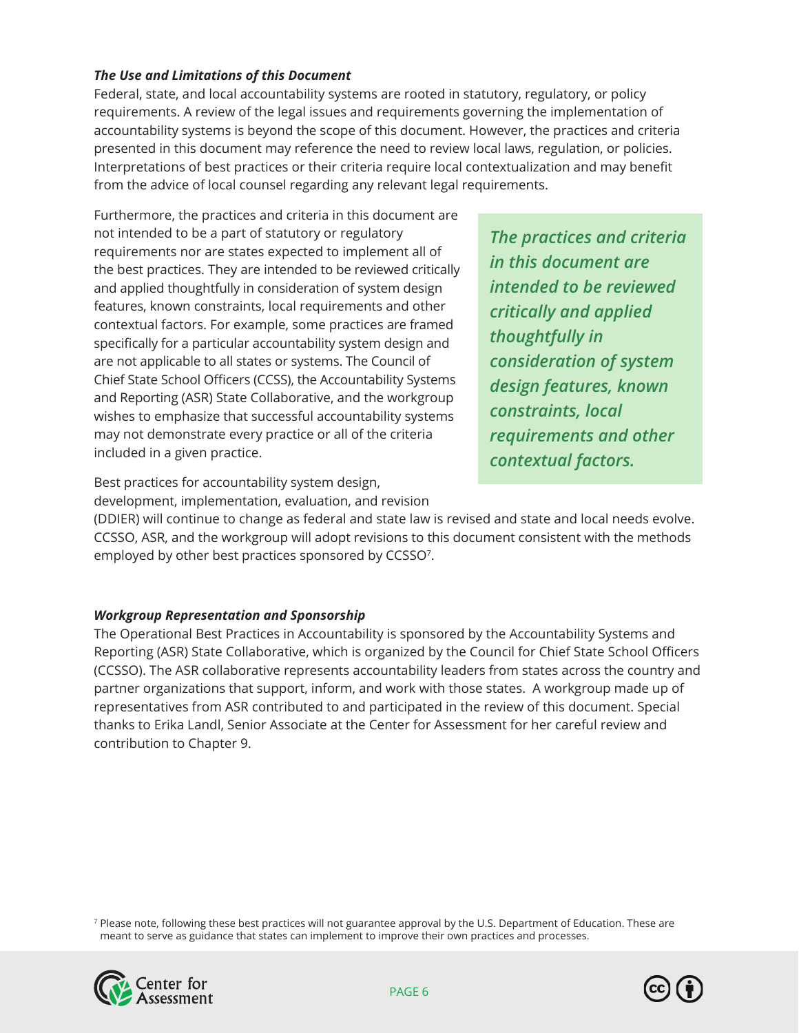***The Use and Limitations of this Document***

Federal, state, and local accountability systems are rooted in statutory, regulatory, or policy requirements. A review of the legal issues and requirements governing the implementation of accountability systems is beyond the scope of this document. However, the practices and criteria presented in this document may reference the need to review local laws, regulation, or policies. Interpretations of best practices or their criteria require local contextualization and may benefit from the advice of local counsel regarding any relevant legal requirements.

Furthermore, the practices and criteria in this document are not intended to be a part of statutory or regulatory requirements nor are states expected to implement all of the best practices. They are intended to be reviewed critically and applied thoughtfully in consideration of system design features, known constraints, local requirements and other contextual factors. For example, some practices are framed specifically for a particular accountability system design and are not applicable to all states or systems. The Council of Chief State School Officers (CCSS), the Accountability Systems and Reporting (ASR) State Collaborative, and the workgroup wishes to emphasize that successful accountability systems may not demonstrate every practice or all of the criteria included in a given practice.

> ***The practices and criteria in this document are intended to be reviewed critically and applied thoughtfully in consideration of system design features, known constraints, local requirements and other contextual factors.***

Best practices for accountability system design, development, implementation, evaluation, and revision (DDIER) will continue to change as federal and state law is revised and state and local needs evolve. CCSSO, ASR, and the workgroup will adopt revisions to this document consistent with the methods employed by other best practices sponsored by CCSSO[7].

***Workgroup Representation and Sponsorship***

The Operational Best Practices in Accountability is sponsored by the Accountability Systems and Reporting (ASR) State Collaborative, which is organized by the Council for Chief State School Officers (CCSSO). The ASR collaborative represents accountability leaders from states across the country and partner organizations that support, inform, and work with those states. A workgroup made up of representatives from ASR contributed to and participated in the review of this document. Special thanks to Erika Landl, Senior Associate at the Center for Assessment for her careful review and contribution to Chapter 9.

[7] Please note, following these best practices will not guarantee approval by the U.S. Department of Education. These are meant to serve as guidance that states can implement to improve their own practices and processes.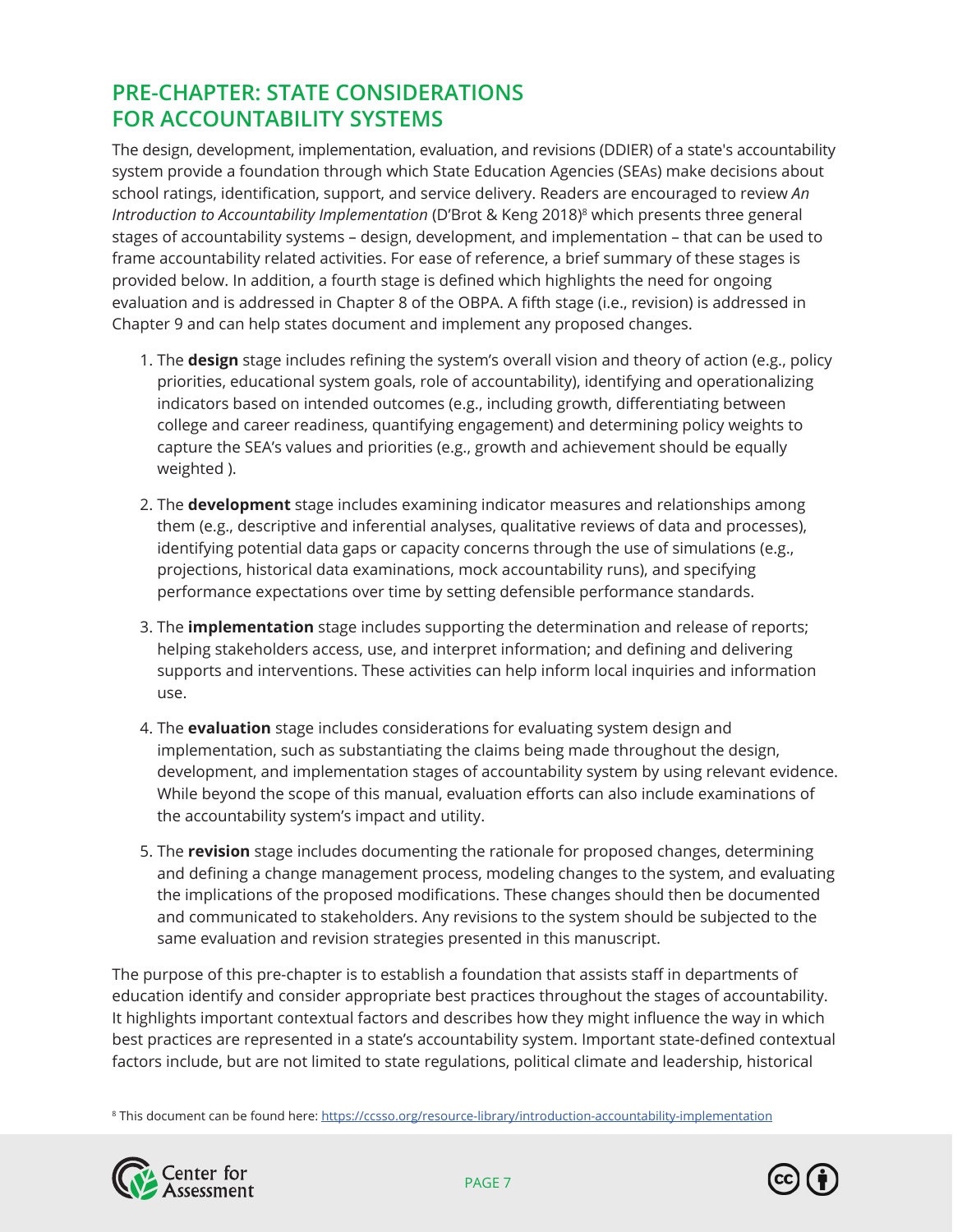## PRE-CHAPTER: STATE CONSIDERATIONS FOR ACCOUNTABILITY SYSTEMS

The design, development, implementation, evaluation, and revisions (DDIER) of a state's accountability system provide a foundation through which State Education Agencies (SEAs) make decisions about school ratings, identification, support, and service delivery. Readers are encouraged to review *An Introduction to Accountability Implementation* (D'Brot & Keng 2018)[8] which presents three general stages of accountability systems – design, development, and implementation – that can be used to frame accountability related activities. For ease of reference, a brief summary of these stages is provided below. In addition, a fourth stage is defined which highlights the need for ongoing evaluation and is addressed in Chapter 8 of the OBPA. A fifth stage (i.e., revision) is addressed in Chapter 9 and can help states document and implement any proposed changes.

1. The **design** stage includes refining the system's overall vision and theory of action (e.g., policy priorities, educational system goals, role of accountability), identifying and operationalizing indicators based on intended outcomes (e.g., including growth, differentiating between college and career readiness, quantifying engagement) and determining policy weights to capture the SEA's values and priorities (e.g., growth and achievement should be equally weighted ).

2. The **development** stage includes examining indicator measures and relationships among them (e.g., descriptive and inferential analyses, qualitative reviews of data and processes), identifying potential data gaps or capacity concerns through the use of simulations (e.g., projections, historical data examinations, mock accountability runs), and specifying performance expectations over time by setting defensible performance standards.

3. The **implementation** stage includes supporting the determination and release of reports; helping stakeholders access, use, and interpret information; and defining and delivering supports and interventions. These activities can help inform local inquiries and information use.

4. The **evaluation** stage includes considerations for evaluating system design and implementation, such as substantiating the claims being made throughout the design, development, and implementation stages of accountability system by using relevant evidence. While beyond the scope of this manual, evaluation efforts can also include examinations of the accountability system's impact and utility.

5. The **revision** stage includes documenting the rationale for proposed changes, determining and defining a change management process, modeling changes to the system, and evaluating the implications of the proposed modifications. These changes should then be documented and communicated to stakeholders. Any revisions to the system should be subjected to the same evaluation and revision strategies presented in this manuscript.

The purpose of this pre-chapter is to establish a foundation that assists staff in departments of education identify and consider appropriate best practices throughout the stages of accountability. It highlights important contextual factors and describes how they might influence the way in which best practices are represented in a state's accountability system. Important state-defined contextual factors include, but are not limited to state regulations, political climate and leadership, historical

[8] This document can be found here: https://ccsso.org/resource-library/introduction-accountability-implementation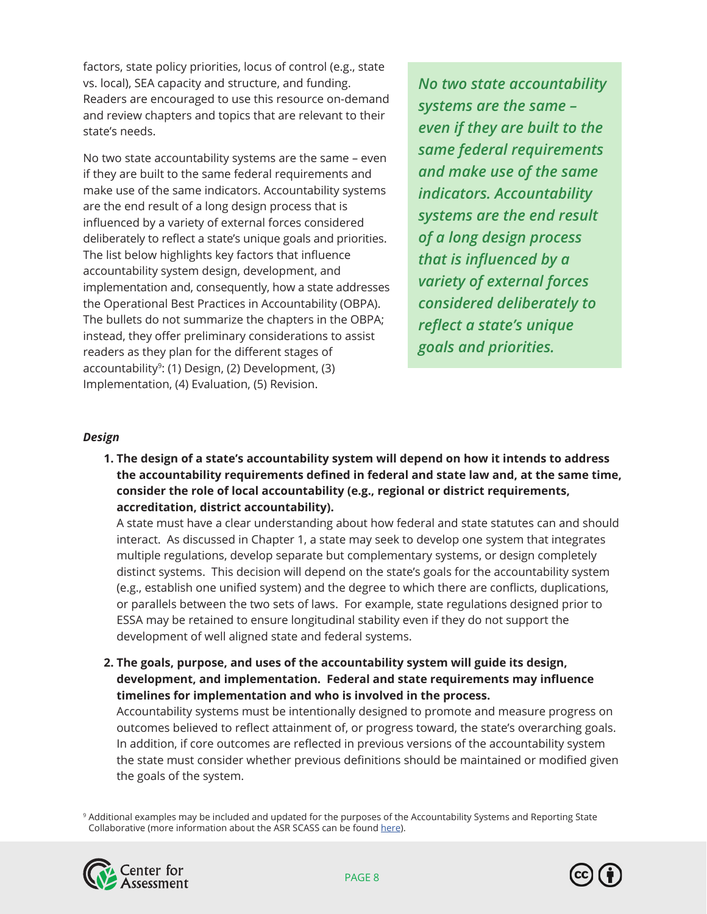factors, state policy priorities, locus of control (e.g., state vs. local), SEA capacity and structure, and funding. Readers are encouraged to use this resource on-demand and review chapters and topics that are relevant to their state's needs.

No two state accountability systems are the same – even if they are built to the same federal requirements and make use of the same indicators. Accountability systems are the end result of a long design process that is influenced by a variety of external forces considered deliberately to reflect a state's unique goals and priorities. The list below highlights key factors that influence accountability system design, development, and implementation and, consequently, how a state addresses the Operational Best Practices in Accountability (OBPA). The bullets do not summarize the chapters in the OBPA; instead, they offer preliminary considerations to assist readers as they plan for the different stages of accountability[9]: (1) Design, (2) Development, (3) Implementation, (4) Evaluation, (5) Revision.

> ***No two state accountability systems are the same – even if they are built to the same federal requirements and make use of the same indicators. Accountability systems are the end result of a long design process that is influenced by a variety of external forces considered deliberately to reflect a state's unique goals and priorities.***

***Design***

1. **The design of a state's accountability system will depend on how it intends to address the accountability requirements defined in federal and state law and, at the same time, consider the role of local accountability (e.g., regional or district requirements, accreditation, district accountability).**
   A state must have a clear understanding about how federal and state statutes can and should interact. As discussed in Chapter 1, a state may seek to develop one system that integrates multiple regulations, develop separate but complementary systems, or design completely distinct systems. This decision will depend on the state's goals for the accountability system (e.g., establish one unified system) and the degree to which there are conflicts, duplications, or parallels between the two sets of laws. For example, state regulations designed prior to ESSA may be retained to ensure longitudinal stability even if they do not support the development of well aligned state and federal systems.

2. **The goals, purpose, and uses of the accountability system will guide its design, development, and implementation. Federal and state requirements may influence timelines for implementation and who is involved in the process.**
   Accountability systems must be intentionally designed to promote and measure progress on outcomes believed to reflect attainment of, or progress toward, the state's overarching goals. In addition, if core outcomes are reflected in previous versions of the accountability system the state must consider whether previous definitions should be maintained or modified given the goals of the system.

[9] Additional examples may be included and updated for the purposes of the Accountability Systems and Reporting State Collaborative (more information about the ASR SCASS can be found here).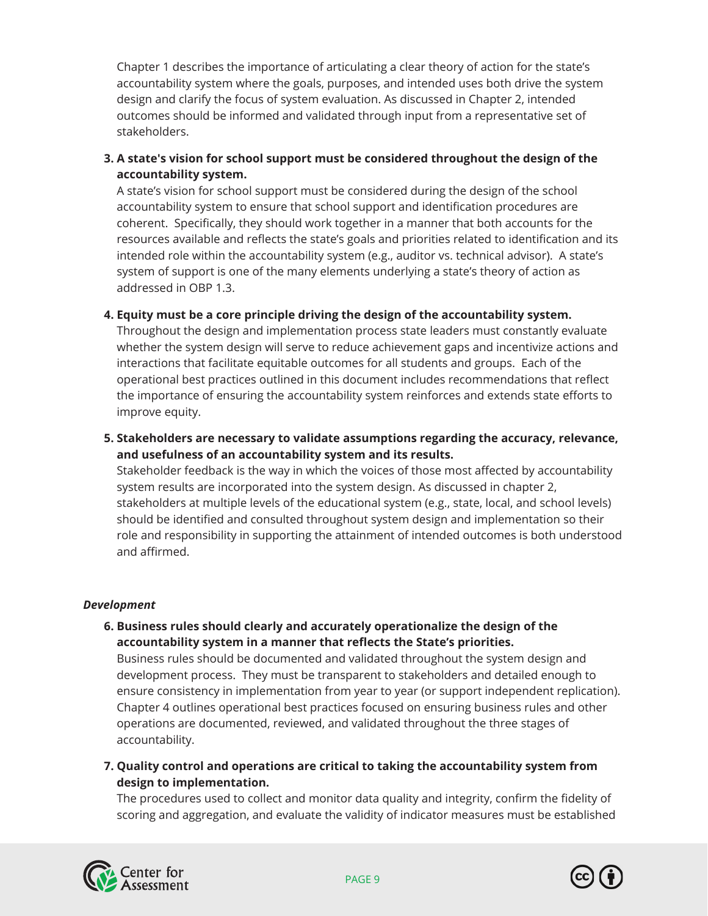Chapter 1 describes the importance of articulating a clear theory of action for the state's accountability system where the goals, purposes, and intended uses both drive the system design and clarify the focus of system evaluation. As discussed in Chapter 2, intended outcomes should be informed and validated through input from a representative set of stakeholders.

3. **A state's vision for school support must be considered throughout the design of the accountability system.**
   A state's vision for school support must be considered during the design of the school accountability system to ensure that school support and identification procedures are coherent. Specifically, they should work together in a manner that both accounts for the resources available and reflects the state's goals and priorities related to identification and its intended role within the accountability system (e.g., auditor vs. technical advisor). A state's system of support is one of the many elements underlying a state's theory of action as addressed in OBP 1.3.

4. **Equity must be a core principle driving the design of the accountability system.**
   Throughout the design and implementation process state leaders must constantly evaluate whether the system design will serve to reduce achievement gaps and incentivize actions and interactions that facilitate equitable outcomes for all students and groups. Each of the operational best practices outlined in this document includes recommendations that reflect the importance of ensuring the accountability system reinforces and extends state efforts to improve equity.

5. **Stakeholders are necessary to validate assumptions regarding the accuracy, relevance, and usefulness of an accountability system and its results.**
   Stakeholder feedback is the way in which the voices of those most affected by accountability system results are incorporated into the system design. As discussed in chapter 2, stakeholders at multiple levels of the educational system (e.g., state, local, and school levels) should be identified and consulted throughout system design and implementation so their role and responsibility in supporting the attainment of intended outcomes is both understood and affirmed.

***Development***

6. **Business rules should clearly and accurately operationalize the design of the accountability system in a manner that reflects the State's priorities.**
   Business rules should be documented and validated throughout the system design and development process. They must be transparent to stakeholders and detailed enough to ensure consistency in implementation from year to year (or support independent replication). Chapter 4 outlines operational best practices focused on ensuring business rules and other operations are documented, reviewed, and validated throughout the three stages of accountability.

7. **Quality control and operations are critical to taking the accountability system from design to implementation.**
   The procedures used to collect and monitor data quality and integrity, confirm the fidelity of scoring and aggregation, and evaluate the validity of indicator measures must be established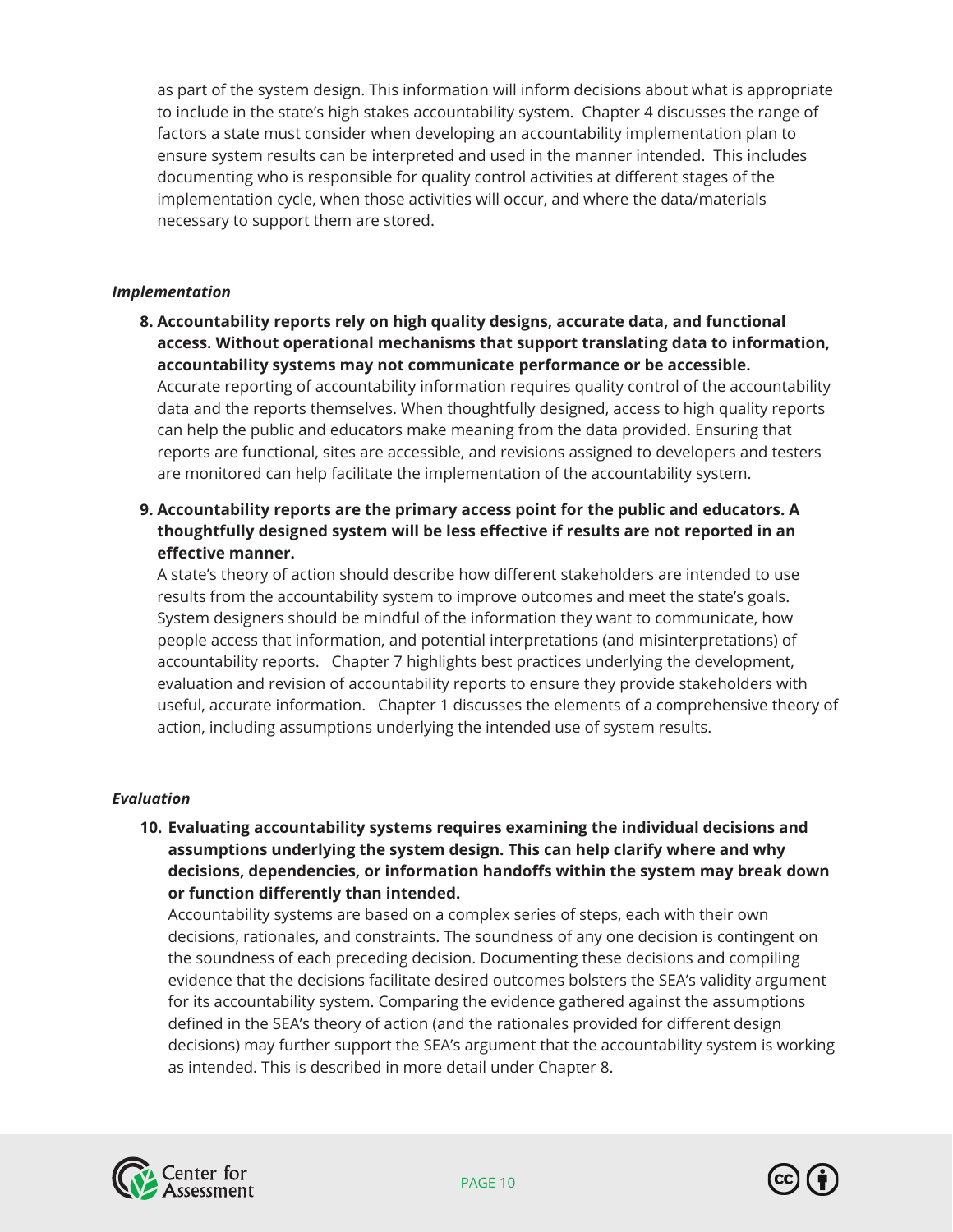as part of the system design. This information will inform decisions about what is appropriate to include in the state's high stakes accountability system. Chapter 4 discusses the range of factors a state must consider when developing an accountability implementation plan to ensure system results can be interpreted and used in the manner intended. This includes documenting who is responsible for quality control activities at different stages of the implementation cycle, when those activities will occur, and where the data/materials necessary to support them are stored.

***Implementation***

8. **Accountability reports rely on high quality designs, accurate data, and functional access. Without operational mechanisms that support translating data to information, accountability systems may not communicate performance or be accessible.**
   Accurate reporting of accountability information requires quality control of the accountability data and the reports themselves. When thoughtfully designed, access to high quality reports can help the public and educators make meaning from the data provided. Ensuring that reports are functional, sites are accessible, and revisions assigned to developers and testers are monitored can help facilitate the implementation of the accountability system.

9. **Accountability reports are the primary access point for the public and educators. A thoughtfully designed system will be less effective if results are not reported in an effective manner.**
   A state's theory of action should describe how different stakeholders are intended to use results from the accountability system to improve outcomes and meet the state's goals. System designers should be mindful of the information they want to communicate, how people access that information, and potential interpretations (and misinterpretations) of accountability reports. Chapter 7 highlights best practices underlying the development, evaluation and revision of accountability reports to ensure they provide stakeholders with useful, accurate information. Chapter 1 discusses the elements of a comprehensive theory of action, including assumptions underlying the intended use of system results.

***Evaluation***

10. **Evaluating accountability systems requires examining the individual decisions and assumptions underlying the system design. This can help clarify where and why decisions, dependencies, or information handoffs within the system may break down or function differently than intended.**
    Accountability systems are based on a complex series of steps, each with their own decisions, rationales, and constraints. The soundness of any one decision is contingent on the soundness of each preceding decision. Documenting these decisions and compiling evidence that the decisions facilitate desired outcomes bolsters the SEA's validity argument for its accountability system. Comparing the evidence gathered against the assumptions defined in the SEA's theory of action (and the rationales provided for different design decisions) may further support the SEA's argument that the accountability system is working as intended. This is described in more detail under Chapter 8.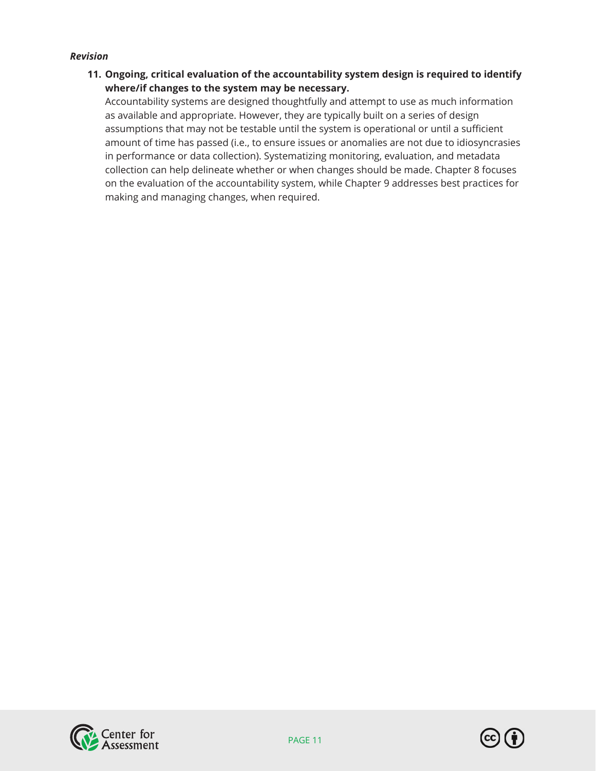*Revision*

11. **Ongoing, critical evaluation of the accountability system design is required to identify where/if changes to the system may be necessary.**
    Accountability systems are designed thoughtfully and attempt to use as much information as available and appropriate. However, they are typically built on a series of design assumptions that may not be testable until the system is operational or until a sufficient amount of time has passed (i.e., to ensure issues or anomalies are not due to idiosyncrasies in performance or data collection). Systematizing monitoring, evaluation, and metadata collection can help delineate whether or when changes should be made. Chapter 8 focuses on the evaluation of the accountability system, while Chapter 9 addresses best practices for making and managing changes, when required.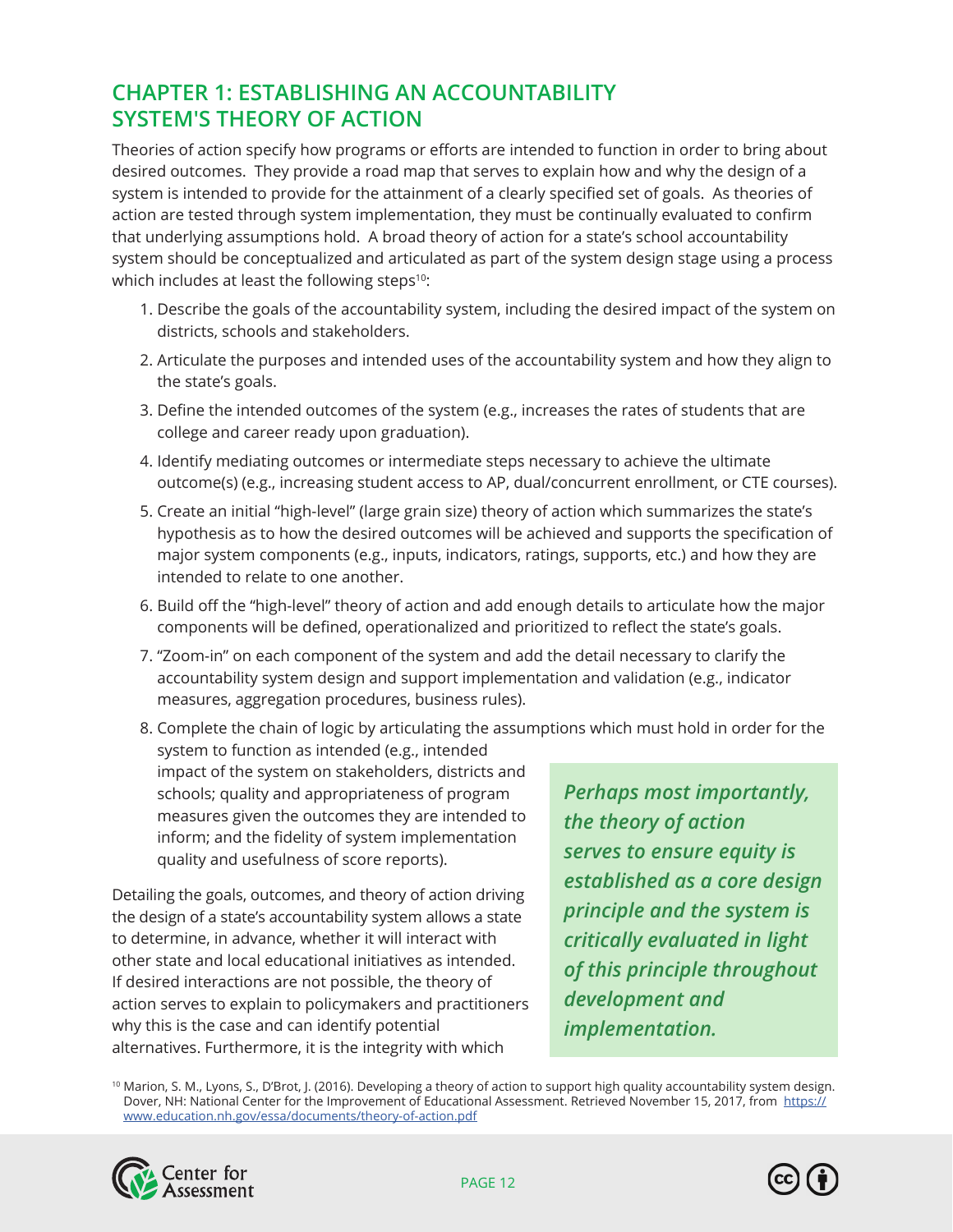## CHAPTER 1: ESTABLISHING AN ACCOUNTABILITY SYSTEM'S THEORY OF ACTION

Theories of action specify how programs or efforts are intended to function in order to bring about desired outcomes. They provide a road map that serves to explain how and why the design of a system is intended to provide for the attainment of a clearly specified set of goals. As theories of action are tested through system implementation, they must be continually evaluated to confirm that underlying assumptions hold. A broad theory of action for a state's school accountability system should be conceptualized and articulated as part of the system design stage using a process which includes at least the following steps[10]:

1. Describe the goals of the accountability system, including the desired impact of the system on districts, schools and stakeholders.
2. Articulate the purposes and intended uses of the accountability system and how they align to the state's goals.
3. Define the intended outcomes of the system (e.g., increases the rates of students that are college and career ready upon graduation).
4. Identify mediating outcomes or intermediate steps necessary to achieve the ultimate outcome(s) (e.g., increasing student access to AP, dual/concurrent enrollment, or CTE courses).
5. Create an initial "high-level" (large grain size) theory of action which summarizes the state's hypothesis as to how the desired outcomes will be achieved and supports the specification of major system components (e.g., inputs, indicators, ratings, supports, etc.) and how they are intended to relate to one another.
6. Build off the "high-level" theory of action and add enough details to articulate how the major components will be defined, operationalized and prioritized to reflect the state's goals.
7. "Zoom-in" on each component of the system and add the detail necessary to clarify the accountability system design and support implementation and validation (e.g., indicator measures, aggregation procedures, business rules).
8. Complete the chain of logic by articulating the assumptions which must hold in order for the system to function as intended (e.g., intended impact of the system on stakeholders, districts and schools; quality and appropriateness of program measures given the outcomes they are intended to inform; and the fidelity of system implementation quality and usefulness of score reports).

Detailing the goals, outcomes, and theory of action driving the design of a state's accountability system allows a state to determine, in advance, whether it will interact with other state and local educational initiatives as intended. If desired interactions are not possible, the theory of action serves to explain to policymakers and practitioners why this is the case and can identify potential alternatives. Furthermore, it is the integrity with which

> ***Perhaps most importantly, the theory of action serves to ensure equity is established as a core design principle and the system is critically evaluated in light of this principle throughout development and implementation.***

[10] Marion, S. M., Lyons, S., D'Brot, J. (2016). Developing a theory of action to support high quality accountability system design. Dover, NH: National Center for the Improvement of Educational Assessment. Retrieved November 15, 2017, from https://www.education.nh.gov/essa/documents/theory-of-action.pdf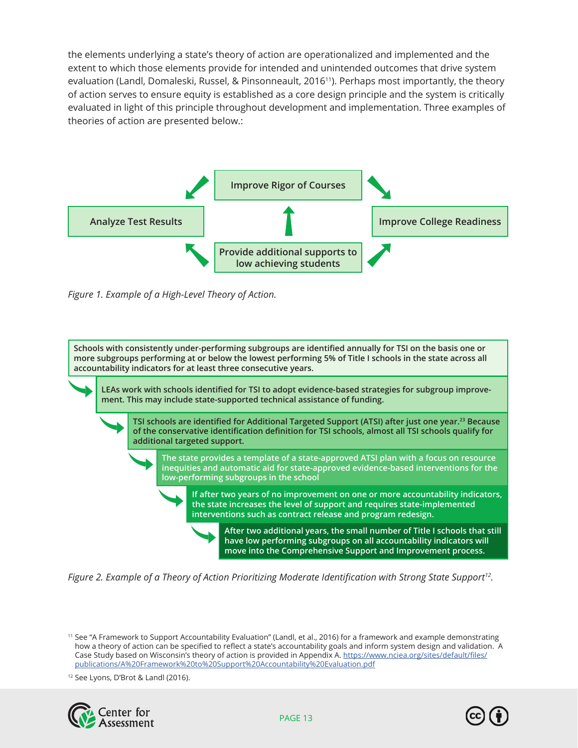the elements underlying a state's theory of action are operationalized and implemented and the extent to which those elements provide for intended and unintended outcomes that drive system evaluation (Landl, Domaleski, Russel, & Pinsonneault, 2016[11]). Perhaps most importantly, the theory of action serves to ensure equity is established as a core design principle and the system is critically evaluated in light of this principle throughout development and implementation. Three examples of theories of action are presented below.:

Improve Rigor of Courses

Analyze Test Results

Improve College Readiness

Provide additional supports to low achieving students

*Figure 1. Example of a High-Level Theory of Action.*

Schools with consistently under-performing subgroups are identified annually for TSI on the basis one or more subgroups performing at or below the lowest performing 5% of Title I schools in the state across all accountability indicators for at least three consecutive years.

LEAs work with schools identified for TSI to adopt evidence-based strategies for subgroup improvement. This may include state-supported technical assistance of funding.

TSI schools are identified for Additional Targeted Support (ATSI) after just one year.[23] Because of the conservative identification definition for TSI schools, almost all TSI schools qualify for additional targeted support.

The state provides a template of a state-approved ATSI plan with a focus on resource inequities and automatic aid for state-approved evidence-based interventions for the low-performing subgroups in the school

If after two years of no improvement on one or more accountability indicators, the state increases the level of support and requires state-implemented interventions such as contract release and program redesign.

After two additional years, the small number of Title I schools that still have low performing subgroups on all accountability indicators will move into the Comprehensive Support and Improvement process.

*Figure 2. Example of a Theory of Action Prioritizing Moderate Identification with Strong State Support[12].*

[11] See "A Framework to Support Accountability Evaluation" (Landl, et al., 2016) for a framework and example demonstrating how a theory of action can be specified to reflect a state's accountability goals and inform system design and validation. A Case Study based on Wisconsin's theory of action is provided in Appendix A. https://www.nciea.org/sites/default/files/publications/A%20Framework%20to%20Support%20Accountability%20Evaluation.pdf

[12] See Lyons, D'Brot & Landl (2016).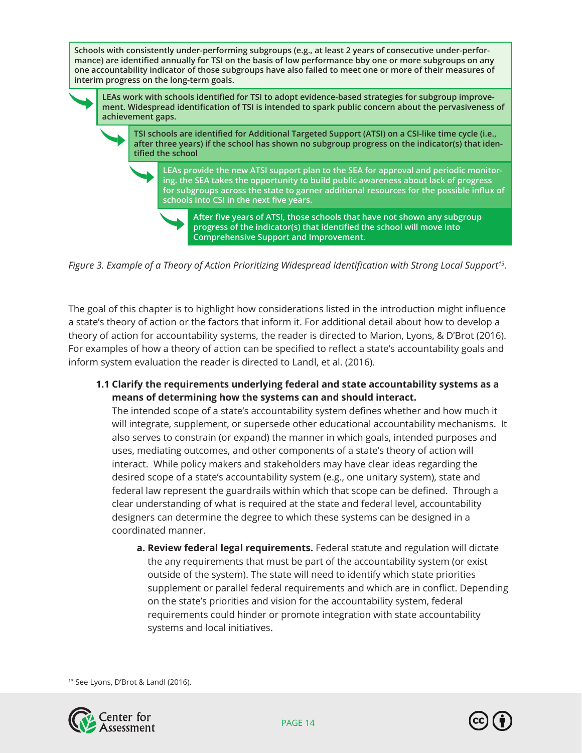Schools with consistently under-performing subgroups (e.g., at least 2 years of consecutive under-performance) are identified annually for TSI on the basis of low performance bby one or more subgroups on any one accountability indicator of those subgroups have also failed to meet one or more of their measures of interim progress on the long-term goals.

LEAs work with schools identified for TSI to adopt evidence-based strategies for subgroup improvement. Widespread identification of TSI is intended to spark public concern about the pervasiveness of achievement gaps.

TSI schools are identified for Additional Targeted Support (ATSI) on a CSI-like time cycle (i.e., after three years) if the school has shown no subgroup progress on the indicator(s) that identified the school

LEAs provide the new ATSI support plan to the SEA for approval and periodic monitoring. the SEA takes the opportunity to build public awareness about lack of progress for subgroups across the state to garner additional resources for the possible influx of schools into CSI in the next five years.

After five years of ATSI, those schools that have not shown any subgroup progress of the indicator(s) that identified the school will move into Comprehensive Support and Improvement.

*Figure 3. Example of a Theory of Action Prioritizing Widespread Identification with Strong Local Support[13].*

The goal of this chapter is to highlight how considerations listed in the introduction might influence a state's theory of action or the factors that inform it. For additional detail about how to develop a theory of action for accountability systems, the reader is directed to Marion, Lyons, & D'Brot (2016). For examples of how a theory of action can be specified to reflect a state's accountability goals and inform system evaluation the reader is directed to Landl, et al. (2016).

**1.1 Clarify the requirements underlying federal and state accountability systems as a means of determining how the systems can and should interact.**

The intended scope of a state's accountability system defines whether and how much it will integrate, supplement, or supersede other educational accountability mechanisms. It also serves to constrain (or expand) the manner in which goals, intended purposes and uses, mediating outcomes, and other components of a state's theory of action will interact. While policy makers and stakeholders may have clear ideas regarding the desired scope of a state's accountability system (e.g., one unitary system), state and federal law represent the guardrails within which that scope can be defined. Through a clear understanding of what is required at the state and federal level, accountability designers can determine the degree to which these systems can be designed in a coordinated manner.

**a. Review federal legal requirements.** Federal statute and regulation will dictate the any requirements that must be part of the accountability system (or exist outside of the system). The state will need to identify which state priorities supplement or parallel federal requirements and which are in conflict. Depending on the state's priorities and vision for the accountability system, federal requirements could hinder or promote integration with state accountability systems and local initiatives.

[13] See Lyons, D'Brot & Landl (2016).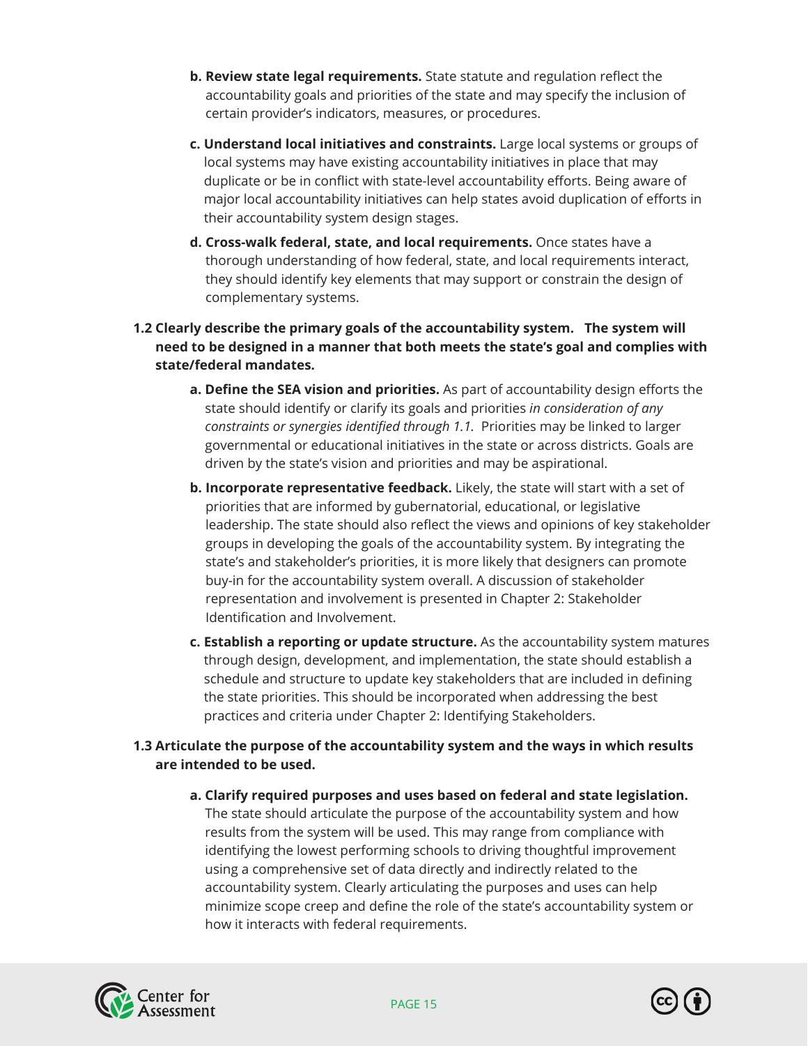b. **Review state legal requirements.** State statute and regulation reflect the accountability goals and priorities of the state and may specify the inclusion of certain provider's indicators, measures, or procedures.

c. **Understand local initiatives and constraints.** Large local systems or groups of local systems may have existing accountability initiatives in place that may duplicate or be in conflict with state-level accountability efforts. Being aware of major local accountability initiatives can help states avoid duplication of efforts in their accountability system design stages.

d. **Cross-walk federal, state, and local requirements.** Once states have a thorough understanding of how federal, state, and local requirements interact, they should identify key elements that may support or constrain the design of complementary systems.

**1.2 Clearly describe the primary goals of the accountability system. The system will need to be designed in a manner that both meets the state's goal and complies with state/federal mandates.**

a. **Define the SEA vision and priorities.** As part of accountability design efforts the state should identify or clarify its goals and priorities *in consideration of any constraints or synergies identified through 1.1.* Priorities may be linked to larger governmental or educational initiatives in the state or across districts. Goals are driven by the state's vision and priorities and may be aspirational.

b. **Incorporate representative feedback.** Likely, the state will start with a set of priorities that are informed by gubernatorial, educational, or legislative leadership. The state should also reflect the views and opinions of key stakeholder groups in developing the goals of the accountability system. By integrating the state's and stakeholder's priorities, it is more likely that designers can promote buy-in for the accountability system overall. A discussion of stakeholder representation and involvement is presented in Chapter 2: Stakeholder Identification and Involvement.

c. **Establish a reporting or update structure.** As the accountability system matures through design, development, and implementation, the state should establish a schedule and structure to update key stakeholders that are included in defining the state priorities. This should be incorporated when addressing the best practices and criteria under Chapter 2: Identifying Stakeholders.

**1.3 Articulate the purpose of the accountability system and the ways in which results are intended to be used.**

a. **Clarify required purposes and uses based on federal and state legislation.** The state should articulate the purpose of the accountability system and how results from the system will be used. This may range from compliance with identifying the lowest performing schools to driving thoughtful improvement using a comprehensive set of data directly and indirectly related to the accountability system. Clearly articulating the purposes and uses can help minimize scope creep and define the role of the state's accountability system or how it interacts with federal requirements.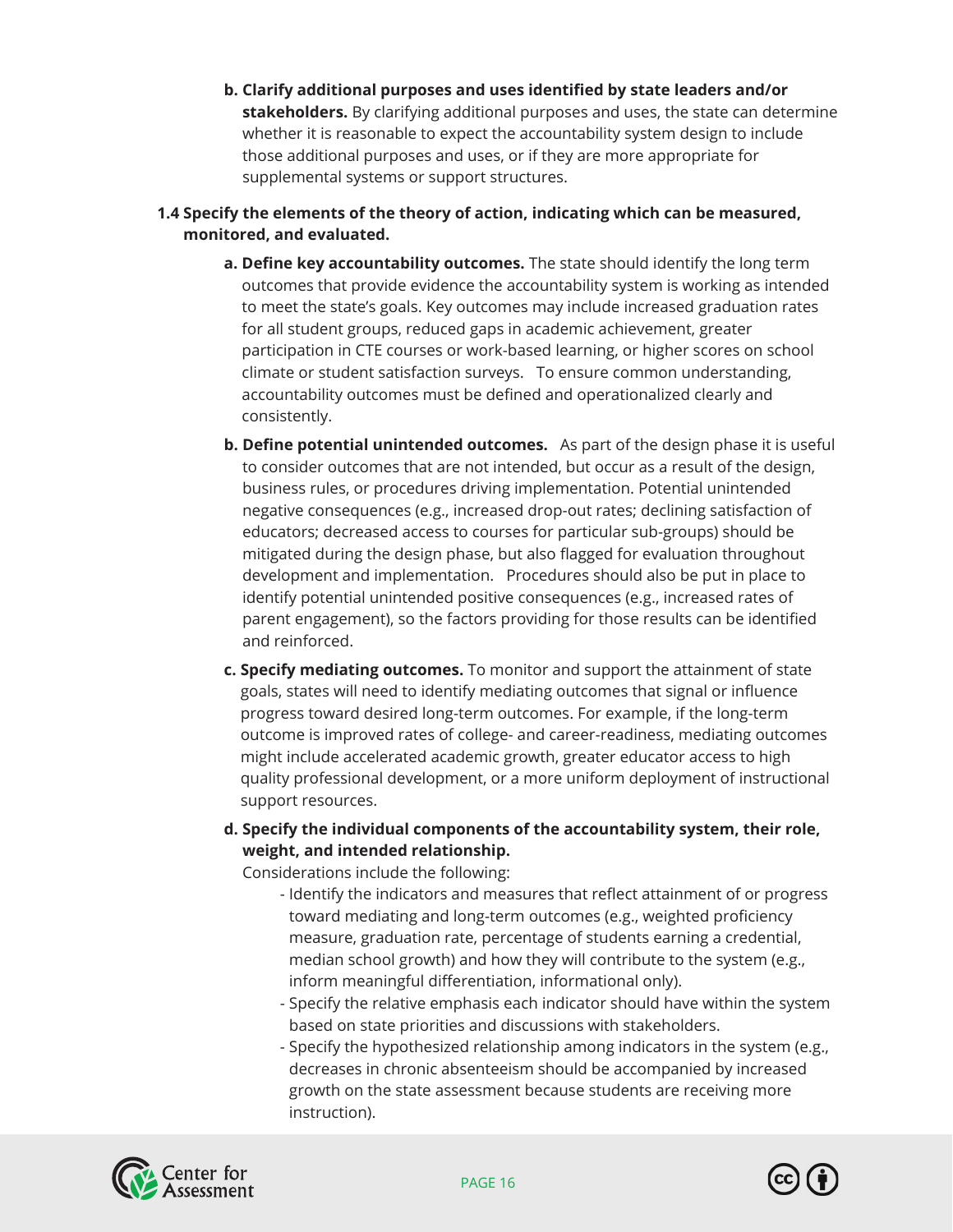b. **Clarify additional purposes and uses identified by state leaders and/or stakeholders.** By clarifying additional purposes and uses, the state can determine whether it is reasonable to expect the accountability system design to include those additional purposes and uses, or if they are more appropriate for supplemental systems or support structures.

**1.4 Specify the elements of the theory of action, indicating which can be measured, monitored, and evaluated.**

a. **Define key accountability outcomes.** The state should identify the long term outcomes that provide evidence the accountability system is working as intended to meet the state's goals. Key outcomes may include increased graduation rates for all student groups, reduced gaps in academic achievement, greater participation in CTE courses or work-based learning, or higher scores on school climate or student satisfaction surveys. To ensure common understanding, accountability outcomes must be defined and operationalized clearly and consistently.

b. **Define potential unintended outcomes.** As part of the design phase it is useful to consider outcomes that are not intended, but occur as a result of the design, business rules, or procedures driving implementation. Potential unintended negative consequences (e.g., increased drop-out rates; declining satisfaction of educators; decreased access to courses for particular sub-groups) should be mitigated during the design phase, but also flagged for evaluation throughout development and implementation. Procedures should also be put in place to identify potential unintended positive consequences (e.g., increased rates of parent engagement), so the factors providing for those results can be identified and reinforced.

c. **Specify mediating outcomes.** To monitor and support the attainment of state goals, states will need to identify mediating outcomes that signal or influence progress toward desired long-term outcomes. For example, if the long-term outcome is improved rates of college- and career-readiness, mediating outcomes might include accelerated academic growth, greater educator access to high quality professional development, or a more uniform deployment of instructional support resources.

d. **Specify the individual components of the accountability system, their role, weight, and intended relationship.**
Considerations include the following:
- Identify the indicators and measures that reflect attainment of or progress toward mediating and long-term outcomes (e.g., weighted proficiency measure, graduation rate, percentage of students earning a credential, median school growth) and how they will contribute to the system (e.g., inform meaningful differentiation, informational only).
- Specify the relative emphasis each indicator should have within the system based on state priorities and discussions with stakeholders.
- Specify the hypothesized relationship among indicators in the system (e.g., decreases in chronic absenteeism should be accompanied by increased growth on the state assessment because students are receiving more instruction).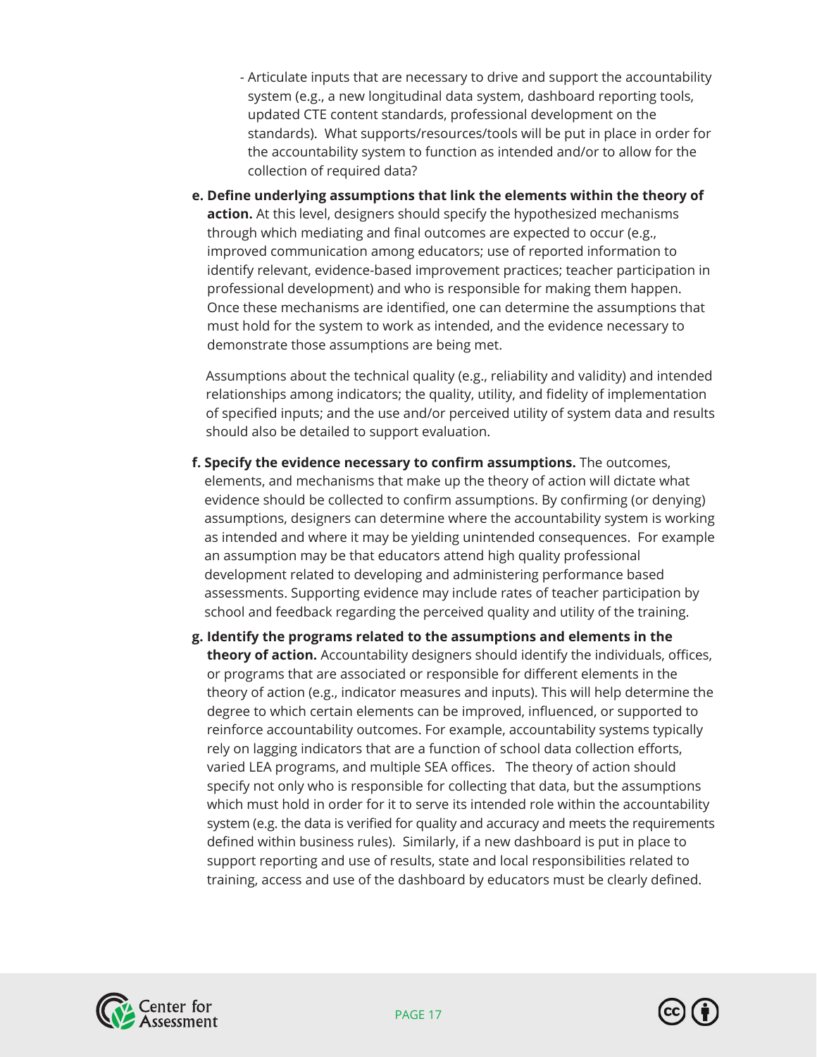- Articulate inputs that are necessary to drive and support the accountability system (e.g., a new longitudinal data system, dashboard reporting tools, updated CTE content standards, professional development on the standards). What supports/resources/tools will be put in place in order for the accountability system to function as intended and/or to allow for the collection of required data?

e. **Define underlying assumptions that link the elements within the theory of action.** At this level, designers should specify the hypothesized mechanisms through which mediating and final outcomes are expected to occur (e.g., improved communication among educators; use of reported information to identify relevant, evidence-based improvement practices; teacher participation in professional development) and who is responsible for making them happen. Once these mechanisms are identified, one can determine the assumptions that must hold for the system to work as intended, and the evidence necessary to demonstrate those assumptions are being met.

   Assumptions about the technical quality (e.g., reliability and validity) and intended relationships among indicators; the quality, utility, and fidelity of implementation of specified inputs; and the use and/or perceived utility of system data and results should also be detailed to support evaluation.

f. **Specify the evidence necessary to confirm assumptions.** The outcomes, elements, and mechanisms that make up the theory of action will dictate what evidence should be collected to confirm assumptions. By confirming (or denying) assumptions, designers can determine where the accountability system is working as intended and where it may be yielding unintended consequences. For example an assumption may be that educators attend high quality professional development related to developing and administering performance based assessments. Supporting evidence may include rates of teacher participation by school and feedback regarding the perceived quality and utility of the training.

g. **Identify the programs related to the assumptions and elements in the theory of action.** Accountability designers should identify the individuals, offices, or programs that are associated or responsible for different elements in the theory of action (e.g., indicator measures and inputs). This will help determine the degree to which certain elements can be improved, influenced, or supported to reinforce accountability outcomes. For example, accountability systems typically rely on lagging indicators that are a function of school data collection efforts, varied LEA programs, and multiple SEA offices. The theory of action should specify not only who is responsible for collecting that data, but the assumptions which must hold in order for it to serve its intended role within the accountability system (e.g. the data is verified for quality and accuracy and meets the requirements defined within business rules). Similarly, if a new dashboard is put in place to support reporting and use of results, state and local responsibilities related to training, access and use of the dashboard by educators must be clearly defined.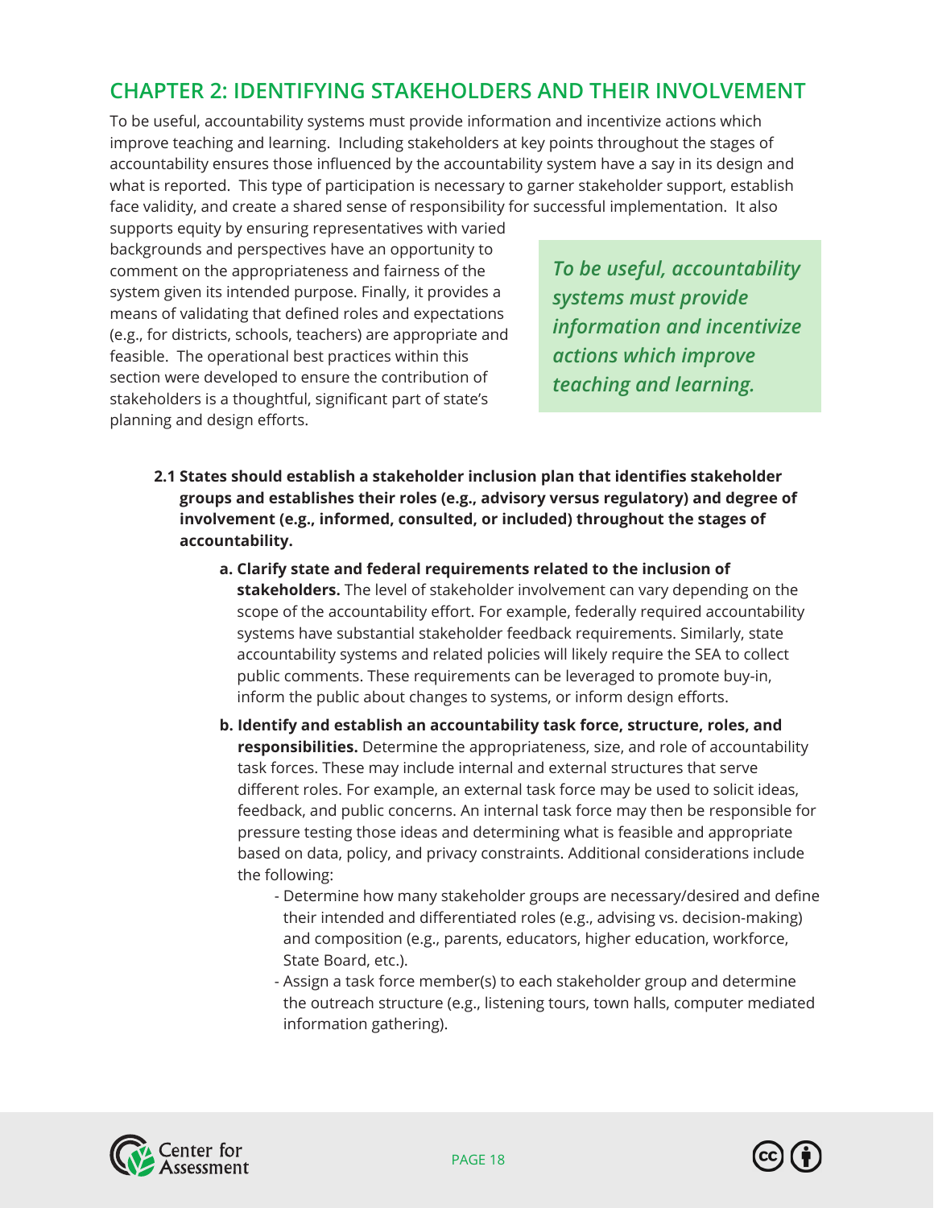## CHAPTER 2: IDENTIFYING STAKEHOLDERS AND THEIR INVOLVEMENT

To be useful, accountability systems must provide information and incentivize actions which improve teaching and learning. Including stakeholders at key points throughout the stages of accountability ensures those influenced by the accountability system have a say in its design and what is reported. This type of participation is necessary to garner stakeholder support, establish face validity, and create a shared sense of responsibility for successful implementation. It also supports equity by ensuring representatives with varied backgrounds and perspectives have an opportunity to comment on the appropriateness and fairness of the system given its intended purpose. Finally, it provides a means of validating that defined roles and expectations (e.g., for districts, schools, teachers) are appropriate and feasible. The operational best practices within this section were developed to ensure the contribution of stakeholders is a thoughtful, significant part of state's planning and design efforts.

> ***To be useful, accountability systems must provide information and incentivize actions which improve teaching and learning.***

**2.1 States should establish a stakeholder inclusion plan that identifies stakeholder groups and establishes their roles (e.g., advisory versus regulatory) and degree of involvement (e.g., informed, consulted, or included) throughout the stages of accountability.**

**a. Clarify state and federal requirements related to the inclusion of stakeholders.** The level of stakeholder involvement can vary depending on the scope of the accountability effort. For example, federally required accountability systems have substantial stakeholder feedback requirements. Similarly, state accountability systems and related policies will likely require the SEA to collect public comments. These requirements can be leveraged to promote buy-in, inform the public about changes to systems, or inform design efforts.

**b. Identify and establish an accountability task force, structure, roles, and responsibilities.** Determine the appropriateness, size, and role of accountability task forces. These may include internal and external structures that serve different roles. For example, an external task force may be used to solicit ideas, feedback, and public concerns. An internal task force may then be responsible for pressure testing those ideas and determining what is feasible and appropriate based on data, policy, and privacy constraints. Additional considerations include the following:

- Determine how many stakeholder groups are necessary/desired and define their intended and differentiated roles (e.g., advising vs. decision-making) and composition (e.g., parents, educators, higher education, workforce, State Board, etc.).
- Assign a task force member(s) to each stakeholder group and determine the outreach structure (e.g., listening tours, town halls, computer mediated information gathering).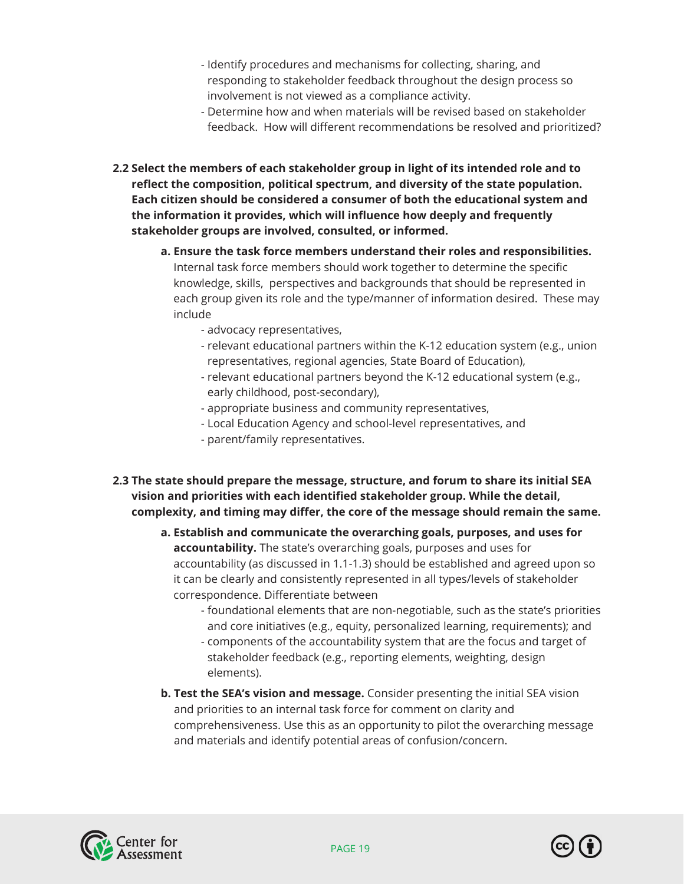- Identify procedures and mechanisms for collecting, sharing, and responding to stakeholder feedback throughout the design process so involvement is not viewed as a compliance activity.
- Determine how and when materials will be revised based on stakeholder feedback. How will different recommendations be resolved and prioritized?

**2.2 Select the members of each stakeholder group in light of its intended role and to reflect the composition, political spectrum, and diversity of the state population. Each citizen should be considered a consumer of both the educational system and the information it provides, which will influence how deeply and frequently stakeholder groups are involved, consulted, or informed.**

**a. Ensure the task force members understand their roles and responsibilities.** Internal task force members should work together to determine the specific knowledge, skills, perspectives and backgrounds that should be represented in each group given its role and the type/manner of information desired. These may include

- advocacy representatives,
- relevant educational partners within the K-12 education system (e.g., union representatives, regional agencies, State Board of Education),
- relevant educational partners beyond the K-12 educational system (e.g., early childhood, post-secondary),
- appropriate business and community representatives,
- Local Education Agency and school-level representatives, and
- parent/family representatives.

**2.3 The state should prepare the message, structure, and forum to share its initial SEA vision and priorities with each identified stakeholder group. While the detail, complexity, and timing may differ, the core of the message should remain the same.**

**a. Establish and communicate the overarching goals, purposes, and uses for accountability.** The state's overarching goals, purposes and uses for accountability (as discussed in 1.1-1.3) should be established and agreed upon so it can be clearly and consistently represented in all types/levels of stakeholder correspondence. Differentiate between

- foundational elements that are non-negotiable, such as the state's priorities and core initiatives (e.g., equity, personalized learning, requirements); and
- components of the accountability system that are the focus and target of stakeholder feedback (e.g., reporting elements, weighting, design elements).

**b. Test the SEA's vision and message.** Consider presenting the initial SEA vision and priorities to an internal task force for comment on clarity and comprehensiveness. Use this as an opportunity to pilot the overarching message and materials and identify potential areas of confusion/concern.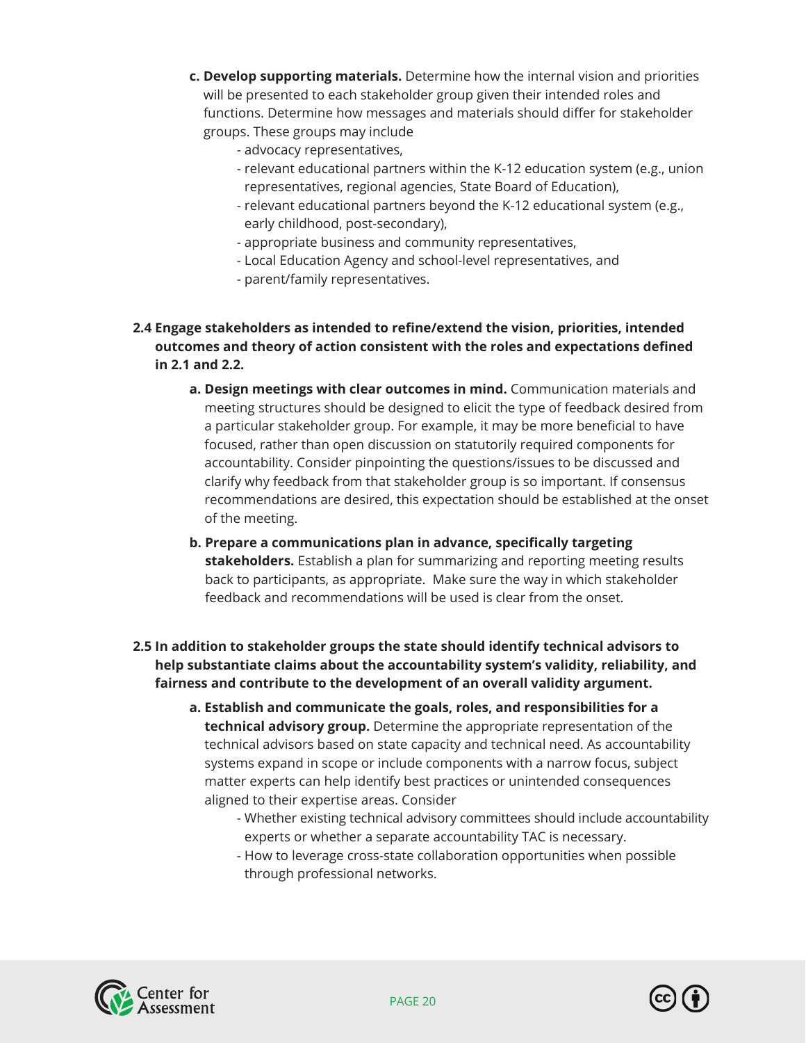c. **Develop supporting materials.** Determine how the internal vision and priorities will be presented to each stakeholder group given their intended roles and functions. Determine how messages and materials should differ for stakeholder groups. These groups may include
   - advocacy representatives,
   - relevant educational partners within the K-12 education system (e.g., union representatives, regional agencies, State Board of Education),
   - relevant educational partners beyond the K-12 educational system (e.g., early childhood, post-secondary),
   - appropriate business and community representatives,
   - Local Education Agency and school-level representatives, and
   - parent/family representatives.

**2.4 Engage stakeholders as intended to refine/extend the vision, priorities, intended outcomes and theory of action consistent with the roles and expectations defined in 2.1 and 2.2.**

a. **Design meetings with clear outcomes in mind.** Communication materials and meeting structures should be designed to elicit the type of feedback desired from a particular stakeholder group. For example, it may be more beneficial to have focused, rather than open discussion on statutorily required components for accountability. Consider pinpointing the questions/issues to be discussed and clarify why feedback from that stakeholder group is so important. If consensus recommendations are desired, this expectation should be established at the onset of the meeting.

b. **Prepare a communications plan in advance, specifically targeting stakeholders.** Establish a plan for summarizing and reporting meeting results back to participants, as appropriate. Make sure the way in which stakeholder feedback and recommendations will be used is clear from the onset.

**2.5 In addition to stakeholder groups the state should identify technical advisors to help substantiate claims about the accountability system's validity, reliability, and fairness and contribute to the development of an overall validity argument.**

a. **Establish and communicate the goals, roles, and responsibilities for a technical advisory group.** Determine the appropriate representation of the technical advisors based on state capacity and technical need. As accountability systems expand in scope or include components with a narrow focus, subject matter experts can help identify best practices or unintended consequences aligned to their expertise areas. Consider
   - Whether existing technical advisory committees should include accountability experts or whether a separate accountability TAC is necessary.
   - How to leverage cross-state collaboration opportunities when possible through professional networks.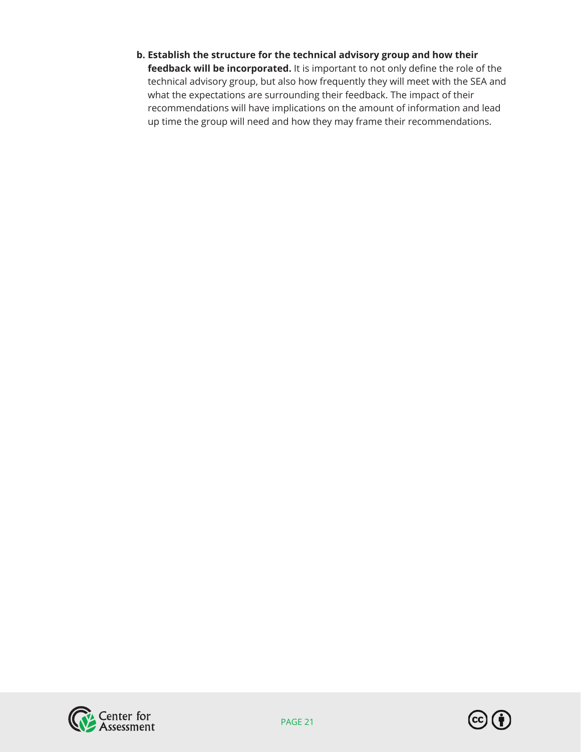b. **Establish the structure for the technical advisory group and how their feedback will be incorporated.** It is important to not only define the role of the technical advisory group, but also how frequently they will meet with the SEA and what the expectations are surrounding their feedback. The impact of their recommendations will have implications on the amount of information and lead up time the group will need and how they may frame their recommendations.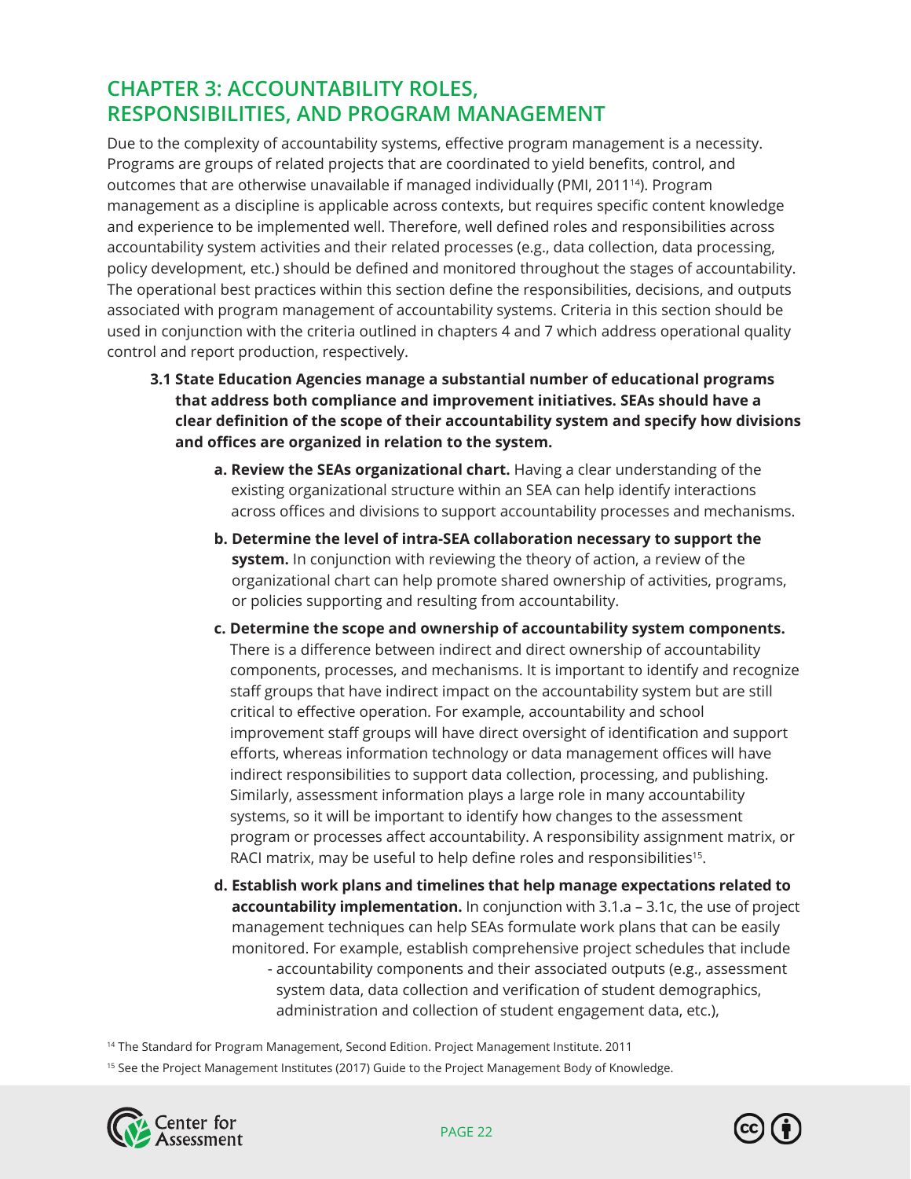## CHAPTER 3: ACCOUNTABILITY ROLES, RESPONSIBILITIES, AND PROGRAM MANAGEMENT

Due to the complexity of accountability systems, effective program management is a necessity. Programs are groups of related projects that are coordinated to yield benefits, control, and outcomes that are otherwise unavailable if managed individually (PMI, 2011[14]). Program management as a discipline is applicable across contexts, but requires specific content knowledge and experience to be implemented well. Therefore, well defined roles and responsibilities across accountability system activities and their related processes (e.g., data collection, data processing, policy development, etc.) should be defined and monitored throughout the stages of accountability. The operational best practices within this section define the responsibilities, decisions, and outputs associated with program management of accountability systems. Criteria in this section should be used in conjunction with the criteria outlined in chapters 4 and 7 which address operational quality control and report production, respectively.

**3.1 State Education Agencies manage a substantial number of educational programs that address both compliance and improvement initiatives. SEAs should have a clear definition of the scope of their accountability system and specify how divisions and offices are organized in relation to the system.**

- **a. Review the SEAs organizational chart.** Having a clear understanding of the existing organizational structure within an SEA can help identify interactions across offices and divisions to support accountability processes and mechanisms.
- **b. Determine the level of intra-SEA collaboration necessary to support the system.** In conjunction with reviewing the theory of action, a review of the organizational chart can help promote shared ownership of activities, programs, or policies supporting and resulting from accountability.
- **c. Determine the scope and ownership of accountability system components.** There is a difference between indirect and direct ownership of accountability components, processes, and mechanisms. It is important to identify and recognize staff groups that have indirect impact on the accountability system but are still critical to effective operation. For example, accountability and school improvement staff groups will have direct oversight of identification and support efforts, whereas information technology or data management offices will have indirect responsibilities to support data collection, processing, and publishing. Similarly, assessment information plays a large role in many accountability systems, so it will be important to identify how changes to the assessment program or processes affect accountability. A responsibility assignment matrix, or RACI matrix, may be useful to help define roles and responsibilities[15].
- **d. Establish work plans and timelines that help manage expectations related to accountability implementation.** In conjunction with 3.1.a – 3.1c, the use of project management techniques can help SEAs formulate work plans that can be easily monitored. For example, establish comprehensive project schedules that include
  - accountability components and their associated outputs (e.g., assessment system data, data collection and verification of student demographics, administration and collection of student engagement data, etc.),

[14] The Standard for Program Management, Second Edition. Project Management Institute. 2011

[15] See the Project Management Institutes (2017) Guide to the Project Management Body of Knowledge.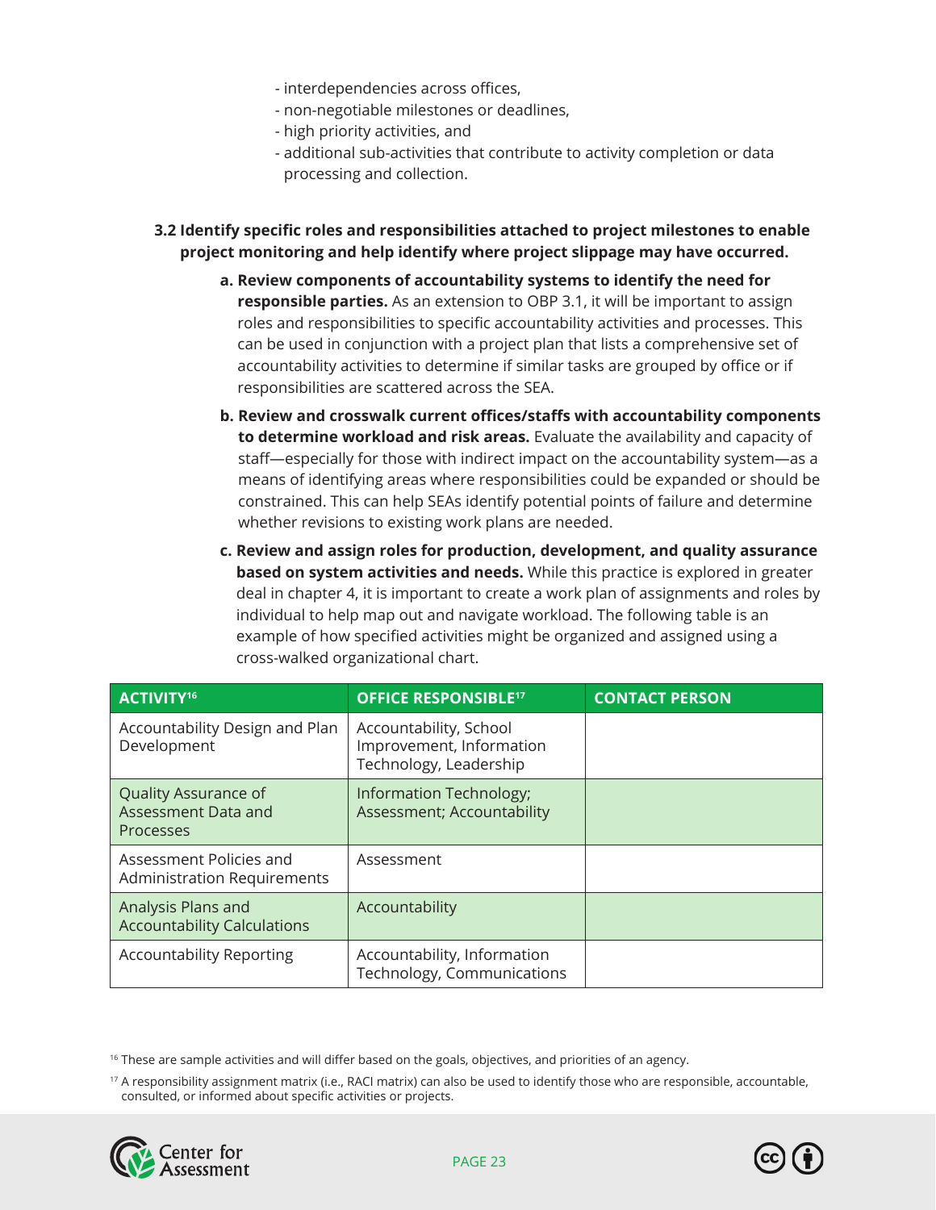- interdependencies across offices,
- non-negotiable milestones or deadlines,
- high priority activities, and
- additional sub-activities that contribute to activity completion or data processing and collection.

**3.2 Identify specific roles and responsibilities attached to project milestones to enable project monitoring and help identify where project slippage may have occurred.**

a. **Review components of accountability systems to identify the need for responsible parties.** As an extension to OBP 3.1, it will be important to assign roles and responsibilities to specific accountability activities and processes. This can be used in conjunction with a project plan that lists a comprehensive set of accountability activities to determine if similar tasks are grouped by office or if responsibilities are scattered across the SEA.

b. **Review and crosswalk current offices/staffs with accountability components to determine workload and risk areas.** Evaluate the availability and capacity of staff—especially for those with indirect impact on the accountability system—as a means of identifying areas where responsibilities could be expanded or should be constrained. This can help SEAs identify potential points of failure and determine whether revisions to existing work plans are needed.

c. **Review and assign roles for production, development, and quality assurance based on system activities and needs.** While this practice is explored in greater deal in chapter 4, it is important to create a work plan of assignments and roles by individual to help map out and navigate workload. The following table is an example of how specified activities might be organized and assigned using a cross-walked organizational chart.

| ACTIVITY[16] | OFFICE RESPONSIBLE[17] | CONTACT PERSON |
|---|---|---|
| Accountability Design and Plan Development | Accountability, School Improvement, Information Technology, Leadership | |
| Quality Assurance of Assessment Data and Processes | Information Technology; Assessment; Accountability | |
| Assessment Policies and Administration Requirements | Assessment | |
| Analysis Plans and Accountability Calculations | Accountability | |
| Accountability Reporting | Accountability, Information Technology, Communications | |

[16] These are sample activities and will differ based on the goals, objectives, and priorities of an agency.

[17] A responsibility assignment matrix (i.e., RACI matrix) can also be used to identify those who are responsible, accountable, consulted, or informed about specific activities or projects.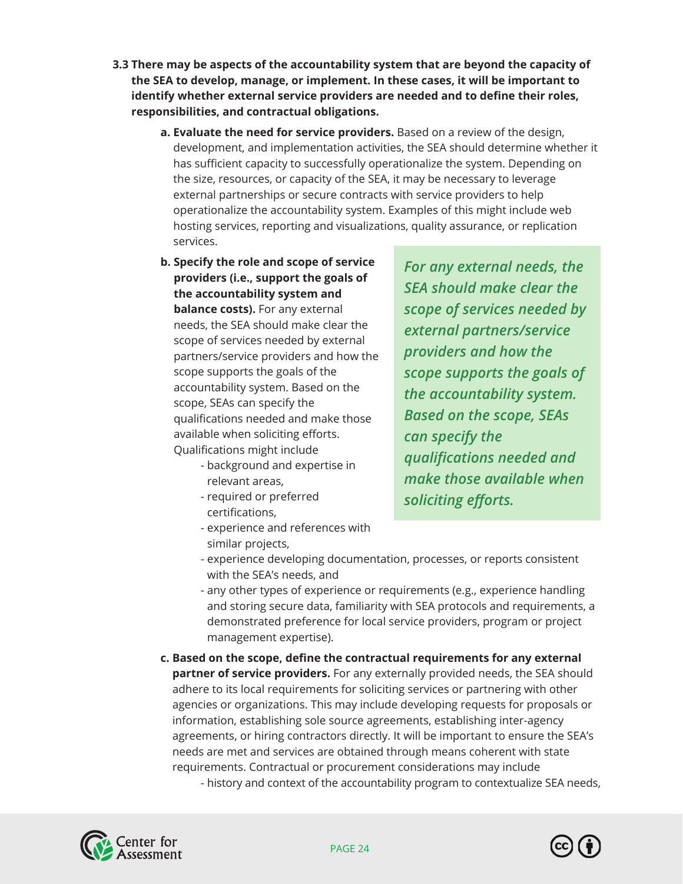**3.3 There may be aspects of the accountability system that are beyond the capacity of the SEA to develop, manage, or implement. In these cases, it will be important to identify whether external service providers are needed and to define their roles, responsibilities, and contractual obligations.**

**a. Evaluate the need for service providers.** Based on a review of the design, development, and implementation activities, the SEA should determine whether it has sufficient capacity to successfully operationalize the system. Depending on the size, resources, or capacity of the SEA, it may be necessary to leverage external partnerships or secure contracts with service providers to help operationalize the accountability system. Examples of this might include web hosting services, reporting and visualizations, quality assurance, or replication services.

**b. Specify the role and scope of service providers (i.e., support the goals of the accountability system and balance costs).** For any external needs, the SEA should make clear the scope of services needed by external partners/service providers and how the scope supports the goals of the accountability system. Based on the scope, SEAs can specify the qualifications needed and make those available when soliciting efforts. Qualifications might include

- background and expertise in relevant areas,
- required or preferred certifications,
- experience and references with similar projects,
- experience developing documentation, processes, or reports consistent with the SEA's needs, and
- any other types of experience or requirements (e.g., experience handling and storing secure data, familiarity with SEA protocols and requirements, a demonstrated preference for local service providers, program or project management expertise).

*For any external needs, the SEA should make clear the scope of services needed by external partners/service providers and how the scope supports the goals of the accountability system. Based on the scope, SEAs can specify the qualifications needed and make those available when soliciting efforts.*

**c. Based on the scope, define the contractual requirements for any external partner of service providers.** For any externally provided needs, the SEA should adhere to its local requirements for soliciting services or partnering with other agencies or organizations. This may include developing requests for proposals or information, establishing sole source agreements, establishing inter-agency agreements, or hiring contractors directly. It will be important to ensure the SEA's needs are met and services are obtained through means coherent with state requirements. Contractual or procurement considerations may include

- history and context of the accountability program to contextualize SEA needs,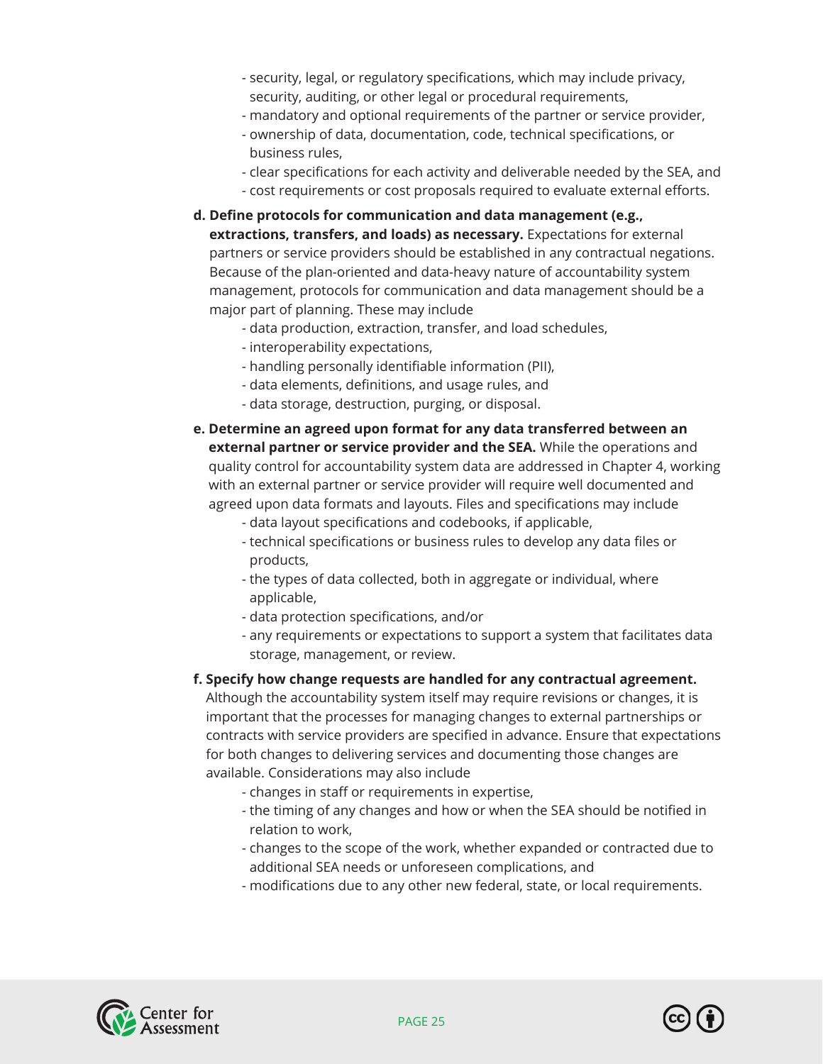- security, legal, or regulatory specifications, which may include privacy, security, auditing, or other legal or procedural requirements,
- mandatory and optional requirements of the partner or service provider,
- ownership of data, documentation, code, technical specifications, or business rules,
- clear specifications for each activity and deliverable needed by the SEA, and
- cost requirements or cost proposals required to evaluate external efforts.

**d. Define protocols for communication and data management (e.g., extractions, transfers, and loads) as necessary.** Expectations for external partners or service providers should be established in any contractual negations. Because of the plan-oriented and data-heavy nature of accountability system management, protocols for communication and data management should be a major part of planning. These may include

- data production, extraction, transfer, and load schedules,
- interoperability expectations,
- handling personally identifiable information (PII),
- data elements, definitions, and usage rules, and
- data storage, destruction, purging, or disposal.

**e. Determine an agreed upon format for any data transferred between an external partner or service provider and the SEA.** While the operations and quality control for accountability system data are addressed in Chapter 4, working with an external partner or service provider will require well documented and agreed upon data formats and layouts. Files and specifications may include

- data layout specifications and codebooks, if applicable,
- technical specifications or business rules to develop any data files or products,
- the types of data collected, both in aggregate or individual, where applicable,
- data protection specifications, and/or
- any requirements or expectations to support a system that facilitates data storage, management, or review.

**f. Specify how change requests are handled for any contractual agreement.** Although the accountability system itself may require revisions or changes, it is important that the processes for managing changes to external partnerships or contracts with service providers are specified in advance. Ensure that expectations for both changes to delivering services and documenting those changes are available. Considerations may also include

- changes in staff or requirements in expertise,
- the timing of any changes and how or when the SEA should be notified in relation to work,
- changes to the scope of the work, whether expanded or contracted due to additional SEA needs or unforeseen complications, and
- modifications due to any other new federal, state, or local requirements.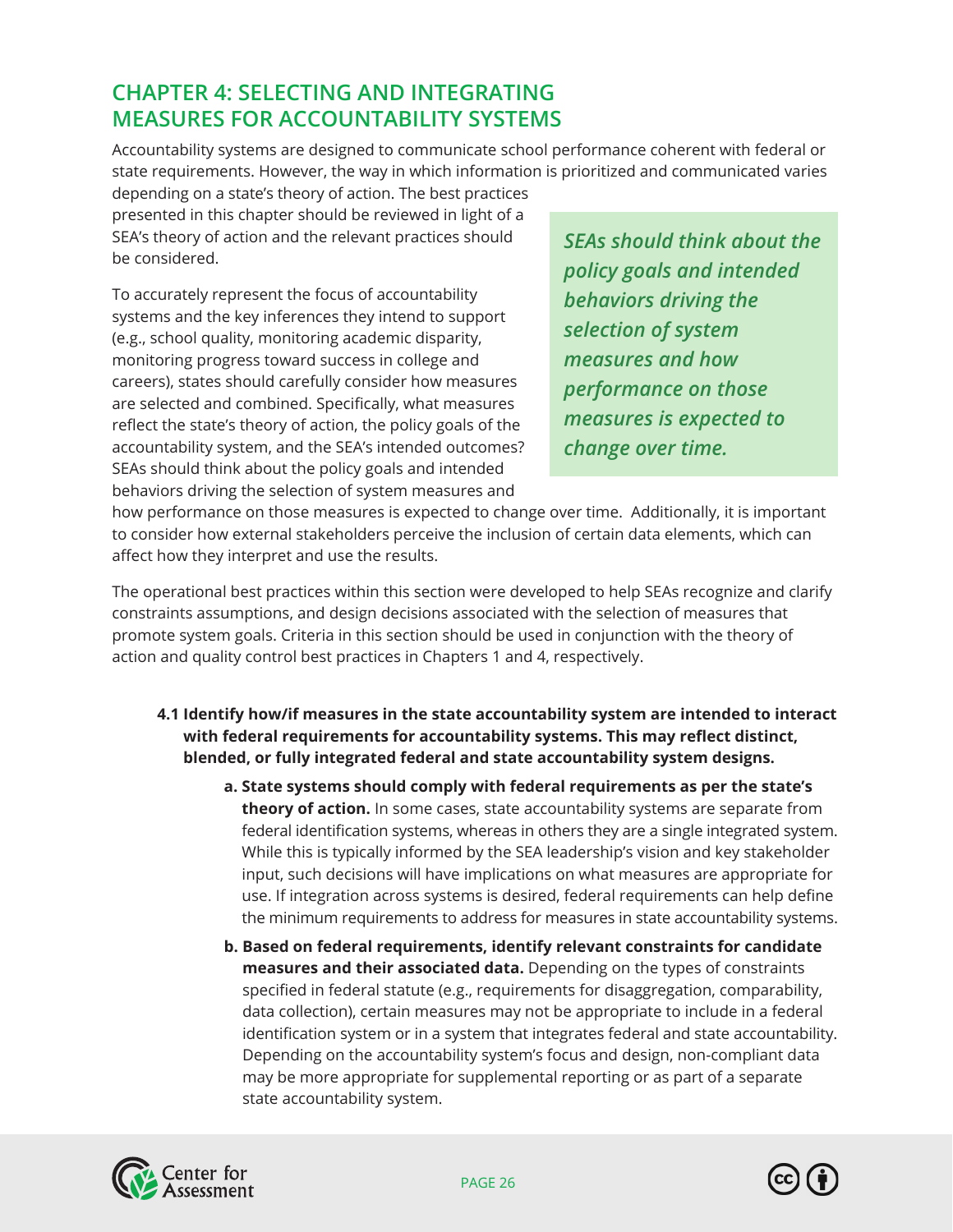## CHAPTER 4: SELECTING AND INTEGRATING MEASURES FOR ACCOUNTABILITY SYSTEMS

Accountability systems are designed to communicate school performance coherent with federal or state requirements. However, the way in which information is prioritized and communicated varies depending on a state's theory of action. The best practices presented in this chapter should be reviewed in light of a SEA's theory of action and the relevant practices should be considered.

To accurately represent the focus of accountability systems and the key inferences they intend to support (e.g., school quality, monitoring academic disparity, monitoring progress toward success in college and careers), states should carefully consider how measures are selected and combined. Specifically, what measures reflect the state's theory of action, the policy goals of the accountability system, and the SEA's intended outcomes? SEAs should think about the policy goals and intended behaviors driving the selection of system measures and how performance on those measures is expected to change over time. Additionally, it is important to consider how external stakeholders perceive the inclusion of certain data elements, which can affect how they interpret and use the results.

> ***SEAs should think about the policy goals and intended behaviors driving the selection of system measures and how performance on those measures is expected to change over time.***

The operational best practices within this section were developed to help SEAs recognize and clarify constraints assumptions, and design decisions associated with the selection of measures that promote system goals. Criteria in this section should be used in conjunction with the theory of action and quality control best practices in Chapters 1 and 4, respectively.

**4.1 Identify how/if measures in the state accountability system are intended to interact with federal requirements for accountability systems. This may reflect distinct, blended, or fully integrated federal and state accountability system designs.**

- **a. State systems should comply with federal requirements as per the state's theory of action.** In some cases, state accountability systems are separate from federal identification systems, whereas in others they are a single integrated system. While this is typically informed by the SEA leadership's vision and key stakeholder input, such decisions will have implications on what measures are appropriate for use. If integration across systems is desired, federal requirements can help define the minimum requirements to address for measures in state accountability systems.

- **b. Based on federal requirements, identify relevant constraints for candidate measures and their associated data.** Depending on the types of constraints specified in federal statute (e.g., requirements for disaggregation, comparability, data collection), certain measures may not be appropriate to include in a federal identification system or in a system that integrates federal and state accountability. Depending on the accountability system's focus and design, non-compliant data may be more appropriate for supplemental reporting or as part of a separate state accountability system.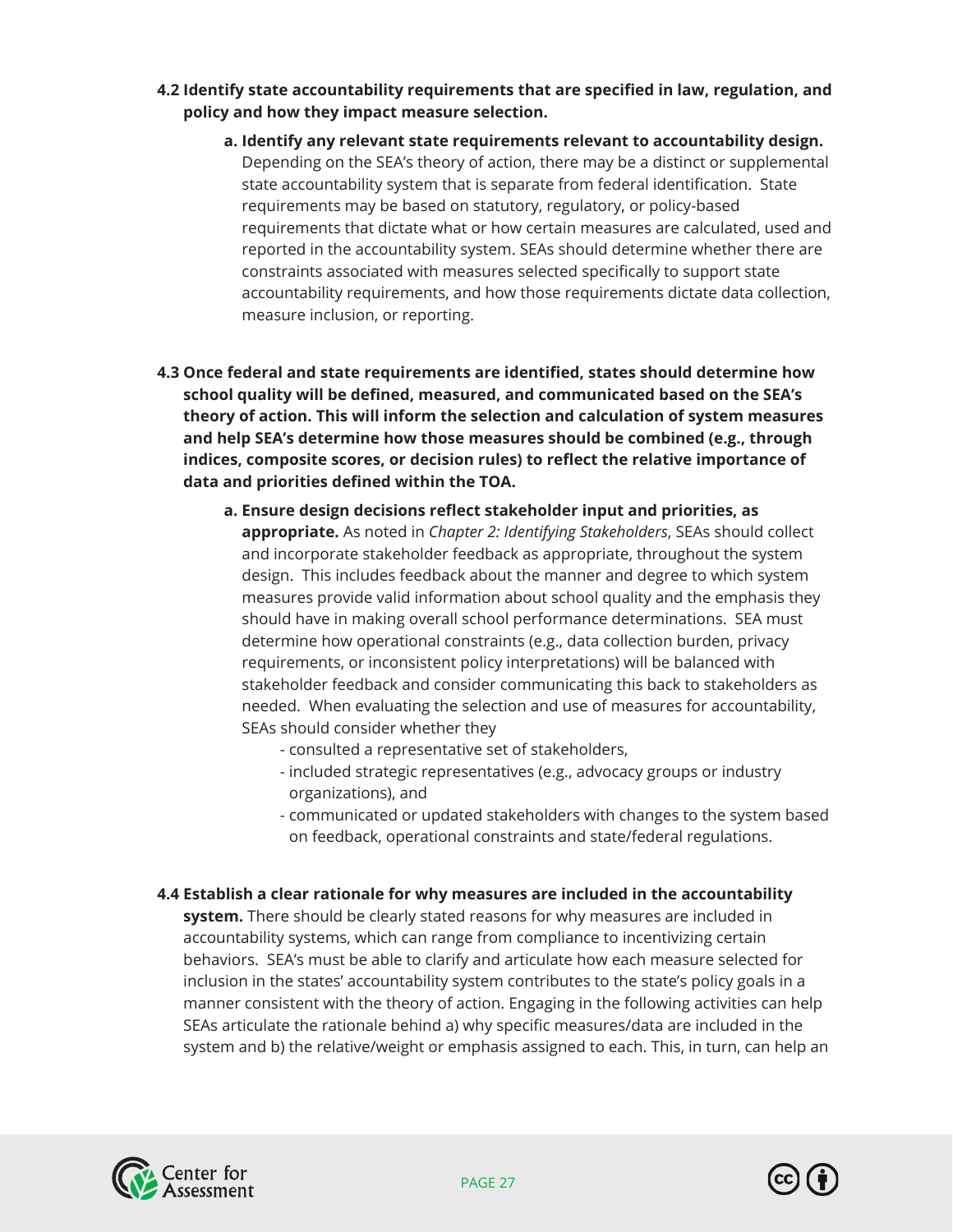**4.2 Identify state accountability requirements that are specified in law, regulation, and policy and how they impact measure selection.**

**a. Identify any relevant state requirements relevant to accountability design.** Depending on the SEA's theory of action, there may be a distinct or supplemental state accountability system that is separate from federal identification. State requirements may be based on statutory, regulatory, or policy-based requirements that dictate what or how certain measures are calculated, used and reported in the accountability system. SEAs should determine whether there are constraints associated with measures selected specifically to support state accountability requirements, and how those requirements dictate data collection, measure inclusion, or reporting.

**4.3 Once federal and state requirements are identified, states should determine how school quality will be defined, measured, and communicated based on the SEA's theory of action. This will inform the selection and calculation of system measures and help SEA's determine how those measures should be combined (e.g., through indices, composite scores, or decision rules) to reflect the relative importance of data and priorities defined within the TOA.**

**a. Ensure design decisions reflect stakeholder input and priorities, as appropriate.** As noted in *Chapter 2: Identifying Stakeholders*, SEAs should collect and incorporate stakeholder feedback as appropriate, throughout the system design. This includes feedback about the manner and degree to which system measures provide valid information about school quality and the emphasis they should have in making overall school performance determinations. SEA must determine how operational constraints (e.g., data collection burden, privacy requirements, or inconsistent policy interpretations) will be balanced with stakeholder feedback and consider communicating this back to stakeholders as needed. When evaluating the selection and use of measures for accountability, SEAs should consider whether they

- consulted a representative set of stakeholders,
- included strategic representatives (e.g., advocacy groups or industry organizations), and
- communicated or updated stakeholders with changes to the system based on feedback, operational constraints and state/federal regulations.

**4.4 Establish a clear rationale for why measures are included in the accountability system.** There should be clearly stated reasons for why measures are included in accountability systems, which can range from compliance to incentivizing certain behaviors. SEA's must be able to clarify and articulate how each measure selected for inclusion in the states' accountability system contributes to the state's policy goals in a manner consistent with the theory of action. Engaging in the following activities can help SEAs articulate the rationale behind a) why specific measures/data are included in the system and b) the relative/weight or emphasis assigned to each. This, in turn, can help an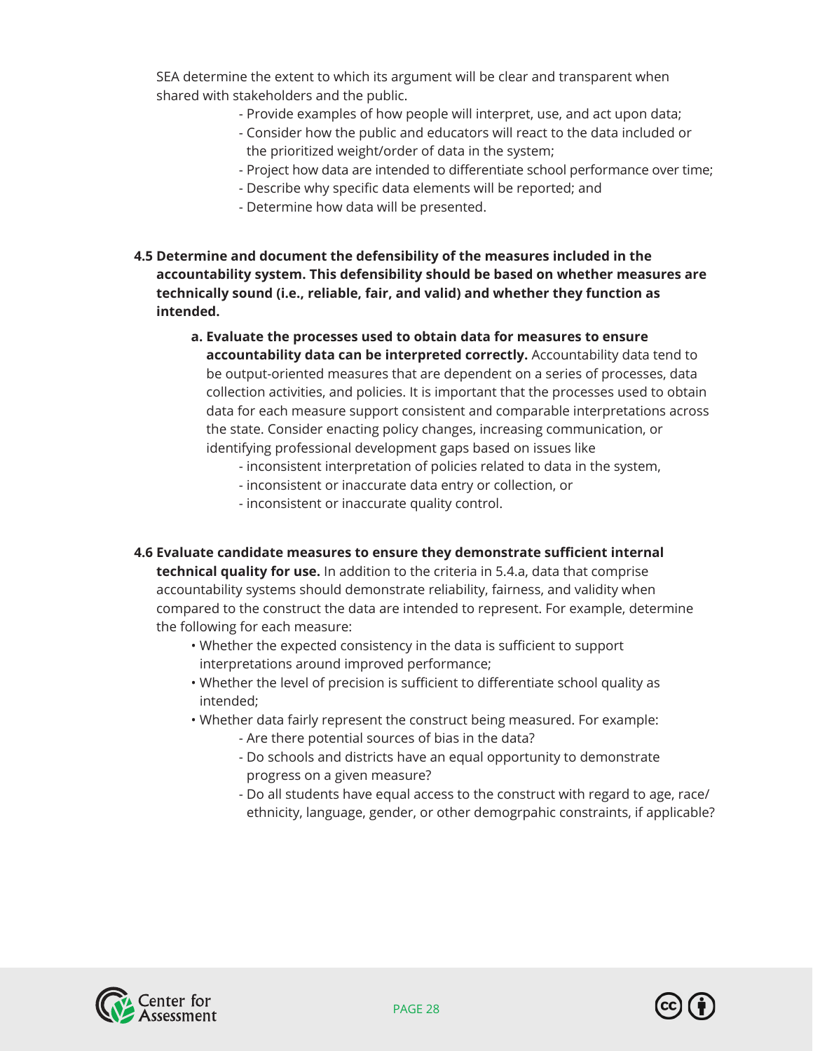SEA determine the extent to which its argument will be clear and transparent when shared with stakeholders and the public.

- Provide examples of how people will interpret, use, and act upon data;
- Consider how the public and educators will react to the data included or the prioritized weight/order of data in the system;
- Project how data are intended to differentiate school performance over time;
- Describe why specific data elements will be reported; and
- Determine how data will be presented.

**4.5 Determine and document the defensibility of the measures included in the accountability system. This defensibility should be based on whether measures are technically sound (i.e., reliable, fair, and valid) and whether they function as intended.**

**a. Evaluate the processes used to obtain data for measures to ensure accountability data can be interpreted correctly.** Accountability data tend to be output-oriented measures that are dependent on a series of processes, data collection activities, and policies. It is important that the processes used to obtain data for each measure support consistent and comparable interpretations across the state. Consider enacting policy changes, increasing communication, or identifying professional development gaps based on issues like

- inconsistent interpretation of policies related to data in the system,
- inconsistent or inaccurate data entry or collection, or
- inconsistent or inaccurate quality control.

**4.6 Evaluate candidate measures to ensure they demonstrate sufficient internal technical quality for use.** In addition to the criteria in 5.4.a, data that comprise accountability systems should demonstrate reliability, fairness, and validity when compared to the construct the data are intended to represent. For example, determine the following for each measure:

- Whether the expected consistency in the data is sufficient to support interpretations around improved performance;
- Whether the level of precision is sufficient to differentiate school quality as intended;
- Whether data fairly represent the construct being measured. For example:
  - Are there potential sources of bias in the data?
  - Do schools and districts have an equal opportunity to demonstrate progress on a given measure?
  - Do all students have equal access to the construct with regard to age, race/ethnicity, language, gender, or other demogrpahic constraints, if applicable?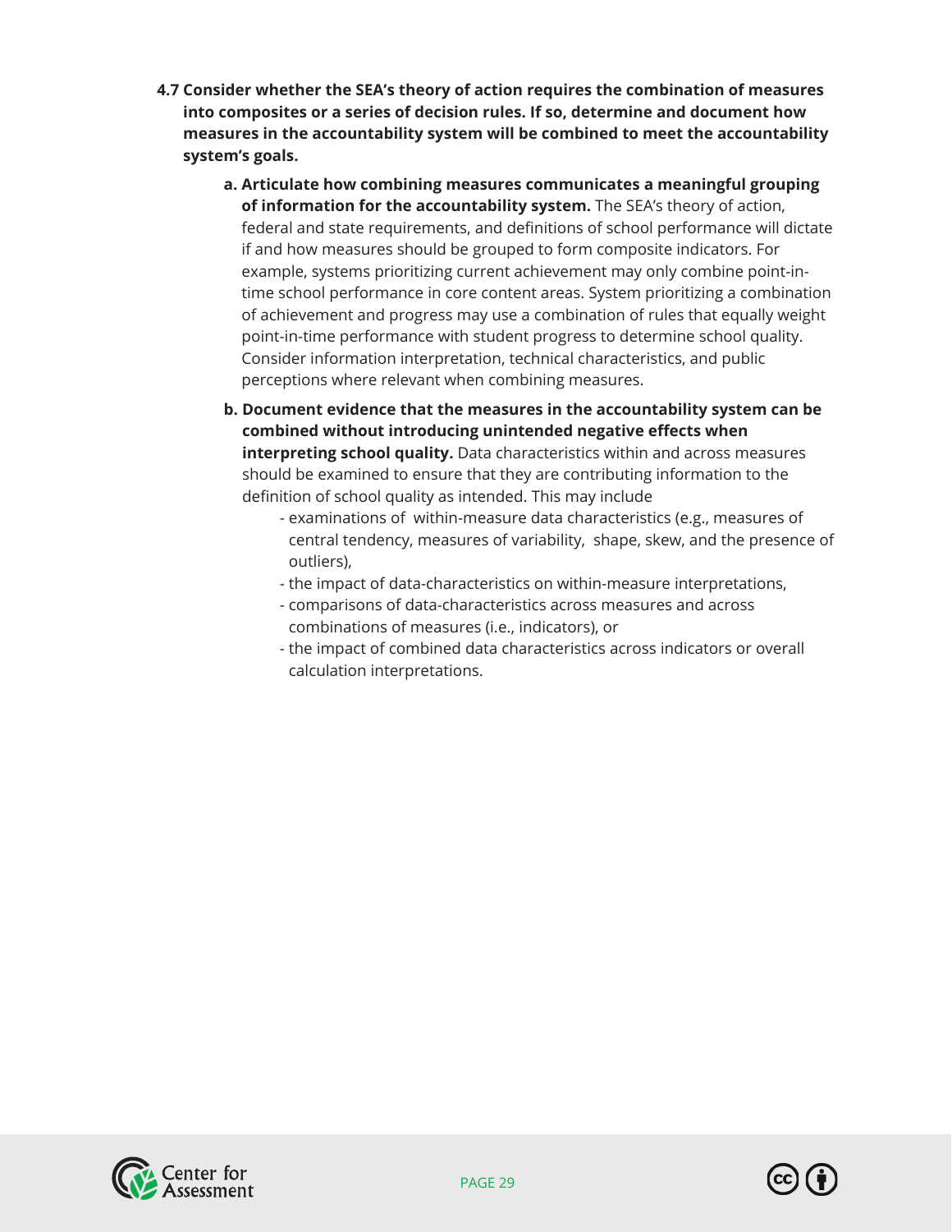**4.7 Consider whether the SEA's theory of action requires the combination of measures into composites or a series of decision rules. If so, determine and document how measures in the accountability system will be combined to meet the accountability system's goals.**

a. **Articulate how combining measures communicates a meaningful grouping of information for the accountability system.** The SEA's theory of action, federal and state requirements, and definitions of school performance will dictate if and how measures should be grouped to form composite indicators. For example, systems prioritizing current achievement may only combine point-in-time school performance in core content areas. System prioritizing a combination of achievement and progress may use a combination of rules that equally weight point-in-time performance with student progress to determine school quality. Consider information interpretation, technical characteristics, and public perceptions where relevant when combining measures.

b. **Document evidence that the measures in the accountability system can be combined without introducing unintended negative effects when interpreting school quality.** Data characteristics within and across measures should be examined to ensure that they are contributing information to the definition of school quality as intended. This may include

- examinations of within-measure data characteristics (e.g., measures of central tendency, measures of variability, shape, skew, and the presence of outliers),
- the impact of data-characteristics on within-measure interpretations,
- comparisons of data-characteristics across measures and across combinations of measures (i.e., indicators), or
- the impact of combined data characteristics across indicators or overall calculation interpretations.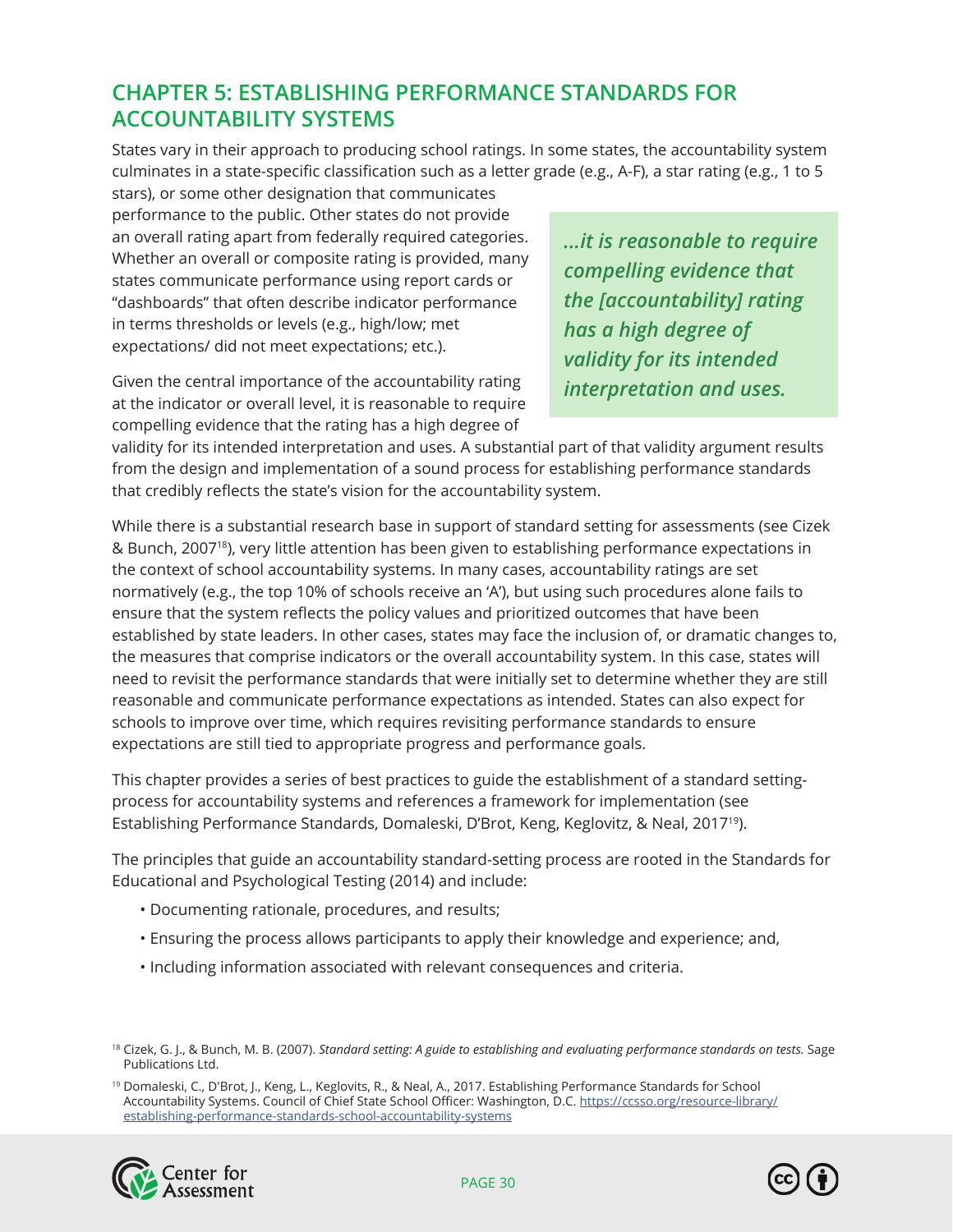# CHAPTER 5: ESTABLISHING PERFORMANCE STANDARDS FOR ACCOUNTABILITY SYSTEMS

States vary in their approach to producing school ratings. In some states, the accountability system culminates in a state-specific classification such as a letter grade (e.g., A-F), a star rating (e.g., 1 to 5 stars), or some other designation that communicates performance to the public. Other states do not provide an overall rating apart from federally required categories. Whether an overall or composite rating is provided, many states communicate performance using report cards or "dashboards" that often describe indicator performance in terms thresholds or levels (e.g., high/low; met expectations/ did not meet expectations; etc.).

> ***...it is reasonable to require compelling evidence that the [accountability] rating has a high degree of validity for its intended interpretation and uses.***

Given the central importance of the accountability rating at the indicator or overall level, it is reasonable to require compelling evidence that the rating has a high degree of validity for its intended interpretation and uses. A substantial part of that validity argument results from the design and implementation of a sound process for establishing performance standards that credibly reflects the state's vision for the accountability system.

While there is a substantial research base in support of standard setting for assessments (see Cizek & Bunch, 2007[18]), very little attention has been given to establishing performance expectations in the context of school accountability systems. In many cases, accountability ratings are set normatively (e.g., the top 10% of schools receive an 'A'), but using such procedures alone fails to ensure that the system reflects the policy values and prioritized outcomes that have been established by state leaders. In other cases, states may face the inclusion of, or dramatic changes to, the measures that comprise indicators or the overall accountability system. In this case, states will need to revisit the performance standards that were initially set to determine whether they are still reasonable and communicate performance expectations as intended. States can also expect for schools to improve over time, which requires revisiting performance standards to ensure expectations are still tied to appropriate progress and performance goals.

This chapter provides a series of best practices to guide the establishment of a standard setting-process for accountability systems and references a framework for implementation (see Establishing Performance Standards, Domaleski, D'Brot, Keng, Keglovitz, & Neal, 2017[19]).

The principles that guide an accountability standard-setting process are rooted in the Standards for Educational and Psychological Testing (2014) and include:

- Documenting rationale, procedures, and results;
- Ensuring the process allows participants to apply their knowledge and experience; and,
- Including information associated with relevant consequences and criteria.

[18] Cizek, G. J., & Bunch, M. B. (2007). *Standard setting: A guide to establishing and evaluating performance standards on tests.* Sage Publications Ltd.

[19] Domaleski, C., D'Brot, J., Keng, L., Keglovits, R., & Neal, A., 2017. Establishing Performance Standards for School Accountability Systems. Council of Chief State School Officer: Washington, D.C. https://ccsso.org/resource-library/establishing-performance-standards-school-accountability-systems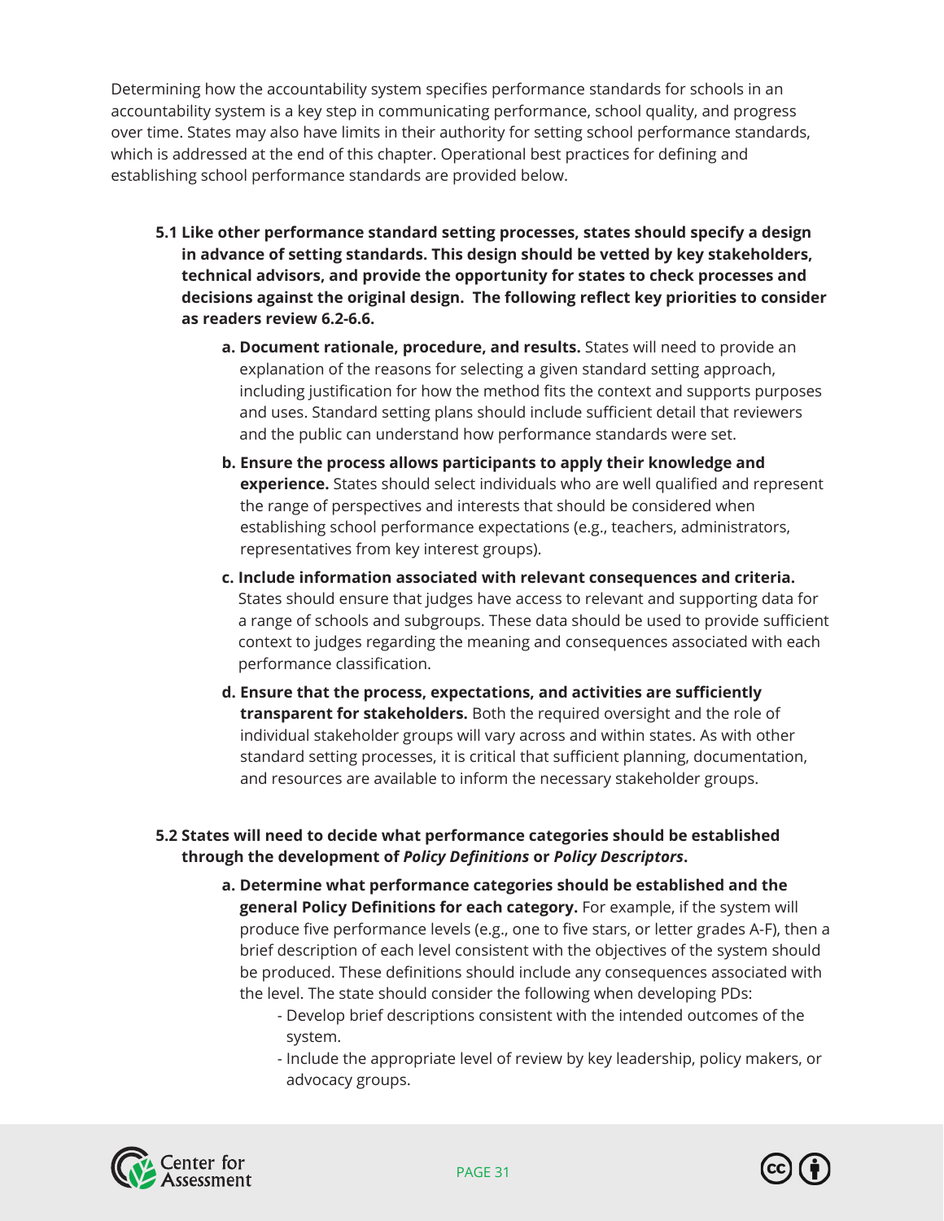Determining how the accountability system specifies performance standards for schools in an accountability system is a key step in communicating performance, school quality, and progress over time. States may also have limits in their authority for setting school performance standards, which is addressed at the end of this chapter. Operational best practices for defining and establishing school performance standards are provided below.

**5.1 Like other performance standard setting processes, states should specify a design in advance of setting standards. This design should be vetted by key stakeholders, technical advisors, and provide the opportunity for states to check processes and decisions against the original design. The following reflect key priorities to consider as readers review 6.2-6.6.**

- **a. Document rationale, procedure, and results.** States will need to provide an explanation of the reasons for selecting a given standard setting approach, including justification for how the method fits the context and supports purposes and uses. Standard setting plans should include sufficient detail that reviewers and the public can understand how performance standards were set.
- **b. Ensure the process allows participants to apply their knowledge and experience.** States should select individuals who are well qualified and represent the range of perspectives and interests that should be considered when establishing school performance expectations (e.g., teachers, administrators, representatives from key interest groups).
- **c. Include information associated with relevant consequences and criteria.** States should ensure that judges have access to relevant and supporting data for a range of schools and subgroups. These data should be used to provide sufficient context to judges regarding the meaning and consequences associated with each performance classification.
- **d. Ensure that the process, expectations, and activities are sufficiently transparent for stakeholders.** Both the required oversight and the role of individual stakeholder groups will vary across and within states. As with other standard setting processes, it is critical that sufficient planning, documentation, and resources are available to inform the necessary stakeholder groups.

**5.2 States will need to decide what performance categories should be established through the development of *Policy Definitions* or *Policy Descriptors*.**

- **a. Determine what performance categories should be established and the general Policy Definitions for each category.** For example, if the system will produce five performance levels (e.g., one to five stars, or letter grades A-F), then a brief description of each level consistent with the objectives of the system should be produced. These definitions should include any consequences associated with the level. The state should consider the following when developing PDs:
    - Develop brief descriptions consistent with the intended outcomes of the system.
    - Include the appropriate level of review by key leadership, policy makers, or advocacy groups.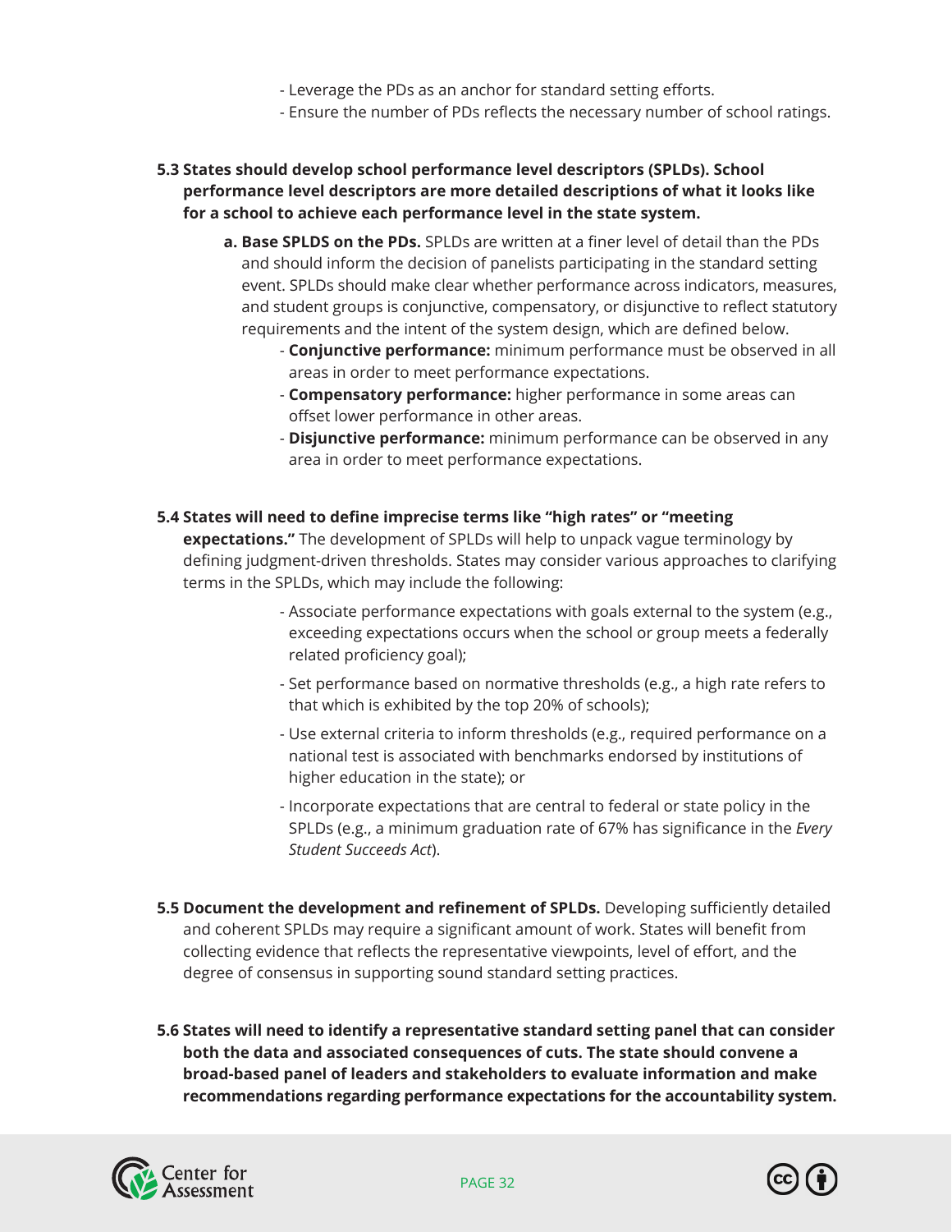- Leverage the PDs as an anchor for standard setting efforts.
- Ensure the number of PDs reflects the necessary number of school ratings.

**5.3 States should develop school performance level descriptors (SPLDs). School performance level descriptors are more detailed descriptions of what it looks like for a school to achieve each performance level in the state system.**

**a. Base SPLDS on the PDs.** SPLDs are written at a finer level of detail than the PDs and should inform the decision of panelists participating in the standard setting event. SPLDs should make clear whether performance across indicators, measures, and student groups is conjunctive, compensatory, or disjunctive to reflect statutory requirements and the intent of the system design, which are defined below.

- **Conjunctive performance:** minimum performance must be observed in all areas in order to meet performance expectations.
- **Compensatory performance:** higher performance in some areas can offset lower performance in other areas.
- **Disjunctive performance:** minimum performance can be observed in any area in order to meet performance expectations.

**5.4 States will need to define imprecise terms like "high rates" or "meeting expectations."** The development of SPLDs will help to unpack vague terminology by defining judgment-driven thresholds. States may consider various approaches to clarifying terms in the SPLDs, which may include the following:

- Associate performance expectations with goals external to the system (e.g., exceeding expectations occurs when the school or group meets a federally related proficiency goal);
- Set performance based on normative thresholds (e.g., a high rate refers to that which is exhibited by the top 20% of schools);
- Use external criteria to inform thresholds (e.g., required performance on a national test is associated with benchmarks endorsed by institutions of higher education in the state); or
- Incorporate expectations that are central to federal or state policy in the SPLDs (e.g., a minimum graduation rate of 67% has significance in the *Every Student Succeeds Act*).

**5.5 Document the development and refinement of SPLDs.** Developing sufficiently detailed and coherent SPLDs may require a significant amount of work. States will benefit from collecting evidence that reflects the representative viewpoints, level of effort, and the degree of consensus in supporting sound standard setting practices.

**5.6 States will need to identify a representative standard setting panel that can consider both the data and associated consequences of cuts. The state should convene a broad-based panel of leaders and stakeholders to evaluate information and make recommendations regarding performance expectations for the accountability system.**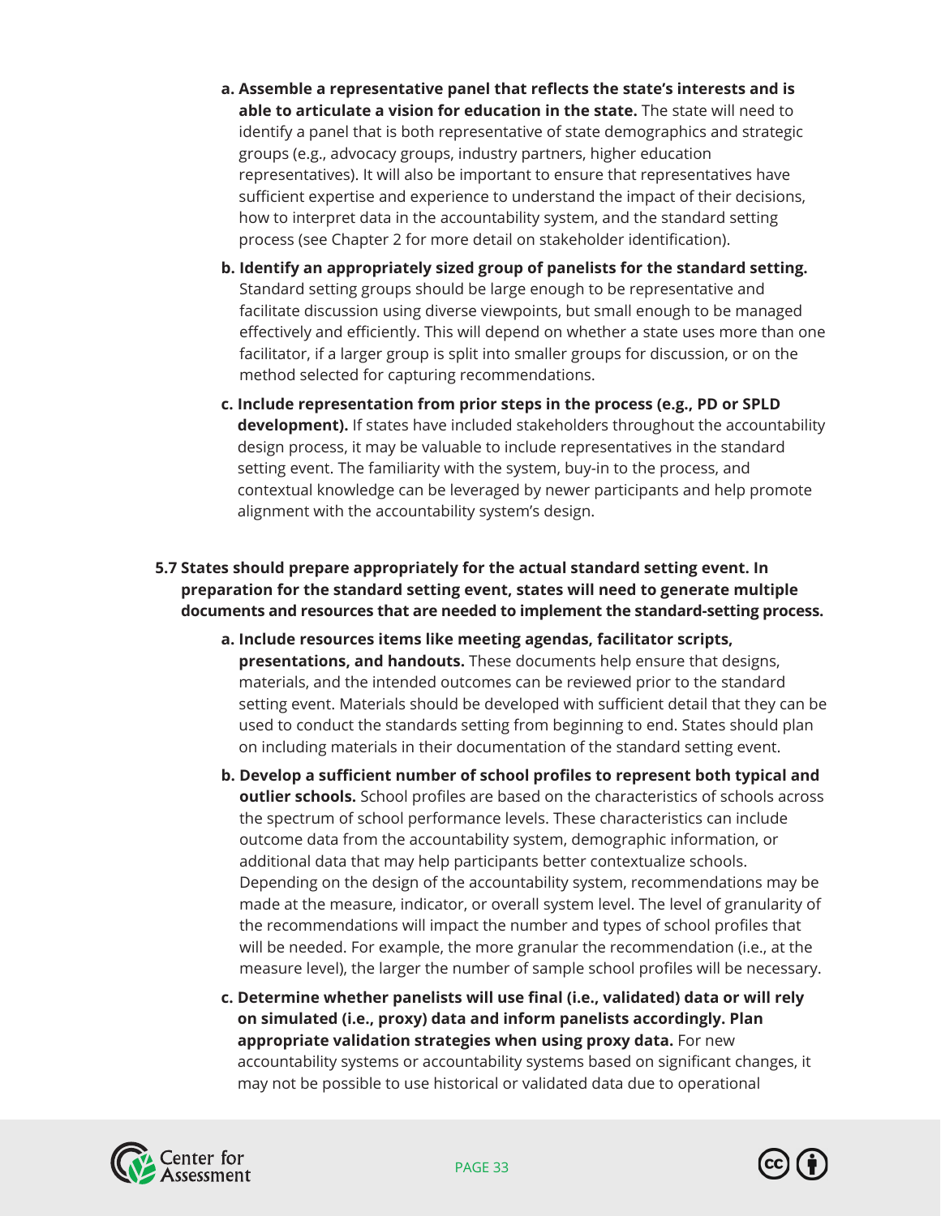a. **Assemble a representative panel that reflects the state's interests and is able to articulate a vision for education in the state.** The state will need to identify a panel that is both representative of state demographics and strategic groups (e.g., advocacy groups, industry partners, higher education representatives). It will also be important to ensure that representatives have sufficient expertise and experience to understand the impact of their decisions, how to interpret data in the accountability system, and the standard setting process (see Chapter 2 for more detail on stakeholder identification).

b. **Identify an appropriately sized group of panelists for the standard setting.** Standard setting groups should be large enough to be representative and facilitate discussion using diverse viewpoints, but small enough to be managed effectively and efficiently. This will depend on whether a state uses more than one facilitator, if a larger group is split into smaller groups for discussion, or on the method selected for capturing recommendations.

c. **Include representation from prior steps in the process (e.g., PD or SPLD development).** If states have included stakeholders throughout the accountability design process, it may be valuable to include representatives in the standard setting event. The familiarity with the system, buy-in to the process, and contextual knowledge can be leveraged by newer participants and help promote alignment with the accountability system's design.

**5.7 States should prepare appropriately for the actual standard setting event. In preparation for the standard setting event, states will need to generate multiple documents and resources that are needed to implement the standard-setting process.**

a. **Include resources items like meeting agendas, facilitator scripts, presentations, and handouts.** These documents help ensure that designs, materials, and the intended outcomes can be reviewed prior to the standard setting event. Materials should be developed with sufficient detail that they can be used to conduct the standards setting from beginning to end. States should plan on including materials in their documentation of the standard setting event.

b. **Develop a sufficient number of school profiles to represent both typical and outlier schools.** School profiles are based on the characteristics of schools across the spectrum of school performance levels. These characteristics can include outcome data from the accountability system, demographic information, or additional data that may help participants better contextualize schools. Depending on the design of the accountability system, recommendations may be made at the measure, indicator, or overall system level. The level of granularity of the recommendations will impact the number and types of school profiles that will be needed. For example, the more granular the recommendation (i.e., at the measure level), the larger the number of sample school profiles will be necessary.

c. **Determine whether panelists will use final (i.e., validated) data or will rely on simulated (i.e., proxy) data and inform panelists accordingly. Plan appropriate validation strategies when using proxy data.** For new accountability systems or accountability systems based on significant changes, it may not be possible to use historical or validated data due to operational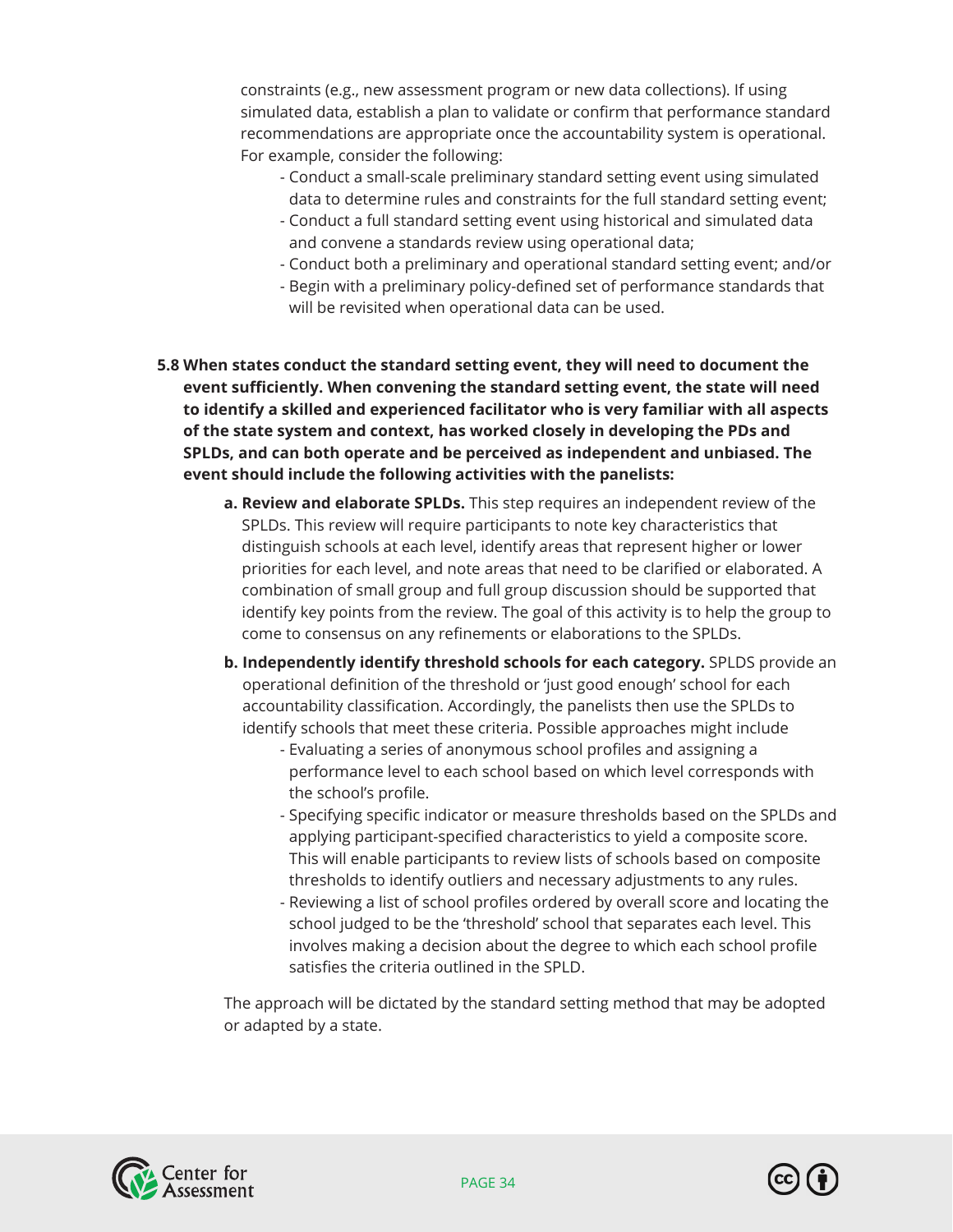constraints (e.g., new assessment program or new data collections). If using simulated data, establish a plan to validate or confirm that performance standard recommendations are appropriate once the accountability system is operational. For example, consider the following:

- Conduct a small-scale preliminary standard setting event using simulated data to determine rules and constraints for the full standard setting event;
- Conduct a full standard setting event using historical and simulated data and convene a standards review using operational data;
- Conduct both a preliminary and operational standard setting event; and/or
- Begin with a preliminary policy-defined set of performance standards that will be revisited when operational data can be used.

**5.8 When states conduct the standard setting event, they will need to document the event sufficiently. When convening the standard setting event, the state will need to identify a skilled and experienced facilitator who is very familiar with all aspects of the state system and context, has worked closely in developing the PDs and SPLDs, and can both operate and be perceived as independent and unbiased. The event should include the following activities with the panelists:**

**a. Review and elaborate SPLDs.** This step requires an independent review of the SPLDs. This review will require participants to note key characteristics that distinguish schools at each level, identify areas that represent higher or lower priorities for each level, and note areas that need to be clarified or elaborated. A combination of small group and full group discussion should be supported that identify key points from the review. The goal of this activity is to help the group to come to consensus on any refinements or elaborations to the SPLDs.

**b. Independently identify threshold schools for each category.** SPLDS provide an operational definition of the threshold or 'just good enough' school for each accountability classification. Accordingly, the panelists then use the SPLDs to identify schools that meet these criteria. Possible approaches might include

- Evaluating a series of anonymous school profiles and assigning a performance level to each school based on which level corresponds with the school's profile.
- Specifying specific indicator or measure thresholds based on the SPLDs and applying participant-specified characteristics to yield a composite score. This will enable participants to review lists of schools based on composite thresholds to identify outliers and necessary adjustments to any rules.
- Reviewing a list of school profiles ordered by overall score and locating the school judged to be the 'threshold' school that separates each level. This involves making a decision about the degree to which each school profile satisfies the criteria outlined in the SPLD.

The approach will be dictated by the standard setting method that may be adopted or adapted by a state.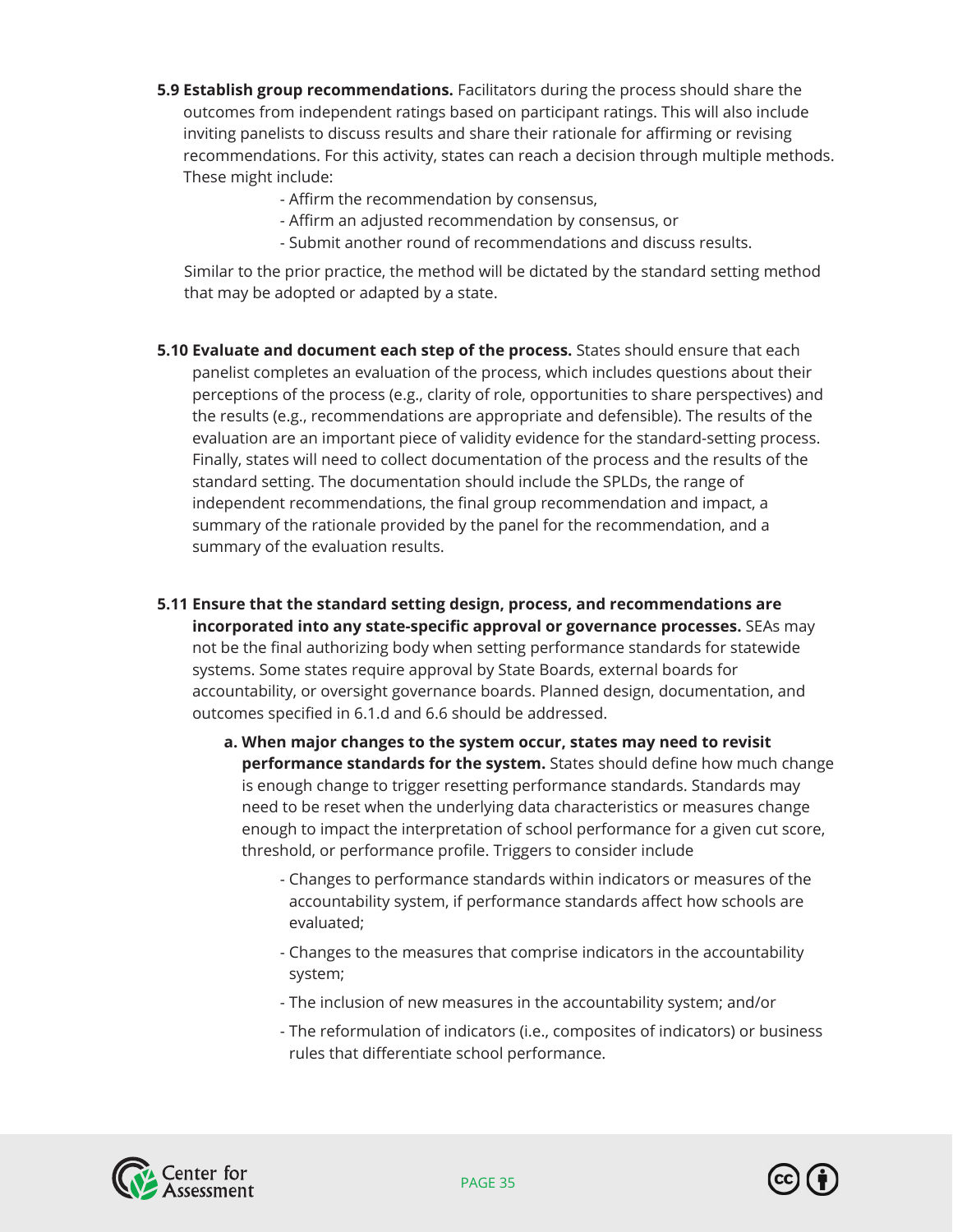**5.9 Establish group recommendations.** Facilitators during the process should share the outcomes from independent ratings based on participant ratings. This will also include inviting panelists to discuss results and share their rationale for affirming or revising recommendations. For this activity, states can reach a decision through multiple methods. These might include:

- Affirm the recommendation by consensus,
- Affirm an adjusted recommendation by consensus, or
- Submit another round of recommendations and discuss results.

Similar to the prior practice, the method will be dictated by the standard setting method that may be adopted or adapted by a state.

**5.10 Evaluate and document each step of the process.** States should ensure that each panelist completes an evaluation of the process, which includes questions about their perceptions of the process (e.g., clarity of role, opportunities to share perspectives) and the results (e.g., recommendations are appropriate and defensible). The results of the evaluation are an important piece of validity evidence for the standard-setting process. Finally, states will need to collect documentation of the process and the results of the standard setting. The documentation should include the SPLDs, the range of independent recommendations, the final group recommendation and impact, a summary of the rationale provided by the panel for the recommendation, and a summary of the evaluation results.

**5.11 Ensure that the standard setting design, process, and recommendations are incorporated into any state-specific approval or governance processes.** SEAs may not be the final authorizing body when setting performance standards for statewide systems. Some states require approval by State Boards, external boards for accountability, or oversight governance boards. Planned design, documentation, and outcomes specified in 6.1.d and 6.6 should be addressed.

**a. When major changes to the system occur, states may need to revisit performance standards for the system.** States should define how much change is enough change to trigger resetting performance standards. Standards may need to be reset when the underlying data characteristics or measures change enough to impact the interpretation of school performance for a given cut score, threshold, or performance profile. Triggers to consider include

- Changes to performance standards within indicators or measures of the accountability system, if performance standards affect how schools are evaluated;
- Changes to the measures that comprise indicators in the accountability system;
- The inclusion of new measures in the accountability system; and/or
- The reformulation of indicators (i.e., composites of indicators) or business rules that differentiate school performance.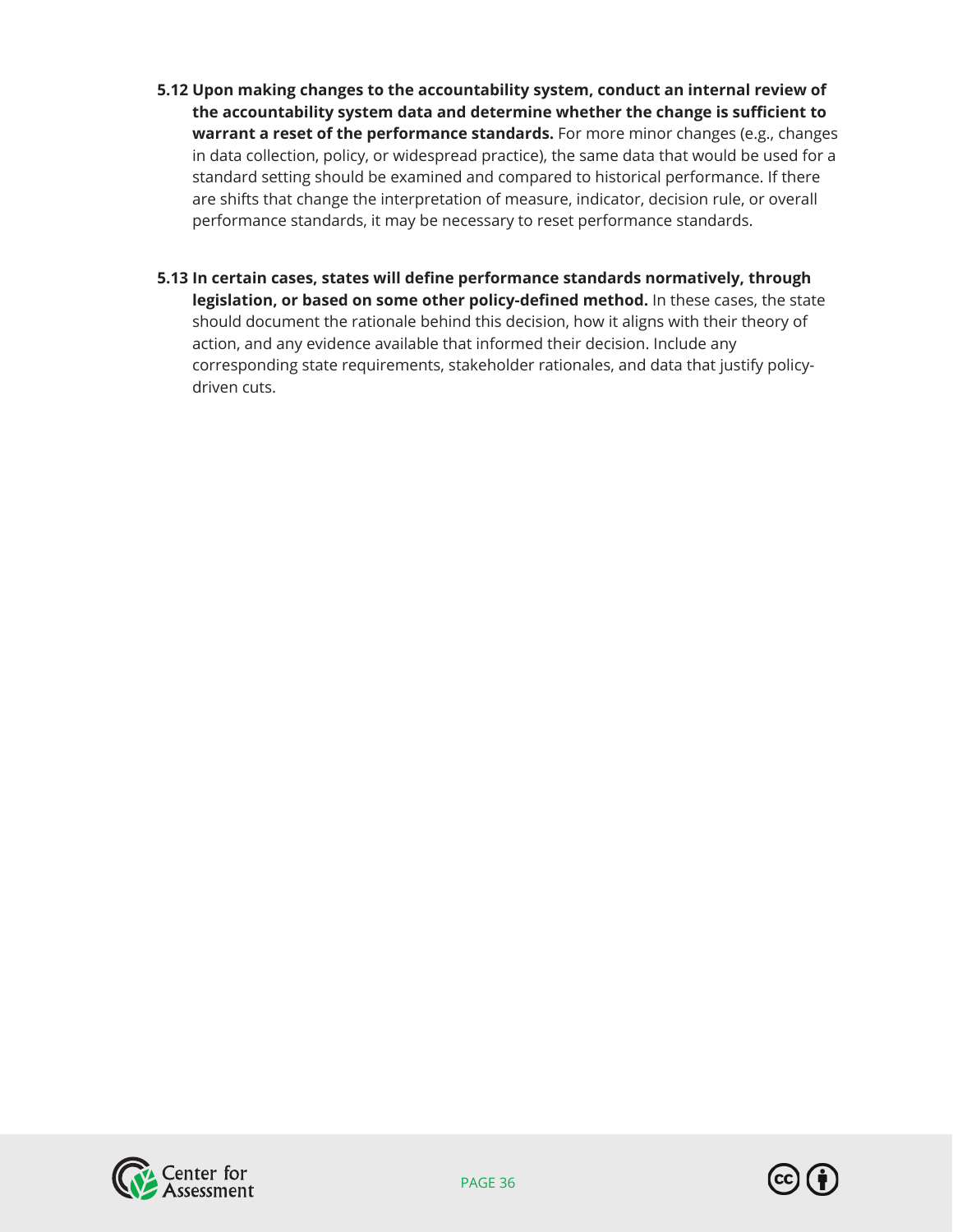**5.12 Upon making changes to the accountability system, conduct an internal review of the accountability system data and determine whether the change is sufficient to warrant a reset of the performance standards.** For more minor changes (e.g., changes in data collection, policy, or widespread practice), the same data that would be used for a standard setting should be examined and compared to historical performance. If there are shifts that change the interpretation of measure, indicator, decision rule, or overall performance standards, it may be necessary to reset performance standards.

**5.13 In certain cases, states will define performance standards normatively, through legislation, or based on some other policy-defined method.** In these cases, the state should document the rationale behind this decision, how it aligns with their theory of action, and any evidence available that informed their decision. Include any corresponding state requirements, stakeholder rationales, and data that justify policy-driven cuts.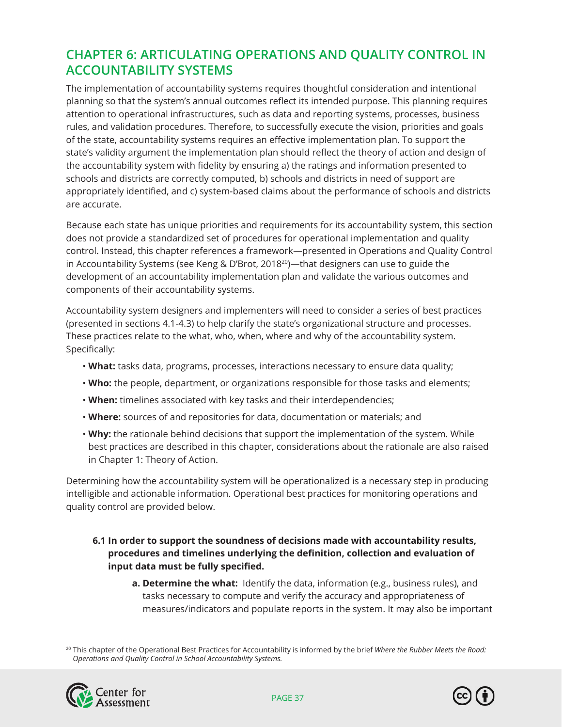## CHAPTER 6: ARTICULATING OPERATIONS AND QUALITY CONTROL IN ACCOUNTABILITY SYSTEMS

The implementation of accountability systems requires thoughtful consideration and intentional planning so that the system's annual outcomes reflect its intended purpose. This planning requires attention to operational infrastructures, such as data and reporting systems, processes, business rules, and validation procedures. Therefore, to successfully execute the vision, priorities and goals of the state, accountability systems requires an effective implementation plan. To support the state's validity argument the implementation plan should reflect the theory of action and design of the accountability system with fidelity by ensuring a) the ratings and information presented to schools and districts are correctly computed, b) schools and districts in need of support are appropriately identified, and c) system-based claims about the performance of schools and districts are accurate.

Because each state has unique priorities and requirements for its accountability system, this section does not provide a standardized set of procedures for operational implementation and quality control. Instead, this chapter references a framework—presented in Operations and Quality Control in Accountability Systems (see Keng & D'Brot, 2018[20])—that designers can use to guide the development of an accountability implementation plan and validate the various outcomes and components of their accountability systems.

Accountability system designers and implementers will need to consider a series of best practices (presented in sections 4.1-4.3) to help clarify the state's organizational structure and processes. These practices relate to the what, who, when, where and why of the accountability system. Specifically:

- **What:** tasks data, programs, processes, interactions necessary to ensure data quality;
- **Who:** the people, department, or organizations responsible for those tasks and elements;
- **When:** timelines associated with key tasks and their interdependencies;
- **Where:** sources of and repositories for data, documentation or materials; and
- **Why:** the rationale behind decisions that support the implementation of the system. While best practices are described in this chapter, considerations about the rationale are also raised in Chapter 1: Theory of Action.

Determining how the accountability system will be operationalized is a necessary step in producing intelligible and actionable information. Operational best practices for monitoring operations and quality control are provided below.

**6.1 In order to support the soundness of decisions made with accountability results, procedures and timelines underlying the definition, collection and evaluation of input data must be fully specified.**

**a. Determine the what:** Identify the data, information (e.g., business rules), and tasks necessary to compute and verify the accuracy and appropriateness of measures/indicators and populate reports in the system. It may also be important

[20] This chapter of the Operational Best Practices for Accountability is informed by the brief *Where the Rubber Meets the Road: Operations and Quality Control in School Accountability Systems.*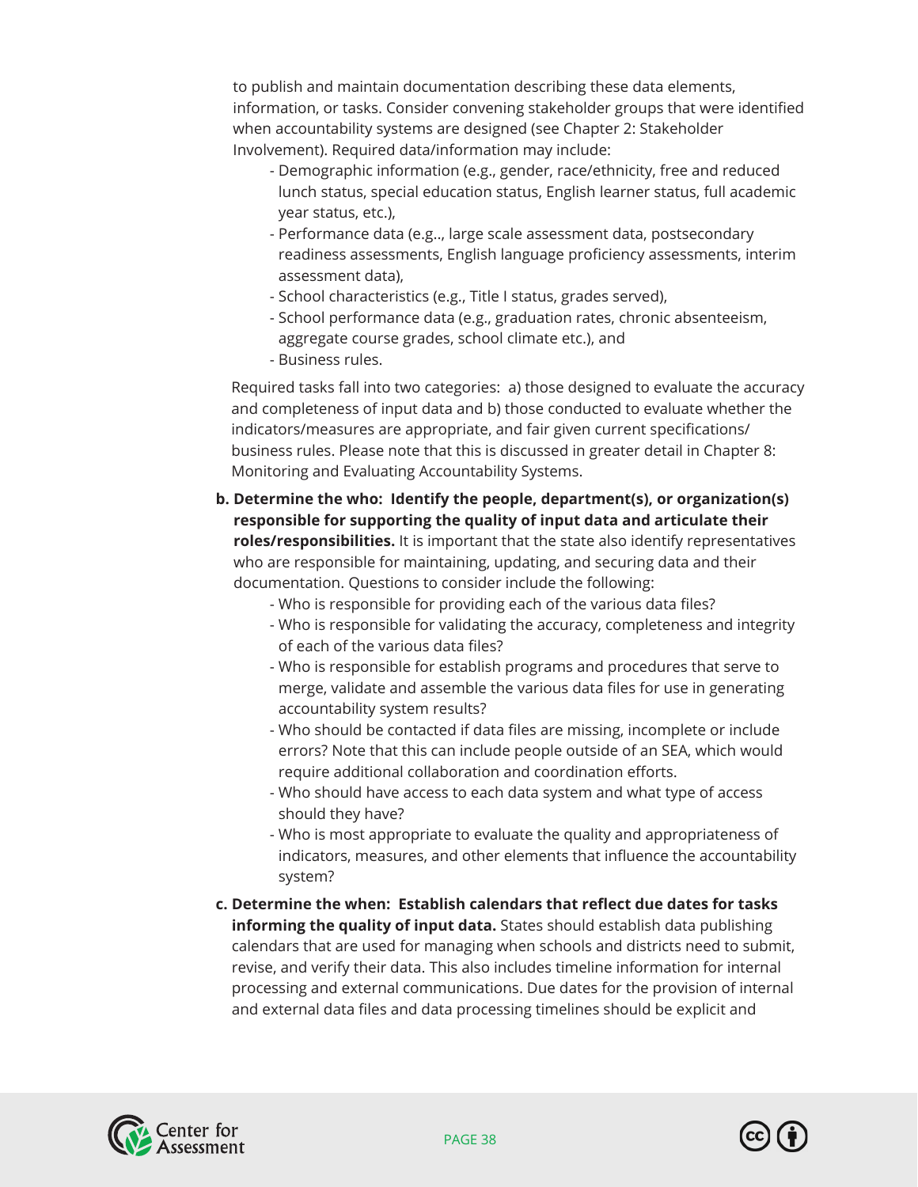to publish and maintain documentation describing these data elements, information, or tasks. Consider convening stakeholder groups that were identified when accountability systems are designed (see Chapter 2: Stakeholder Involvement). Required data/information may include:

- Demographic information (e.g., gender, race/ethnicity, free and reduced lunch status, special education status, English learner status, full academic year status, etc.),
- Performance data (e.g.., large scale assessment data, postsecondary readiness assessments, English language proficiency assessments, interim assessment data),
- School characteristics (e.g., Title I status, grades served),
- School performance data (e.g., graduation rates, chronic absenteeism, aggregate course grades, school climate etc.), and
- Business rules.

Required tasks fall into two categories: a) those designed to evaluate the accuracy and completeness of input data and b) those conducted to evaluate whether the indicators/measures are appropriate, and fair given current specifications/business rules. Please note that this is discussed in greater detail in Chapter 8: Monitoring and Evaluating Accountability Systems.

b. **Determine the who: Identify the people, department(s), or organization(s) responsible for supporting the quality of input data and articulate their roles/responsibilities.** It is important that the state also identify representatives who are responsible for maintaining, updating, and securing data and their documentation. Questions to consider include the following:
    - Who is responsible for providing each of the various data files?
    - Who is responsible for validating the accuracy, completeness and integrity of each of the various data files?
    - Who is responsible for establish programs and procedures that serve to merge, validate and assemble the various data files for use in generating accountability system results?
    - Who should be contacted if data files are missing, incomplete or include errors? Note that this can include people outside of an SEA, which would require additional collaboration and coordination efforts.
    - Who should have access to each data system and what type of access should they have?
    - Who is most appropriate to evaluate the quality and appropriateness of indicators, measures, and other elements that influence the accountability system?

c. **Determine the when: Establish calendars that reflect due dates for tasks informing the quality of input data.** States should establish data publishing calendars that are used for managing when schools and districts need to submit, revise, and verify their data. This also includes timeline information for internal processing and external communications. Due dates for the provision of internal and external data files and data processing timelines should be explicit and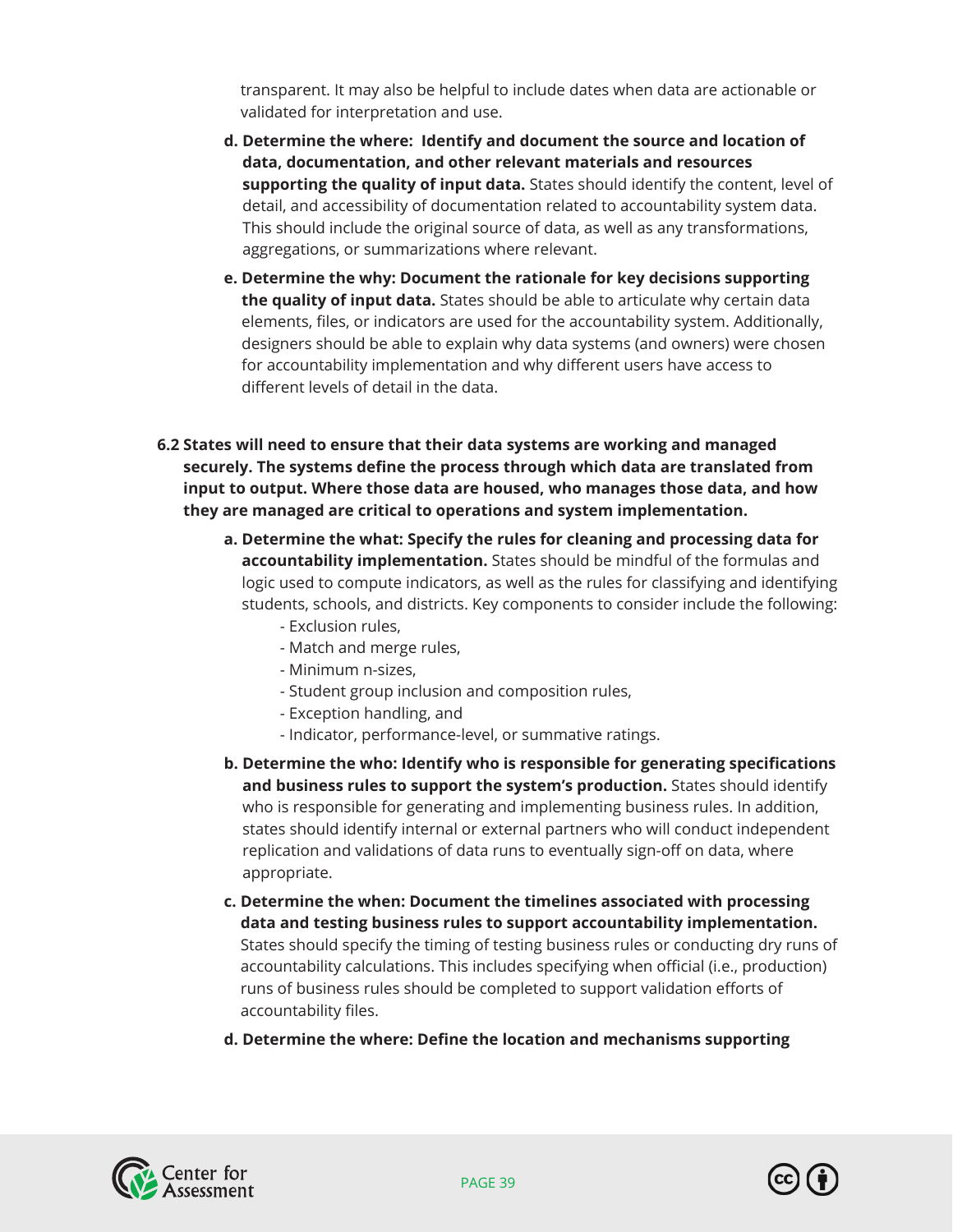transparent. It may also be helpful to include dates when data are actionable or validated for interpretation and use.

d. **Determine the where: Identify and document the source and location of data, documentation, and other relevant materials and resources supporting the quality of input data.** States should identify the content, level of detail, and accessibility of documentation related to accountability system data. This should include the original source of data, as well as any transformations, aggregations, or summarizations where relevant.

e. **Determine the why: Document the rationale for key decisions supporting the quality of input data.** States should be able to articulate why certain data elements, files, or indicators are used for the accountability system. Additionally, designers should be able to explain why data systems (and owners) were chosen for accountability implementation and why different users have access to different levels of detail in the data.

**6.2 States will need to ensure that their data systems are working and managed securely. The systems define the process through which data are translated from input to output. Where those data are housed, who manages those data, and how they are managed are critical to operations and system implementation.**

a. **Determine the what: Specify the rules for cleaning and processing data for accountability implementation.** States should be mindful of the formulas and logic used to compute indicators, as well as the rules for classifying and identifying students, schools, and districts. Key components to consider include the following:
   - Exclusion rules,
   - Match and merge rules,
   - Minimum n-sizes,
   - Student group inclusion and composition rules,
   - Exception handling, and
   - Indicator, performance-level, or summative ratings.

b. **Determine the who: Identify who is responsible for generating specifications and business rules to support the system's production.** States should identify who is responsible for generating and implementing business rules. In addition, states should identify internal or external partners who will conduct independent replication and validations of data runs to eventually sign-off on data, where appropriate.

c. **Determine the when: Document the timelines associated with processing data and testing business rules to support accountability implementation.** States should specify the timing of testing business rules or conducting dry runs of accountability calculations. This includes specifying when official (i.e., production) runs of business rules should be completed to support validation efforts of accountability files.

d. **Determine the where: Define the location and mechanisms supporting**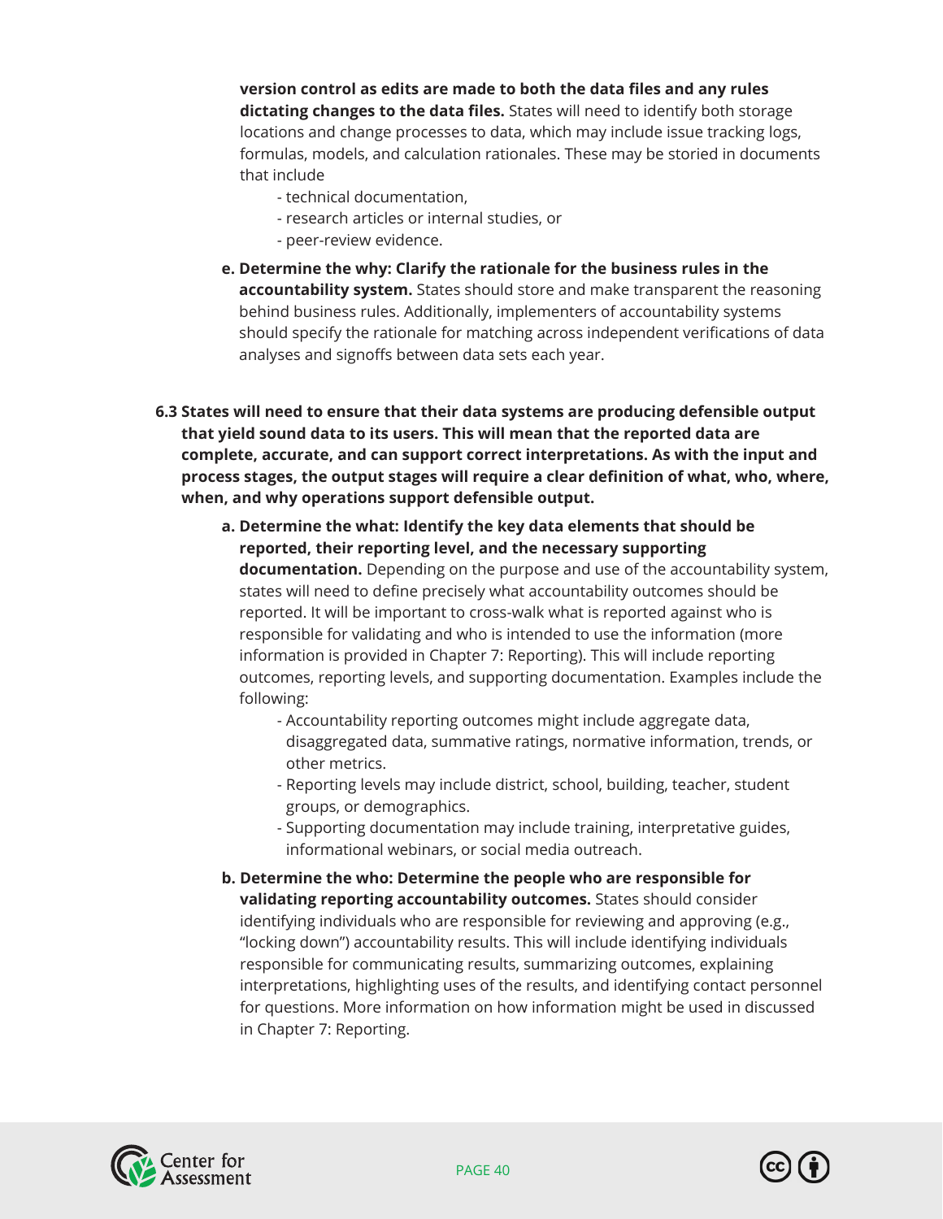**version control as edits are made to both the data files and any rules dictating changes to the data files.** States will need to identify both storage locations and change processes to data, which may include issue tracking logs, formulas, models, and calculation rationales. These may be storied in documents that include

- technical documentation,
- research articles or internal studies, or
- peer-review evidence.

e. **Determine the why: Clarify the rationale for the business rules in the accountability system.** States should store and make transparent the reasoning behind business rules. Additionally, implementers of accountability systems should specify the rationale for matching across independent verifications of data analyses and signoffs between data sets each year.

**6.3 States will need to ensure that their data systems are producing defensible output that yield sound data to its users. This will mean that the reported data are complete, accurate, and can support correct interpretations. As with the input and process stages, the output stages will require a clear definition of what, who, where, when, and why operations support defensible output.**

a. **Determine the what: Identify the key data elements that should be reported, their reporting level, and the necessary supporting documentation.** Depending on the purpose and use of the accountability system, states will need to define precisely what accountability outcomes should be reported. It will be important to cross-walk what is reported against who is responsible for validating and who is intended to use the information (more information is provided in Chapter 7: Reporting). This will include reporting outcomes, reporting levels, and supporting documentation. Examples include the following:

- Accountability reporting outcomes might include aggregate data, disaggregated data, summative ratings, normative information, trends, or other metrics.
- Reporting levels may include district, school, building, teacher, student groups, or demographics.
- Supporting documentation may include training, interpretative guides, informational webinars, or social media outreach.

b. **Determine the who: Determine the people who are responsible for validating reporting accountability outcomes.** States should consider identifying individuals who are responsible for reviewing and approving (e.g., "locking down") accountability results. This will include identifying individuals responsible for communicating results, summarizing outcomes, explaining interpretations, highlighting uses of the results, and identifying contact personnel for questions. More information on how information might be used in discussed in Chapter 7: Reporting.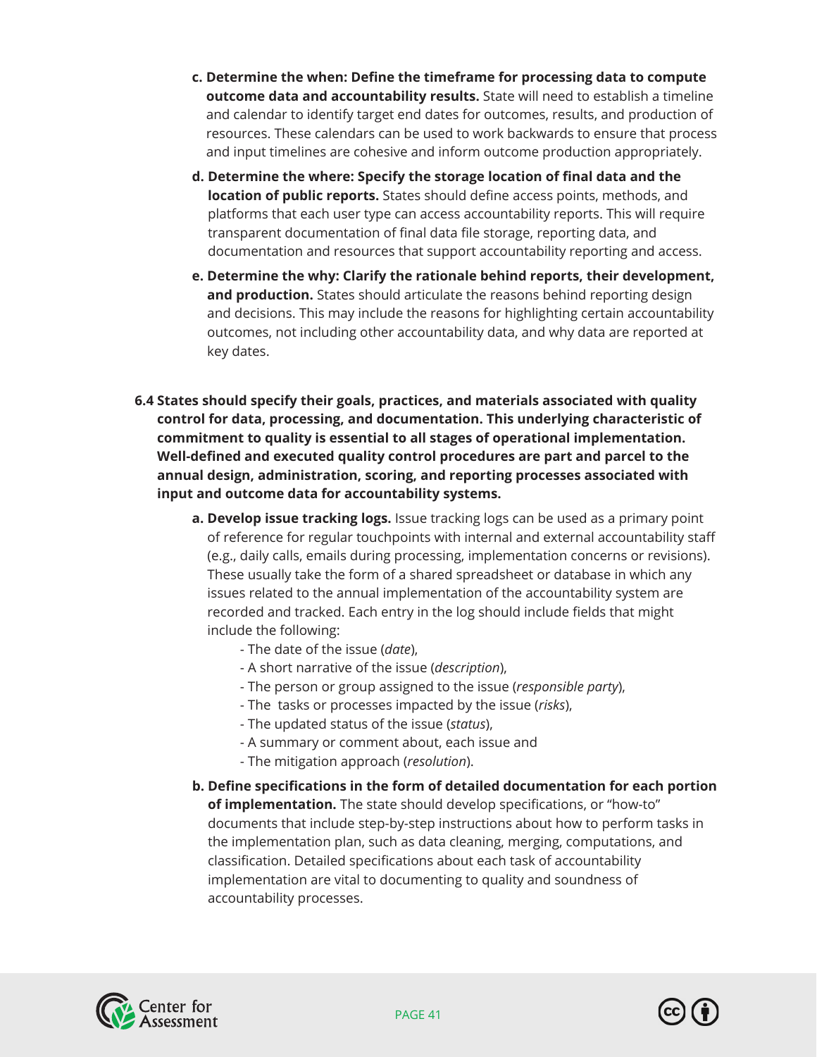c. **Determine the when: Define the timeframe for processing data to compute outcome data and accountability results.** State will need to establish a timeline and calendar to identify target end dates for outcomes, results, and production of resources. These calendars can be used to work backwards to ensure that process and input timelines are cohesive and inform outcome production appropriately.

d. **Determine the where: Specify the storage location of final data and the location of public reports.** States should define access points, methods, and platforms that each user type can access accountability reports. This will require transparent documentation of final data file storage, reporting data, and documentation and resources that support accountability reporting and access.

e. **Determine the why: Clarify the rationale behind reports, their development, and production.** States should articulate the reasons behind reporting design and decisions. This may include the reasons for highlighting certain accountability outcomes, not including other accountability data, and why data are reported at key dates.

**6.4 States should specify their goals, practices, and materials associated with quality control for data, processing, and documentation. This underlying characteristic of commitment to quality is essential to all stages of operational implementation. Well-defined and executed quality control procedures are part and parcel to the annual design, administration, scoring, and reporting processes associated with input and outcome data for accountability systems.**

a. **Develop issue tracking logs.** Issue tracking logs can be used as a primary point of reference for regular touchpoints with internal and external accountability staff (e.g., daily calls, emails during processing, implementation concerns or revisions). These usually take the form of a shared spreadsheet or database in which any issues related to the annual implementation of the accountability system are recorded and tracked. Each entry in the log should include fields that might include the following:

- The date of the issue (*date*),
- A short narrative of the issue (*description*),
- The person or group assigned to the issue (*responsible party*),
- The tasks or processes impacted by the issue (*risks*),
- The updated status of the issue (*status*),
- A summary or comment about, each issue and
- The mitigation approach (*resolution*).

b. **Define specifications in the form of detailed documentation for each portion of implementation.** The state should develop specifications, or "how-to" documents that include step-by-step instructions about how to perform tasks in the implementation plan, such as data cleaning, merging, computations, and classification. Detailed specifications about each task of accountability implementation are vital to documenting to quality and soundness of accountability processes.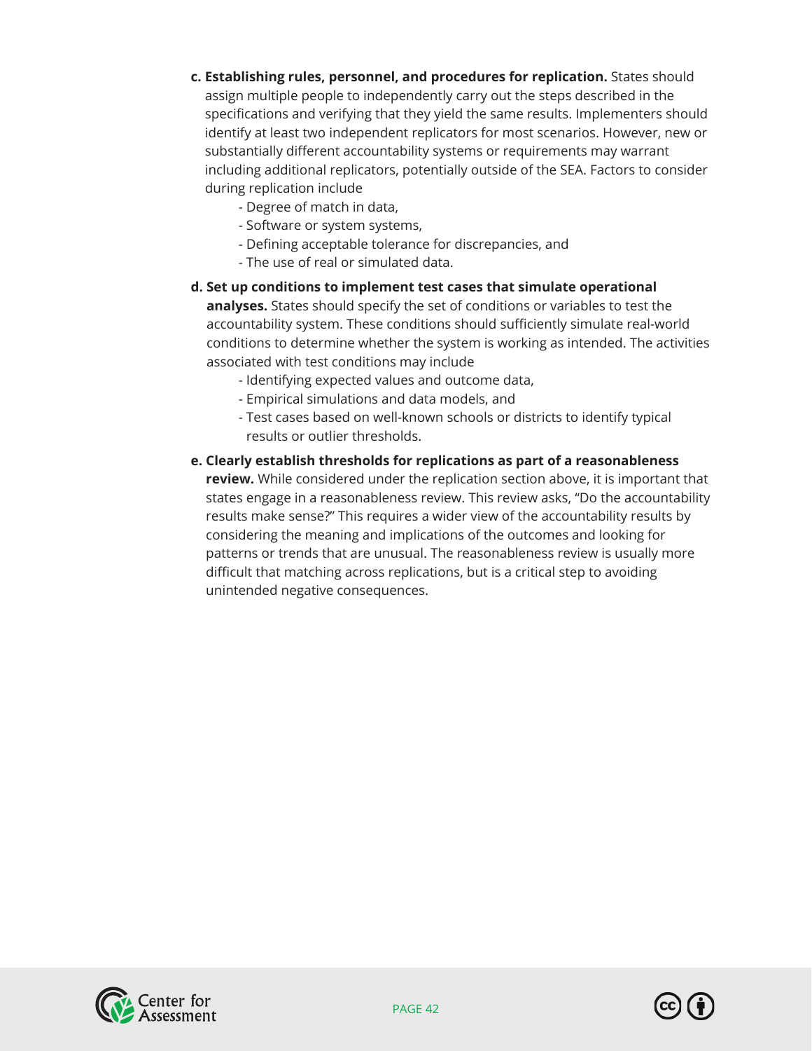c. **Establishing rules, personnel, and procedures for replication.** States should assign multiple people to independently carry out the steps described in the specifications and verifying that they yield the same results. Implementers should identify at least two independent replicators for most scenarios. However, new or substantially different accountability systems or requirements may warrant including additional replicators, potentially outside of the SEA. Factors to consider during replication include

   - Degree of match in data,
   - Software or system systems,
   - Defining acceptable tolerance for discrepancies, and
   - The use of real or simulated data.

d. **Set up conditions to implement test cases that simulate operational analyses.** States should specify the set of conditions or variables to test the accountability system. These conditions should sufficiently simulate real-world conditions to determine whether the system is working as intended. The activities associated with test conditions may include

   - Identifying expected values and outcome data,
   - Empirical simulations and data models, and
   - Test cases based on well-known schools or districts to identify typical results or outlier thresholds.

e. **Clearly establish thresholds for replications as part of a reasonableness review.** While considered under the replication section above, it is important that states engage in a reasonableness review. This review asks, "Do the accountability results make sense?" This requires a wider view of the accountability results by considering the meaning and implications of the outcomes and looking for patterns or trends that are unusual. The reasonableness review is usually more difficult that matching across replications, but is a critical step to avoiding unintended negative consequences.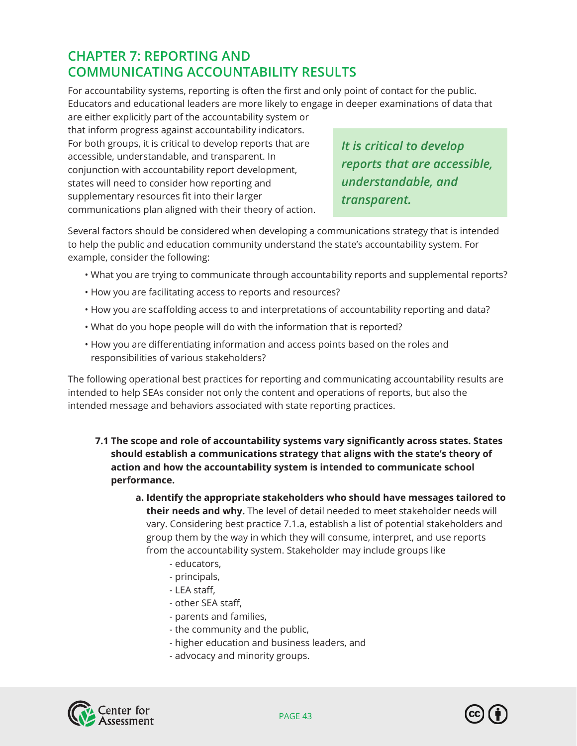## CHAPTER 7: REPORTING AND COMMUNICATING ACCOUNTABILITY RESULTS

For accountability systems, reporting is often the first and only point of contact for the public. Educators and educational leaders are more likely to engage in deeper examinations of data that are either explicitly part of the accountability system or that inform progress against accountability indicators. For both groups, it is critical to develop reports that are accessible, understandable, and transparent. In conjunction with accountability report development, states will need to consider how reporting and supplementary resources fit into their larger communications plan aligned with their theory of action.

*It is critical to develop reports that are accessible, understandable, and transparent.*

Several factors should be considered when developing a communications strategy that is intended to help the public and education community understand the state's accountability system. For example, consider the following:

- What you are trying to communicate through accountability reports and supplemental reports?
- How you are facilitating access to reports and resources?
- How you are scaffolding access to and interpretations of accountability reporting and data?
- What do you hope people will do with the information that is reported?
- How you are differentiating information and access points based on the roles and responsibilities of various stakeholders?

The following operational best practices for reporting and communicating accountability results are intended to help SEAs consider not only the content and operations of reports, but also the intended message and behaviors associated with state reporting practices.

**7.1 The scope and role of accountability systems vary significantly across states. States should establish a communications strategy that aligns with the state's theory of action and how the accountability system is intended to communicate school performance.**

**a. Identify the appropriate stakeholders who should have messages tailored to their needs and why.** The level of detail needed to meet stakeholder needs will vary. Considering best practice 7.1.a, establish a list of potential stakeholders and group them by the way in which they will consume, interpret, and use reports from the accountability system. Stakeholder may include groups like

- educators,
- principals,
- LEA staff,
- other SEA staff,
- parents and families,
- the community and the public,
- higher education and business leaders, and
- advocacy and minority groups.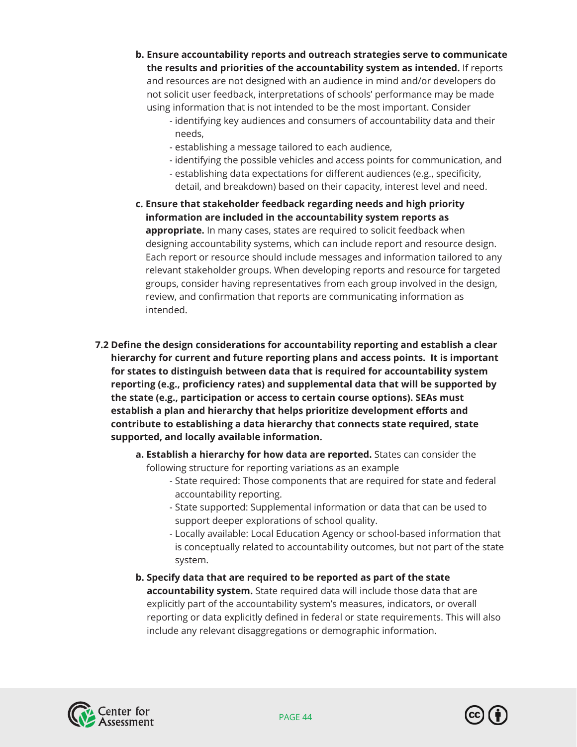b. **Ensure accountability reports and outreach strategies serve to communicate the results and priorities of the accountability system as intended.** If reports and resources are not designed with an audience in mind and/or developers do not solicit user feedback, interpretations of schools' performance may be made using information that is not intended to be the most important. Consider
   - identifying key audiences and consumers of accountability data and their needs,
   - establishing a message tailored to each audience,
   - identifying the possible vehicles and access points for communication, and
   - establishing data expectations for different audiences (e.g., specificity, detail, and breakdown) based on their capacity, interest level and need.

c. **Ensure that stakeholder feedback regarding needs and high priority information are included in the accountability system reports as appropriate.** In many cases, states are required to solicit feedback when designing accountability systems, which can include report and resource design. Each report or resource should include messages and information tailored to any relevant stakeholder groups. When developing reports and resource for targeted groups, consider having representatives from each group involved in the design, review, and confirmation that reports are communicating information as intended.

**7.2 Define the design considerations for accountability reporting and establish a clear hierarchy for current and future reporting plans and access points. It is important for states to distinguish between data that is required for accountability system reporting (e.g., proficiency rates) and supplemental data that will be supported by the state (e.g., participation or access to certain course options). SEAs must establish a plan and hierarchy that helps prioritize development efforts and contribute to establishing a data hierarchy that connects state required, state supported, and locally available information.**

a. **Establish a hierarchy for how data are reported.** States can consider the following structure for reporting variations as an example
   - State required: Those components that are required for state and federal accountability reporting.
   - State supported: Supplemental information or data that can be used to support deeper explorations of school quality.
   - Locally available: Local Education Agency or school-based information that is conceptually related to accountability outcomes, but not part of the state system.

b. **Specify data that are required to be reported as part of the state accountability system.** State required data will include those data that are explicitly part of the accountability system's measures, indicators, or overall reporting or data explicitly defined in federal or state requirements. This will also include any relevant disaggregations or demographic information.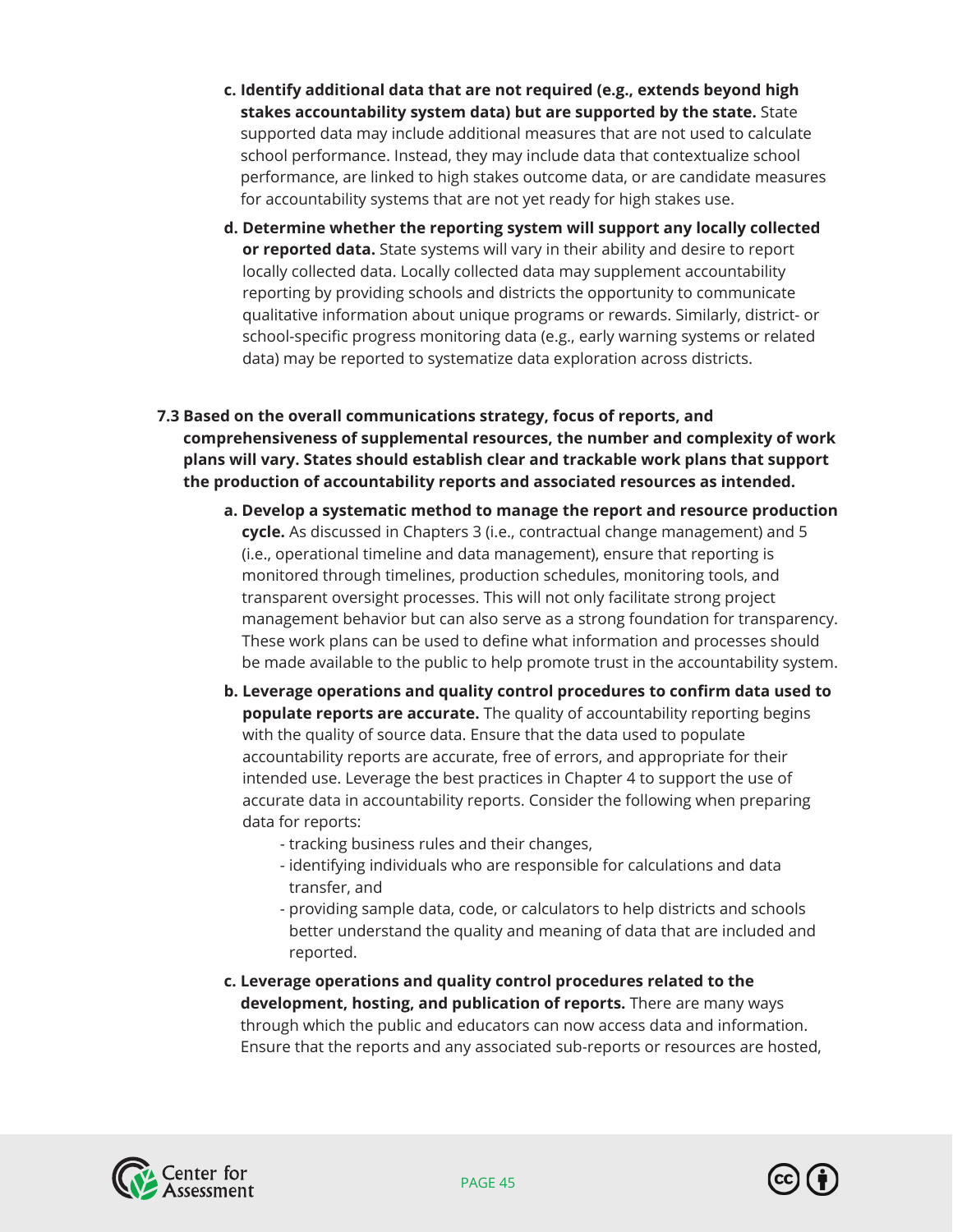c. **Identify additional data that are not required (e.g., extends beyond high stakes accountability system data) but are supported by the state.** State supported data may include additional measures that are not used to calculate school performance. Instead, they may include data that contextualize school performance, are linked to high stakes outcome data, or are candidate measures for accountability systems that are not yet ready for high stakes use.

d. **Determine whether the reporting system will support any locally collected or reported data.** State systems will vary in their ability and desire to report locally collected data. Locally collected data may supplement accountability reporting by providing schools and districts the opportunity to communicate qualitative information about unique programs or rewards. Similarly, district- or school-specific progress monitoring data (e.g., early warning systems or related data) may be reported to systematize data exploration across districts.

**7.3 Based on the overall communications strategy, focus of reports, and comprehensiveness of supplemental resources, the number and complexity of work plans will vary. States should establish clear and trackable work plans that support the production of accountability reports and associated resources as intended.**

a. **Develop a systematic method to manage the report and resource production cycle.** As discussed in Chapters 3 (i.e., contractual change management) and 5 (i.e., operational timeline and data management), ensure that reporting is monitored through timelines, production schedules, monitoring tools, and transparent oversight processes. This will not only facilitate strong project management behavior but can also serve as a strong foundation for transparency. These work plans can be used to define what information and processes should be made available to the public to help promote trust in the accountability system.

b. **Leverage operations and quality control procedures to confirm data used to populate reports are accurate.** The quality of accountability reporting begins with the quality of source data. Ensure that the data used to populate accountability reports are accurate, free of errors, and appropriate for their intended use. Leverage the best practices in Chapter 4 to support the use of accurate data in accountability reports. Consider the following when preparing data for reports:
   - tracking business rules and their changes,
   - identifying individuals who are responsible for calculations and data transfer, and
   - providing sample data, code, or calculators to help districts and schools better understand the quality and meaning of data that are included and reported.

c. **Leverage operations and quality control procedures related to the development, hosting, and publication of reports.** There are many ways through which the public and educators can now access data and information. Ensure that the reports and any associated sub-reports or resources are hosted,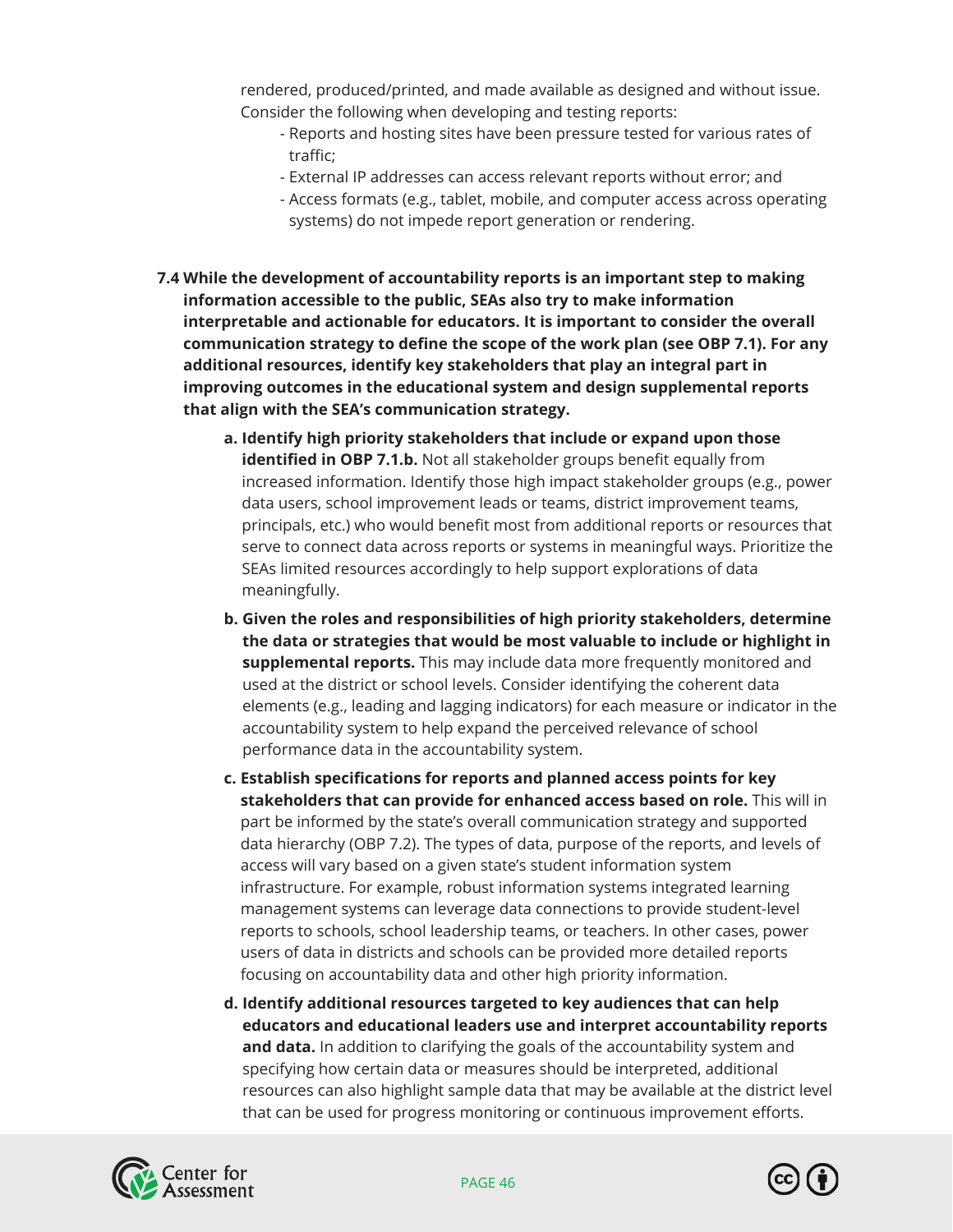rendered, produced/printed, and made available as designed and without issue. Consider the following when developing and testing reports:

- Reports and hosting sites have been pressure tested for various rates of traffic;
- External IP addresses can access relevant reports without error; and
- Access formats (e.g., tablet, mobile, and computer access across operating systems) do not impede report generation or rendering.

**7.4 While the development of accountability reports is an important step to making information accessible to the public, SEAs also try to make information interpretable and actionable for educators. It is important to consider the overall communication strategy to define the scope of the work plan (see OBP 7.1). For any additional resources, identify key stakeholders that play an integral part in improving outcomes in the educational system and design supplemental reports that align with the SEA's communication strategy.**

a. **Identify high priority stakeholders that include or expand upon those identified in OBP 7.1.b.** Not all stakeholder groups benefit equally from increased information. Identify those high impact stakeholder groups (e.g., power data users, school improvement leads or teams, district improvement teams, principals, etc.) who would benefit most from additional reports or resources that serve to connect data across reports or systems in meaningful ways. Prioritize the SEAs limited resources accordingly to help support explorations of data meaningfully.

b. **Given the roles and responsibilities of high priority stakeholders, determine the data or strategies that would be most valuable to include or highlight in supplemental reports.** This may include data more frequently monitored and used at the district or school levels. Consider identifying the coherent data elements (e.g., leading and lagging indicators) for each measure or indicator in the accountability system to help expand the perceived relevance of school performance data in the accountability system.

c. **Establish specifications for reports and planned access points for key stakeholders that can provide for enhanced access based on role.** This will in part be informed by the state's overall communication strategy and supported data hierarchy (OBP 7.2). The types of data, purpose of the reports, and levels of access will vary based on a given state's student information system infrastructure. For example, robust information systems integrated learning management systems can leverage data connections to provide student-level reports to schools, school leadership teams, or teachers. In other cases, power users of data in districts and schools can be provided more detailed reports focusing on accountability data and other high priority information.

d. **Identify additional resources targeted to key audiences that can help educators and educational leaders use and interpret accountability reports and data.** In addition to clarifying the goals of the accountability system and specifying how certain data or measures should be interpreted, additional resources can also highlight sample data that may be available at the district level that can be used for progress monitoring or continuous improvement efforts.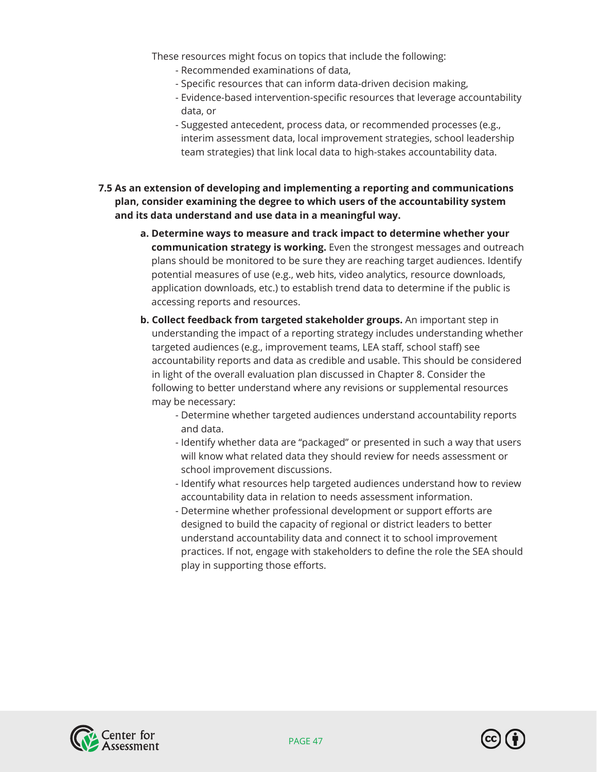These resources might focus on topics that include the following:

- Recommended examinations of data,
- Specific resources that can inform data-driven decision making,
- Evidence-based intervention-specific resources that leverage accountability data, or
- Suggested antecedent, process data, or recommended processes (e.g., interim assessment data, local improvement strategies, school leadership team strategies) that link local data to high-stakes accountability data.

**7.5 As an extension of developing and implementing a reporting and communications plan, consider examining the degree to which users of the accountability system and its data understand and use data in a meaningful way.**

a. **Determine ways to measure and track impact to determine whether your communication strategy is working.** Even the strongest messages and outreach plans should be monitored to be sure they are reaching target audiences. Identify potential measures of use (e.g., web hits, video analytics, resource downloads, application downloads, etc.) to establish trend data to determine if the public is accessing reports and resources.

b. **Collect feedback from targeted stakeholder groups.** An important step in understanding the impact of a reporting strategy includes understanding whether targeted audiences (e.g., improvement teams, LEA staff, school staff) see accountability reports and data as credible and usable. This should be considered in light of the overall evaluation plan discussed in Chapter 8. Consider the following to better understand where any revisions or supplemental resources may be necessary:

   - Determine whether targeted audiences understand accountability reports and data.
   - Identify whether data are "packaged" or presented in such a way that users will know what related data they should review for needs assessment or school improvement discussions.
   - Identify what resources help targeted audiences understand how to review accountability data in relation to needs assessment information.
   - Determine whether professional development or support efforts are designed to build the capacity of regional or district leaders to better understand accountability data and connect it to school improvement practices. If not, engage with stakeholders to define the role the SEA should play in supporting those efforts.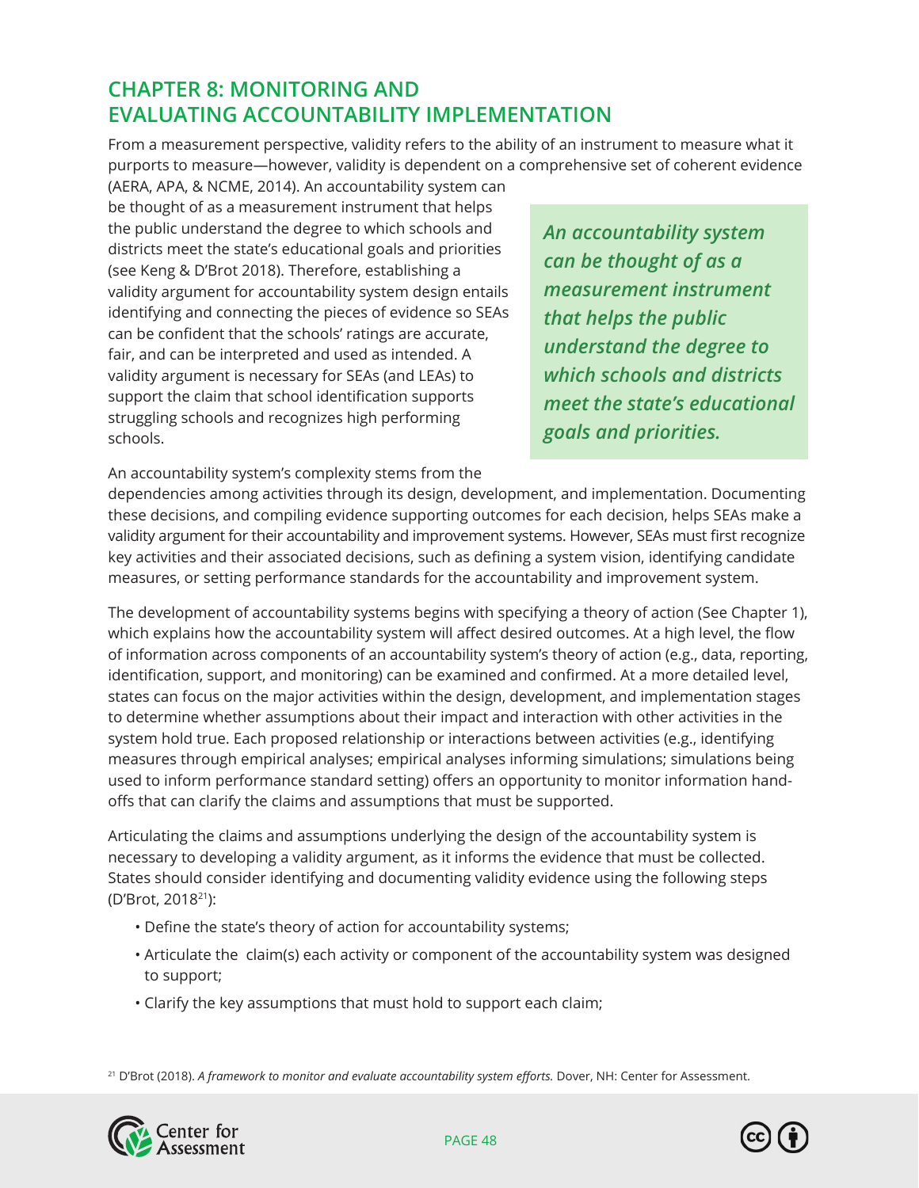## CHAPTER 8: MONITORING AND EVALUATING ACCOUNTABILITY IMPLEMENTATION

From a measurement perspective, validity refers to the ability of an instrument to measure what it purports to measure—however, validity is dependent on a comprehensive set of coherent evidence (AERA, APA, & NCME, 2014). An accountability system can be thought of as a measurement instrument that helps the public understand the degree to which schools and districts meet the state's educational goals and priorities (see Keng & D'Brot 2018). Therefore, establishing a validity argument for accountability system design entails identifying and connecting the pieces of evidence so SEAs can be confident that the schools' ratings are accurate, fair, and can be interpreted and used as intended. A validity argument is necessary for SEAs (and LEAs) to support the claim that school identification supports struggling schools and recognizes high performing schools.

> ***An accountability system can be thought of as a measurement instrument that helps the public understand the degree to which schools and districts meet the state's educational goals and priorities.***

An accountability system's complexity stems from the dependencies among activities through its design, development, and implementation. Documenting these decisions, and compiling evidence supporting outcomes for each decision, helps SEAs make a validity argument for their accountability and improvement systems. However, SEAs must first recognize key activities and their associated decisions, such as defining a system vision, identifying candidate measures, or setting performance standards for the accountability and improvement system.

The development of accountability systems begins with specifying a theory of action (See Chapter 1), which explains how the accountability system will affect desired outcomes. At a high level, the flow of information across components of an accountability system's theory of action (e.g., data, reporting, identification, support, and monitoring) can be examined and confirmed. At a more detailed level, states can focus on the major activities within the design, development, and implementation stages to determine whether assumptions about their impact and interaction with other activities in the system hold true. Each proposed relationship or interactions between activities (e.g., identifying measures through empirical analyses; empirical analyses informing simulations; simulations being used to inform performance standard setting) offers an opportunity to monitor information hand-offs that can clarify the claims and assumptions that must be supported.

Articulating the claims and assumptions underlying the design of the accountability system is necessary to developing a validity argument, as it informs the evidence that must be collected. States should consider identifying and documenting validity evidence using the following steps (D'Brot, 2018[21]):

- Define the state's theory of action for accountability systems;
- Articulate the claim(s) each activity or component of the accountability system was designed to support;
- Clarify the key assumptions that must hold to support each claim;

[21] D'Brot (2018). *A framework to monitor and evaluate accountability system efforts.* Dover, NH: Center for Assessment.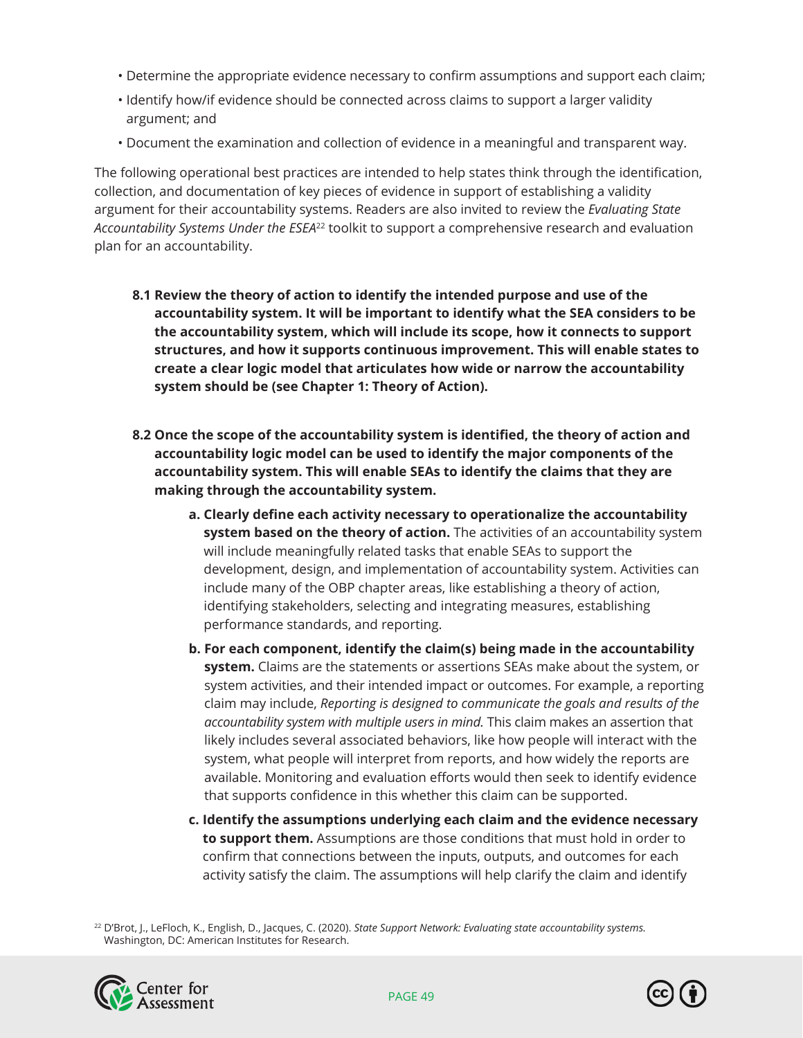- Determine the appropriate evidence necessary to confirm assumptions and support each claim;
- Identify how/if evidence should be connected across claims to support a larger validity argument; and
- Document the examination and collection of evidence in a meaningful and transparent way.

The following operational best practices are intended to help states think through the identification, collection, and documentation of key pieces of evidence in support of establishing a validity argument for their accountability systems. Readers are also invited to review the *Evaluating State Accountability Systems Under the ESEA*[22] toolkit to support a comprehensive research and evaluation plan for an accountability.

**8.1 Review the theory of action to identify the intended purpose and use of the accountability system. It will be important to identify what the SEA considers to be the accountability system, which will include its scope, how it connects to support structures, and how it supports continuous improvement. This will enable states to create a clear logic model that articulates how wide or narrow the accountability system should be (see Chapter 1: Theory of Action).**

**8.2 Once the scope of the accountability system is identified, the theory of action and accountability logic model can be used to identify the major components of the accountability system. This will enable SEAs to identify the claims that they are making through the accountability system.**

   a. **Clearly define each activity necessary to operationalize the accountability system based on the theory of action.** The activities of an accountability system will include meaningfully related tasks that enable SEAs to support the development, design, and implementation of accountability system. Activities can include many of the OBP chapter areas, like establishing a theory of action, identifying stakeholders, selecting and integrating measures, establishing performance standards, and reporting.

   b. **For each component, identify the claim(s) being made in the accountability system.** Claims are the statements or assertions SEAs make about the system, or system activities, and their intended impact or outcomes. For example, a reporting claim may include, *Reporting is designed to communicate the goals and results of the accountability system with multiple users in mind.* This claim makes an assertion that likely includes several associated behaviors, like how people will interact with the system, what people will interpret from reports, and how widely the reports are available. Monitoring and evaluation efforts would then seek to identify evidence that supports confidence in this whether this claim can be supported.

   c. **Identify the assumptions underlying each claim and the evidence necessary to support them.** Assumptions are those conditions that must hold in order to confirm that connections between the inputs, outputs, and outcomes for each activity satisfy the claim. The assumptions will help clarify the claim and identify

[22] D'Brot, J., LeFloch, K., English, D., Jacques, C. (2020). *State Support Network: Evaluating state accountability systems.* Washington, DC: American Institutes for Research.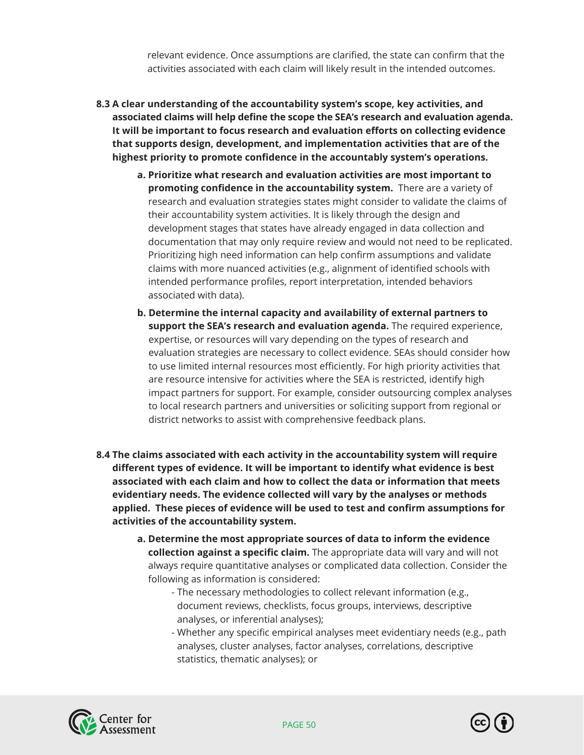relevant evidence. Once assumptions are clarified, the state can confirm that the activities associated with each claim will likely result in the intended outcomes.

**8.3 A clear understanding of the accountability system's scope, key activities, and associated claims will help define the scope the SEA's research and evaluation agenda. It will be important to focus research and evaluation efforts on collecting evidence that supports design, development, and implementation activities that are of the highest priority to promote confidence in the accountably system's operations.**

- **a. Prioritize what research and evaluation activities are most important to promoting confidence in the accountability system.** There are a variety of research and evaluation strategies states might consider to validate the claims of their accountability system activities. It is likely through the design and development stages that states have already engaged in data collection and documentation that may only require review and would not need to be replicated. Prioritizing high need information can help confirm assumptions and validate claims with more nuanced activities (e.g., alignment of identified schools with intended performance profiles, report interpretation, intended behaviors associated with data).
- **b. Determine the internal capacity and availability of external partners to support the SEA's research and evaluation agenda.** The required experience, expertise, or resources will vary depending on the types of research and evaluation strategies are necessary to collect evidence. SEAs should consider how to use limited internal resources most efficiently. For high priority activities that are resource intensive for activities where the SEA is restricted, identify high impact partners for support. For example, consider outsourcing complex analyses to local research partners and universities or soliciting support from regional or district networks to assist with comprehensive feedback plans.

**8.4 The claims associated with each activity in the accountability system will require different types of evidence. It will be important to identify what evidence is best associated with each claim and how to collect the data or information that meets evidentiary needs. The evidence collected will vary by the analyses or methods applied. These pieces of evidence will be used to test and confirm assumptions for activities of the accountability system.**

- **a. Determine the most appropriate sources of data to inform the evidence collection against a specific claim.** The appropriate data will vary and will not always require quantitative analyses or complicated data collection. Consider the following as information is considered:
  - The necessary methodologies to collect relevant information (e.g., document reviews, checklists, focus groups, interviews, descriptive analyses, or inferential analyses);
  - Whether any specific empirical analyses meet evidentiary needs (e.g., path analyses, cluster analyses, factor analyses, correlations, descriptive statistics, thematic analyses); or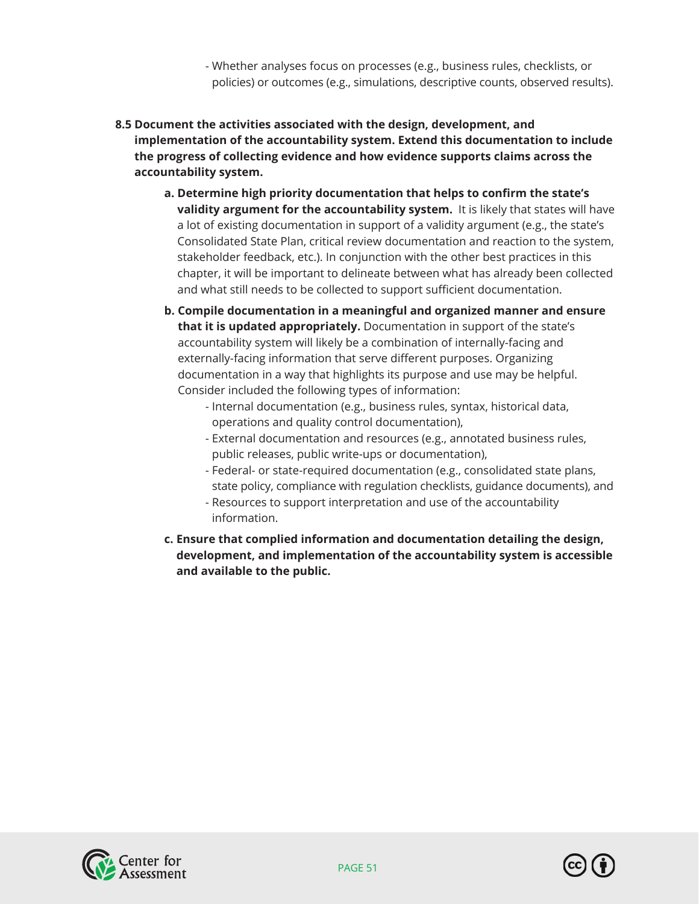- Whether analyses focus on processes (e.g., business rules, checklists, or policies) or outcomes (e.g., simulations, descriptive counts, observed results).

**8.5 Document the activities associated with the design, development, and implementation of the accountability system. Extend this documentation to include the progress of collecting evidence and how evidence supports claims across the accountability system.**

a. **Determine high priority documentation that helps to confirm the state's validity argument for the accountability system.** It is likely that states will have a lot of existing documentation in support of a validity argument (e.g., the state's Consolidated State Plan, critical review documentation and reaction to the system, stakeholder feedback, etc.). In conjunction with the other best practices in this chapter, it will be important to delineate between what has already been collected and what still needs to be collected to support sufficient documentation.

b. **Compile documentation in a meaningful and organized manner and ensure that it is updated appropriately.** Documentation in support of the state's accountability system will likely be a combination of internally-facing and externally-facing information that serve different purposes. Organizing documentation in a way that highlights its purpose and use may be helpful. Consider included the following types of information:
   - Internal documentation (e.g., business rules, syntax, historical data, operations and quality control documentation),
   - External documentation and resources (e.g., annotated business rules, public releases, public write-ups or documentation),
   - Federal- or state-required documentation (e.g., consolidated state plans, state policy, compliance with regulation checklists, guidance documents), and
   - Resources to support interpretation and use of the accountability information.

c. **Ensure that complied information and documentation detailing the design, development, and implementation of the accountability system is accessible and available to the public.**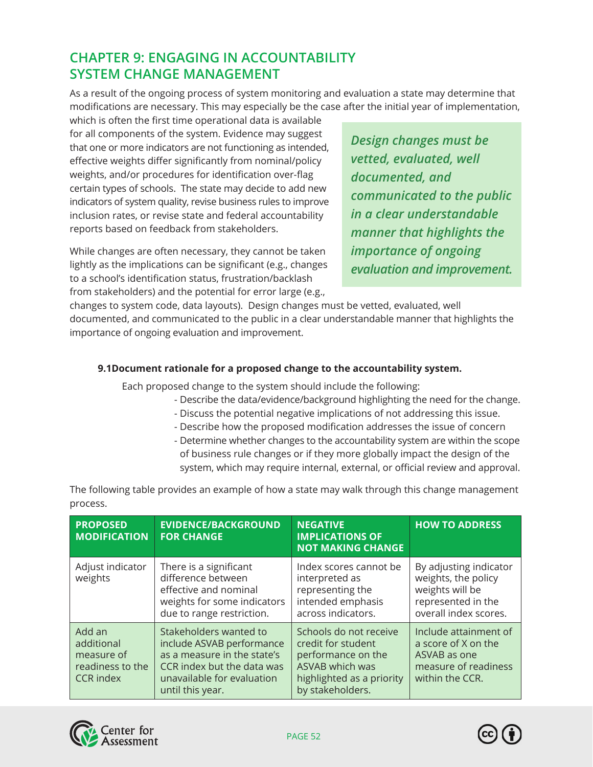# CHAPTER 9: ENGAGING IN ACCOUNTABILITY SYSTEM CHANGE MANAGEMENT

As a result of the ongoing process of system monitoring and evaluation a state may determine that modifications are necessary. This may especially be the case after the initial year of implementation, which is often the first time operational data is available for all components of the system. Evidence may suggest that one or more indicators are not functioning as intended, effective weights differ significantly from nominal/policy weights, and/or procedures for identification over-flag certain types of schools. The state may decide to add new indicators of system quality, revise business rules to improve inclusion rates, or revise state and federal accountability reports based on feedback from stakeholders.

*Design changes must be vetted, evaluated, well documented, and communicated to the public in a clear understandable manner that highlights the importance of ongoing evaluation and improvement.*

While changes are often necessary, they cannot be taken lightly as the implications can be significant (e.g., changes to a school's identification status, frustration/backlash from stakeholders) and the potential for error large (e.g., changes to system code, data layouts). Design changes must be vetted, evaluated, well documented, and communicated to the public in a clear understandable manner that highlights the importance of ongoing evaluation and improvement.

**9.1Document rationale for a proposed change to the accountability system.**

Each proposed change to the system should include the following:

- Describe the data/evidence/background highlighting the need for the change.
- Discuss the potential negative implications of not addressing this issue.
- Describe how the proposed modification addresses the issue of concern
- Determine whether changes to the accountability system are within the scope of business rule changes or if they more globally impact the design of the system, which may require internal, external, or official review and approval.

The following table provides an example of how a state may walk through this change management process.

| PROPOSED MODIFICATION | EVIDENCE/BACKGROUND FOR CHANGE | NEGATIVE IMPLICATIONS OF NOT MAKING CHANGE | HOW TO ADDRESS |
|---|---|---|---|
| Adjust indicator weights | There is a significant difference between effective and nominal weights for some indicators due to range restriction. | Index scores cannot be interpreted as representing the intended emphasis across indicators. | By adjusting indicator weights, the policy weights will be represented in the overall index scores. |
| Add an additional measure of readiness to the CCR index | Stakeholders wanted to include ASVAB performance as a measure in the state's CCR index but the data was unavailable for evaluation until this year. | Schools do not receive credit for student performance on the ASVAB which was highlighted as a priority by stakeholders. | Include attainment of a score of X on the ASVAB as one measure of readiness within the CCR. |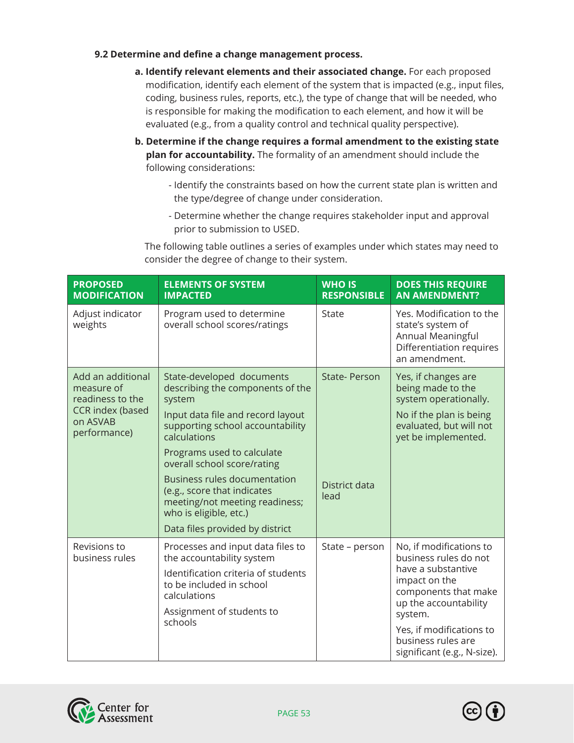### 9.2 Determine and define a change management process.

a. **Identify relevant elements and their associated change.** For each proposed modification, identify each element of the system that is impacted (e.g., input files, coding, business rules, reports, etc.), the type of change that will be needed, who is responsible for making the modification to each element, and how it will be evaluated (e.g., from a quality control and technical quality perspective).

b. **Determine if the change requires a formal amendment to the existing state plan for accountability.** The formality of an amendment should include the following considerations:

   - Identify the constraints based on how the current state plan is written and the type/degree of change under consideration.
   - Determine whether the change requires stakeholder input and approval prior to submission to USED.

The following table outlines a series of examples under which states may need to consider the degree of change to their system.

| PROPOSED MODIFICATION | ELEMENTS OF SYSTEM IMPACTED | WHO IS RESPONSIBLE | DOES THIS REQUIRE AN AMENDMENT? |
|---|---|---|---|
| Adjust indicator weights | Program used to determine overall school scores/ratings | State | Yes. Modification to the state's system of Annual Meaningful Differentiation requires an amendment. |
| Add an additional measure of readiness to the CCR index (based on ASVAB performance) | State-developed documents describing the components of the system<br>Input data file and record layout supporting school accountability calculations<br>Programs used to calculate overall school score/rating<br>Business rules documentation (e.g., score that indicates meeting/not meeting readiness; who is eligible, etc.)<br>Data files provided by district | State- Person<br><br>District data lead | Yes, if changes are being made to the system operationally.<br>No if the plan is being evaluated, but will not yet be implemented. |
| Revisions to business rules | Processes and input data files to the accountability system<br>Identification criteria of students to be included in school calculations<br>Assignment of students to schools | State – person | No, if modifications to business rules do not have a substantive impact on the components that make up the accountability system.<br>Yes, if modifications to business rules are significant (e.g., N-size). |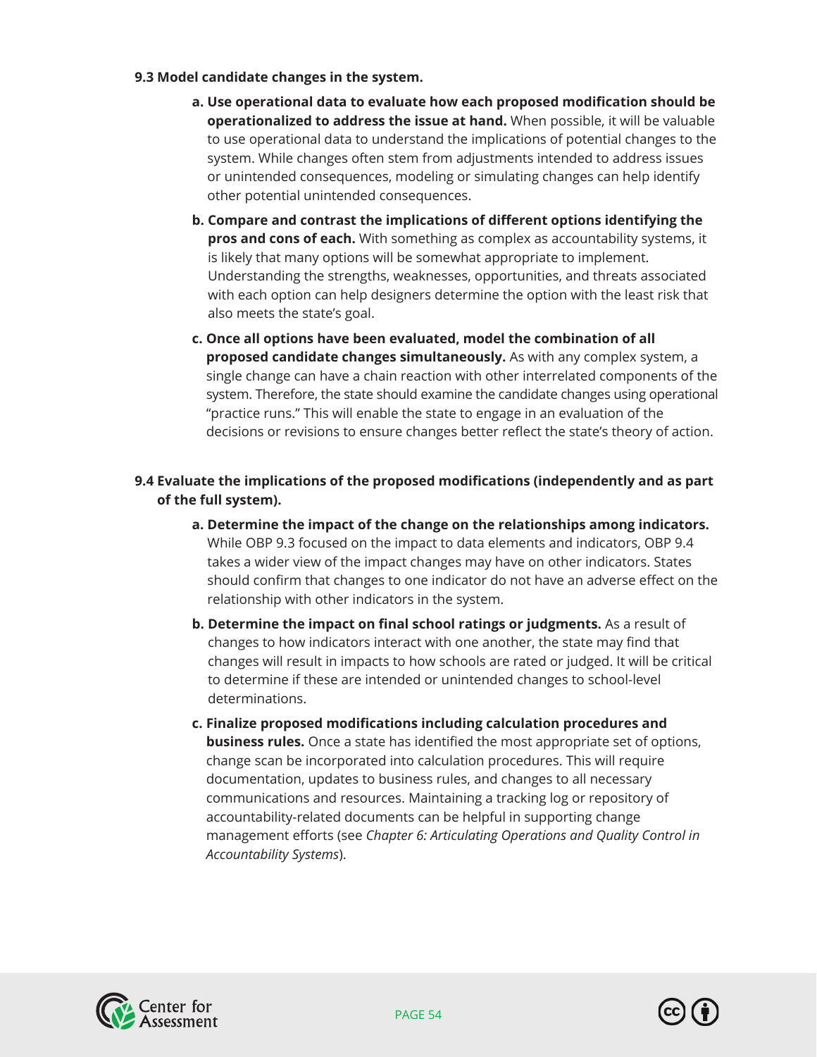**9.3 Model candidate changes in the system.**

a. **Use operational data to evaluate how each proposed modification should be operationalized to address the issue at hand.** When possible, it will be valuable to use operational data to understand the implications of potential changes to the system. While changes often stem from adjustments intended to address issues or unintended consequences, modeling or simulating changes can help identify other potential unintended consequences.

b. **Compare and contrast the implications of different options identifying the pros and cons of each.** With something as complex as accountability systems, it is likely that many options will be somewhat appropriate to implement. Understanding the strengths, weaknesses, opportunities, and threats associated with each option can help designers determine the option with the least risk that also meets the state's goal.

c. **Once all options have been evaluated, model the combination of all proposed candidate changes simultaneously.** As with any complex system, a single change can have a chain reaction with other interrelated components of the system. Therefore, the state should examine the candidate changes using operational "practice runs." This will enable the state to engage in an evaluation of the decisions or revisions to ensure changes better reflect the state's theory of action.

**9.4 Evaluate the implications of the proposed modifications (independently and as part of the full system).**

a. **Determine the impact of the change on the relationships among indicators.** While OBP 9.3 focused on the impact to data elements and indicators, OBP 9.4 takes a wider view of the impact changes may have on other indicators. States should confirm that changes to one indicator do not have an adverse effect on the relationship with other indicators in the system.

b. **Determine the impact on final school ratings or judgments.** As a result of changes to how indicators interact with one another, the state may find that changes will result in impacts to how schools are rated or judged. It will be critical to determine if these are intended or unintended changes to school-level determinations.

c. **Finalize proposed modifications including calculation procedures and business rules.** Once a state has identified the most appropriate set of options, change scan be incorporated into calculation procedures. This will require documentation, updates to business rules, and changes to all necessary communications and resources. Maintaining a tracking log or repository of accountability-related documents can be helpful in supporting change management efforts (see *Chapter 6: Articulating Operations and Quality Control in Accountability Systems*).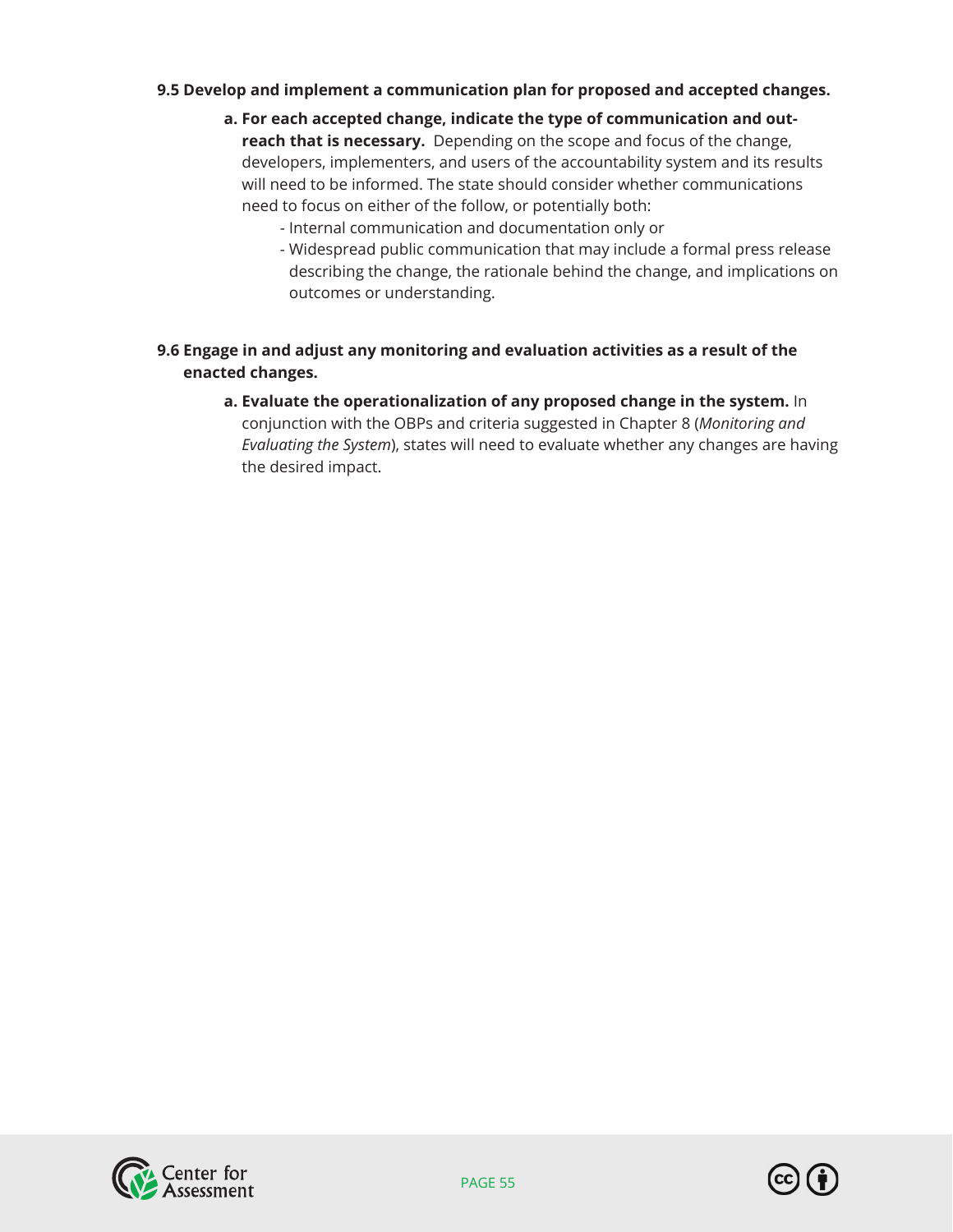**9.5 Develop and implement a communication plan for proposed and accepted changes.**

**a. For each accepted change, indicate the type of communication and outreach that is necessary.** Depending on the scope and focus of the change, developers, implementers, and users of the accountability system and its results will need to be informed. The state should consider whether communications need to focus on either of the follow, or potentially both:

- Internal communication and documentation only or
- Widespread public communication that may include a formal press release describing the change, the rationale behind the change, and implications on outcomes or understanding.

**9.6 Engage in and adjust any monitoring and evaluation activities as a result of the enacted changes.**

**a. Evaluate the operationalization of any proposed change in the system.** In conjunction with the OBPs and criteria suggested in Chapter 8 (*Monitoring and Evaluating the System*), states will need to evaluate whether any changes are having the desired impact.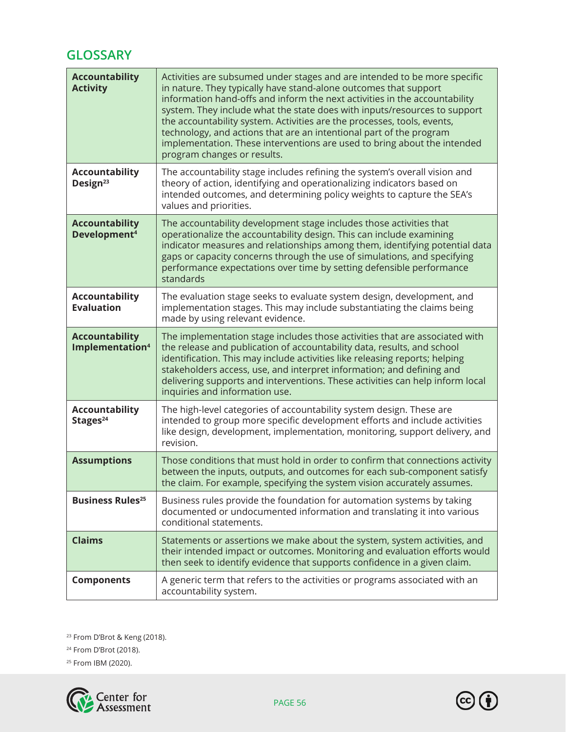## GLOSSARY

| Term | Definition |
|---|---|
| **Accountability Activity** | Activities are subsumed under stages and are intended to be more specific in nature. They typically have stand-alone outcomes that support information hand-offs and inform the next activities in the accountability system. They include what the state does with inputs/resources to support the accountability system. Activities are the processes, tools, events, technology, and actions that are an intentional part of the program implementation. These interventions are used to bring about the intended program changes or results. |
| **Accountability Design**[23] | The accountability stage includes refining the system's overall vision and theory of action, identifying and operationalizing indicators based on intended outcomes, and determining policy weights to capture the SEA's values and priorities. |
| **Accountability Development**[4] | The accountability development stage includes those activities that operationalize the accountability design. This can include examining indicator measures and relationships among them, identifying potential data gaps or capacity concerns through the use of simulations, and specifying performance expectations over time by setting defensible performance standards |
| **Accountability Evaluation** | The evaluation stage seeks to evaluate system design, development, and implementation stages. This may include substantiating the claims being made by using relevant evidence. |
| **Accountability Implementation**[4] | The implementation stage includes those activities that are associated with the release and publication of accountability data, results, and school identification. This may include activities like releasing reports; helping stakeholders access, use, and interpret information; and defining and delivering supports and interventions. These activities can help inform local inquiries and information use. |
| **Accountability Stages**[24] | The high-level categories of accountability system design. These are intended to group more specific development efforts and include activities like design, development, implementation, monitoring, support delivery, and revision. |
| **Assumptions** | Those conditions that must hold in order to confirm that connections activity between the inputs, outputs, and outcomes for each sub-component satisfy the claim. For example, specifying the system vision accurately assumes. |
| **Business Rules**[25] | Business rules provide the foundation for automation systems by taking documented or undocumented information and translating it into various conditional statements. |
| **Claims** | Statements or assertions we make about the system, system activities, and their intended impact or outcomes. Monitoring and evaluation efforts would then seek to identify evidence that supports confidence in a given claim. |
| **Components** | A generic term that refers to the activities or programs associated with an accountability system. |

[23] From D'Brot & Keng (2018).

[24] From D'Brot (2018).

[25] From IBM (2020).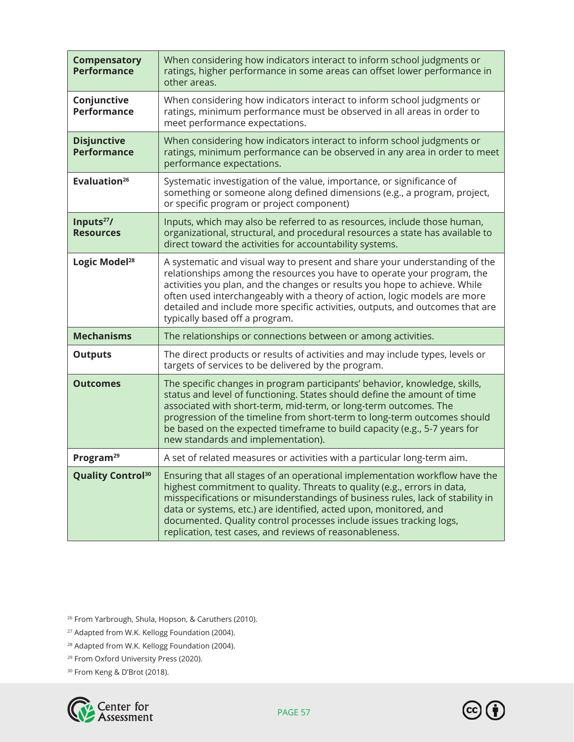| | |
|---|---|
| **Compensatory Performance** | When considering how indicators interact to inform school judgments or ratings, higher performance in some areas can offset lower performance in other areas. |
| **Conjunctive Performance** | When considering how indicators interact to inform school judgments or ratings, minimum performance must be observed in all areas in order to meet performance expectations. |
| **Disjunctive Performance** | When considering how indicators interact to inform school judgments or ratings, minimum performance can be observed in any area in order to meet performance expectations. |
| **Evaluation**[26] | Systematic investigation of the value, importance, or significance of something or someone along defined dimensions (e.g., a program, project, or specific program or project component) |
| **Inputs**[27]**/ Resources** | Inputs, which may also be referred to as resources, include those human, organizational, structural, and procedural resources a state has available to direct toward the activities for accountability systems. |
| **Logic Model**[28] | A systematic and visual way to present and share your understanding of the relationships among the resources you have to operate your program, the activities you plan, and the changes or results you hope to achieve. While often used interchangeably with a theory of action, logic models are more detailed and include more specific activities, outputs, and outcomes that are typically based off a program. |
| **Mechanisms** | The relationships or connections between or among activities. |
| **Outputs** | The direct products or results of activities and may include types, levels or targets of services to be delivered by the program. |
| **Outcomes** | The specific changes in program participants' behavior, knowledge, skills, status and level of functioning. States should define the amount of time associated with short-term, mid-term, or long-term outcomes. The progression of the timeline from short-term to long-term outcomes should be based on the expected timeframe to build capacity (e.g., 5-7 years for new standards and implementation). |
| **Program**[29] | A set of related measures or activities with a particular long-term aim. |
| **Quality Control**[30] | Ensuring that all stages of an operational implementation workflow have the highest commitment to quality. Threats to quality (e.g., errors in data, misspecifications or misunderstandings of business rules, lack of stability in data or systems, etc.) are identified, acted upon, monitored, and documented. Quality control processes include issues tracking logs, replication, test cases, and reviews of reasonableness. |

[26] From Yarbrough, Shula, Hopson, & Caruthers (2010).

[27] Adapted from W.K. Kellogg Foundation (2004).

[28] Adapted from W.K. Kellogg Foundation (2004).

[29] From Oxford University Press (2020).

[30] From Keng & D'Brot (2018).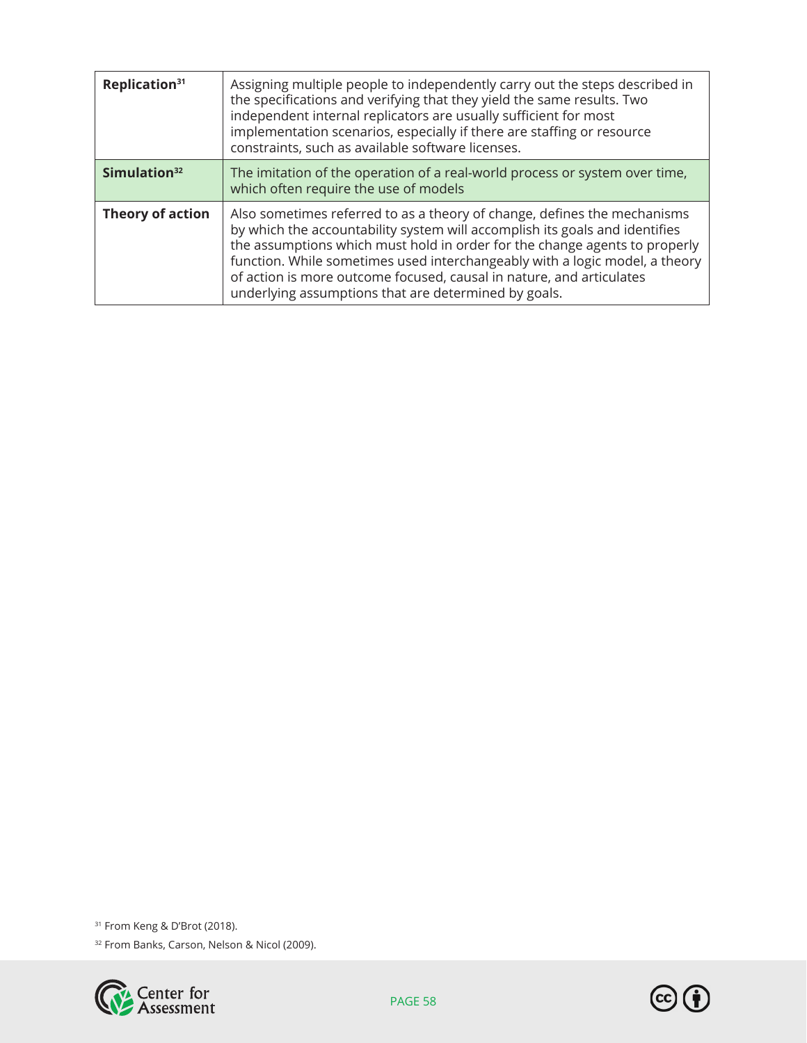| | |
|---|---|
| **Replication**[31] | Assigning multiple people to independently carry out the steps described in the specifications and verifying that they yield the same results. Two independent internal replicators are usually sufficient for most implementation scenarios, especially if there are staffing or resource constraints, such as available software licenses. |
| **Simulation**[32] | The imitation of the operation of a real-world process or system over time, which often require the use of models |
| **Theory of action** | Also sometimes referred to as a theory of change, defines the mechanisms by which the accountability system will accomplish its goals and identifies the assumptions which must hold in order for the change agents to properly function. While sometimes used interchangeably with a logic model, a theory of action is more outcome focused, causal in nature, and articulates underlying assumptions that are determined by goals. |

[31] From Keng & D'Brot (2018).

[32] From Banks, Carson, Nelson & Nicol (2009).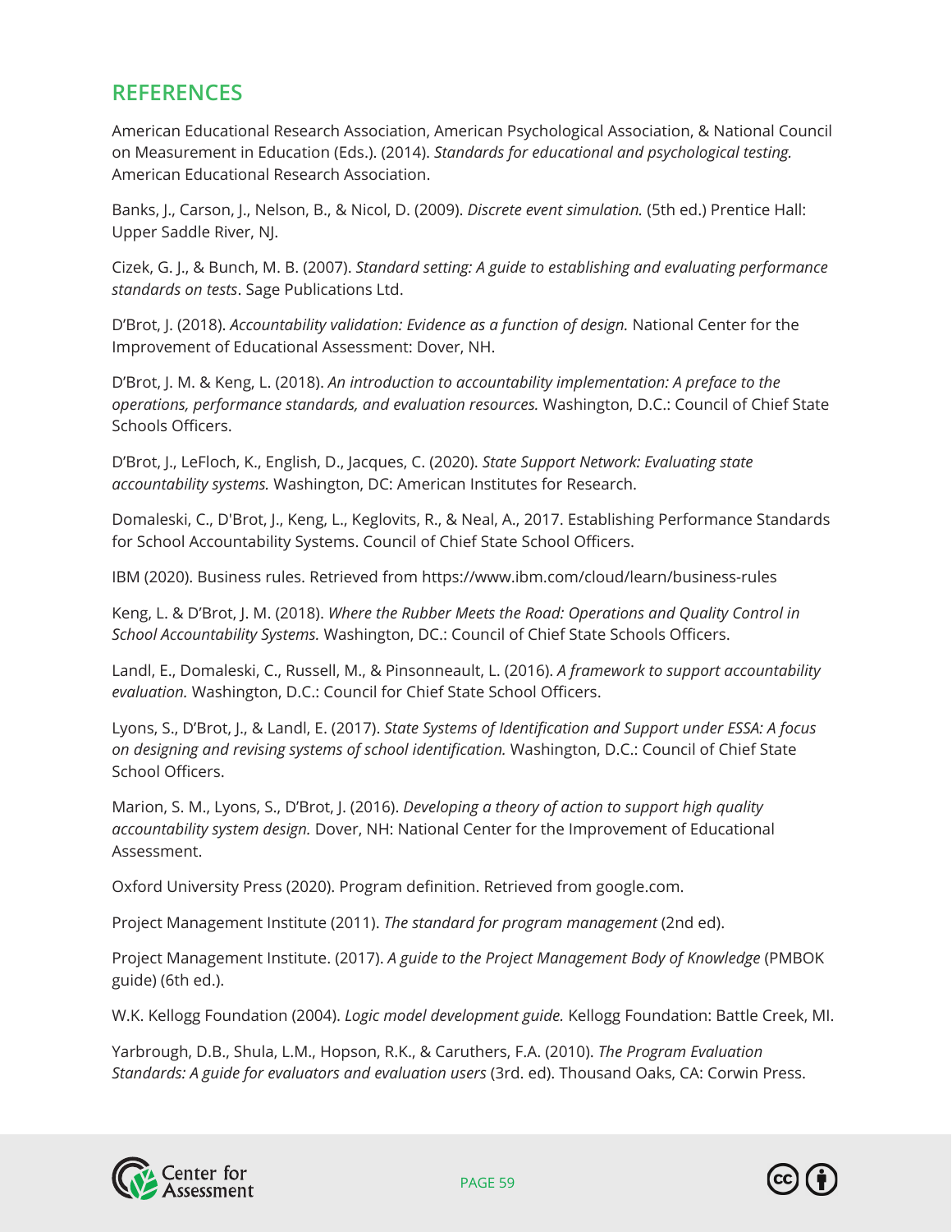## REFERENCES

American Educational Research Association, American Psychological Association, & National Council on Measurement in Education (Eds.). (2014). *Standards for educational and psychological testing.* American Educational Research Association.

Banks, J., Carson, J., Nelson, B., & Nicol, D. (2009). *Discrete event simulation.* (5th ed.) Prentice Hall: Upper Saddle River, NJ.

Cizek, G. J., & Bunch, M. B. (2007). *Standard setting: A guide to establishing and evaluating performance standards on tests*. Sage Publications Ltd.

D'Brot, J. (2018). *Accountability validation: Evidence as a function of design.* National Center for the Improvement of Educational Assessment: Dover, NH.

D'Brot, J. M. & Keng, L. (2018). *An introduction to accountability implementation: A preface to the operations, performance standards, and evaluation resources.* Washington, D.C.: Council of Chief State Schools Officers.

D'Brot, J., LeFloch, K., English, D., Jacques, C. (2020). *State Support Network: Evaluating state accountability systems.* Washington, DC: American Institutes for Research.

Domaleski, C., D'Brot, J., Keng, L., Keglovits, R., & Neal, A., 2017. Establishing Performance Standards for School Accountability Systems. Council of Chief State School Officers.

IBM (2020). Business rules. Retrieved from https://www.ibm.com/cloud/learn/business-rules

Keng, L. & D'Brot, J. M. (2018). *Where the Rubber Meets the Road: Operations and Quality Control in School Accountability Systems.* Washington, DC.: Council of Chief State Schools Officers.

Landl, E., Domaleski, C., Russell, M., & Pinsonneault, L. (2016). *A framework to support accountability evaluation.* Washington, D.C.: Council for Chief State School Officers.

Lyons, S., D'Brot, J., & Landl, E. (2017). *State Systems of Identification and Support under ESSA: A focus on designing and revising systems of school identification.* Washington, D.C.: Council of Chief State School Officers.

Marion, S. M., Lyons, S., D'Brot, J. (2016). *Developing a theory of action to support high quality accountability system design.* Dover, NH: National Center for the Improvement of Educational Assessment.

Oxford University Press (2020). Program definition. Retrieved from google.com.

Project Management Institute (2011). *The standard for program management* (2nd ed).

Project Management Institute. (2017). *A guide to the Project Management Body of Knowledge* (PMBOK guide) (6th ed.).

W.K. Kellogg Foundation (2004). *Logic model development guide.* Kellogg Foundation: Battle Creek, MI.

Yarbrough, D.B., Shula, L.M., Hopson, R.K., & Caruthers, F.A. (2010). *The Program Evaluation Standards: A guide for evaluators and evaluation users* (3rd. ed). Thousand Oaks, CA: Corwin Press.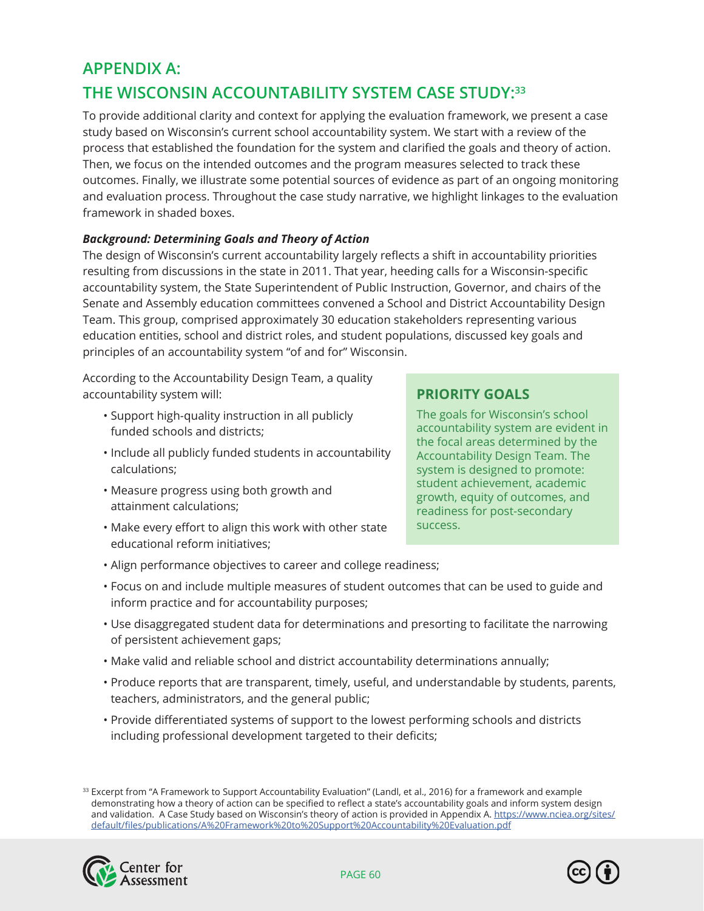## APPENDIX A:
## THE WISCONSIN ACCOUNTABILITY SYSTEM CASE STUDY:[33]

To provide additional clarity and context for applying the evaluation framework, we present a case study based on Wisconsin's current school accountability system. We start with a review of the process that established the foundation for the system and clarified the goals and theory of action. Then, we focus on the intended outcomes and the program measures selected to track these outcomes. Finally, we illustrate some potential sources of evidence as part of an ongoing monitoring and evaluation process. Throughout the case study narrative, we highlight linkages to the evaluation framework in shaded boxes.

***Background: Determining Goals and Theory of Action***

The design of Wisconsin's current accountability largely reflects a shift in accountability priorities resulting from discussions in the state in 2011. That year, heeding calls for a Wisconsin-specific accountability system, the State Superintendent of Public Instruction, Governor, and chairs of the Senate and Assembly education committees convened a School and District Accountability Design Team. This group, comprised approximately 30 education stakeholders representing various education entities, school and district roles, and student populations, discussed key goals and principles of an accountability system "of and for" Wisconsin.

According to the Accountability Design Team, a quality accountability system will:

- Support high-quality instruction in all publicly funded schools and districts;
- Include all publicly funded students in accountability calculations;
- Measure progress using both growth and attainment calculations;
- Make every effort to align this work with other state educational reform initiatives;
- Align performance objectives to career and college readiness;
- Focus on and include multiple measures of student outcomes that can be used to guide and inform practice and for accountability purposes;
- Use disaggregated student data for determinations and presorting to facilitate the narrowing of persistent achievement gaps;
- Make valid and reliable school and district accountability determinations annually;
- Produce reports that are transparent, timely, useful, and understandable by students, parents, teachers, administrators, and the general public;
- Provide differentiated systems of support to the lowest performing schools and districts including professional development targeted to their deficits;

> **PRIORITY GOALS**
>
> The goals for Wisconsin's school accountability system are evident in the focal areas determined by the Accountability Design Team. The system is designed to promote: student achievement, academic growth, equity of outcomes, and readiness for post-secondary success.

[33] Excerpt from "A Framework to Support Accountability Evaluation" (Landl, et al., 2016) for a framework and example demonstrating how a theory of action can be specified to reflect a state's accountability goals and inform system design and validation. A Case Study based on Wisconsin's theory of action is provided in Appendix A. https://www.nciea.org/sites/default/files/publications/A%20Framework%20to%20Support%20Accountability%20Evaluation.pdf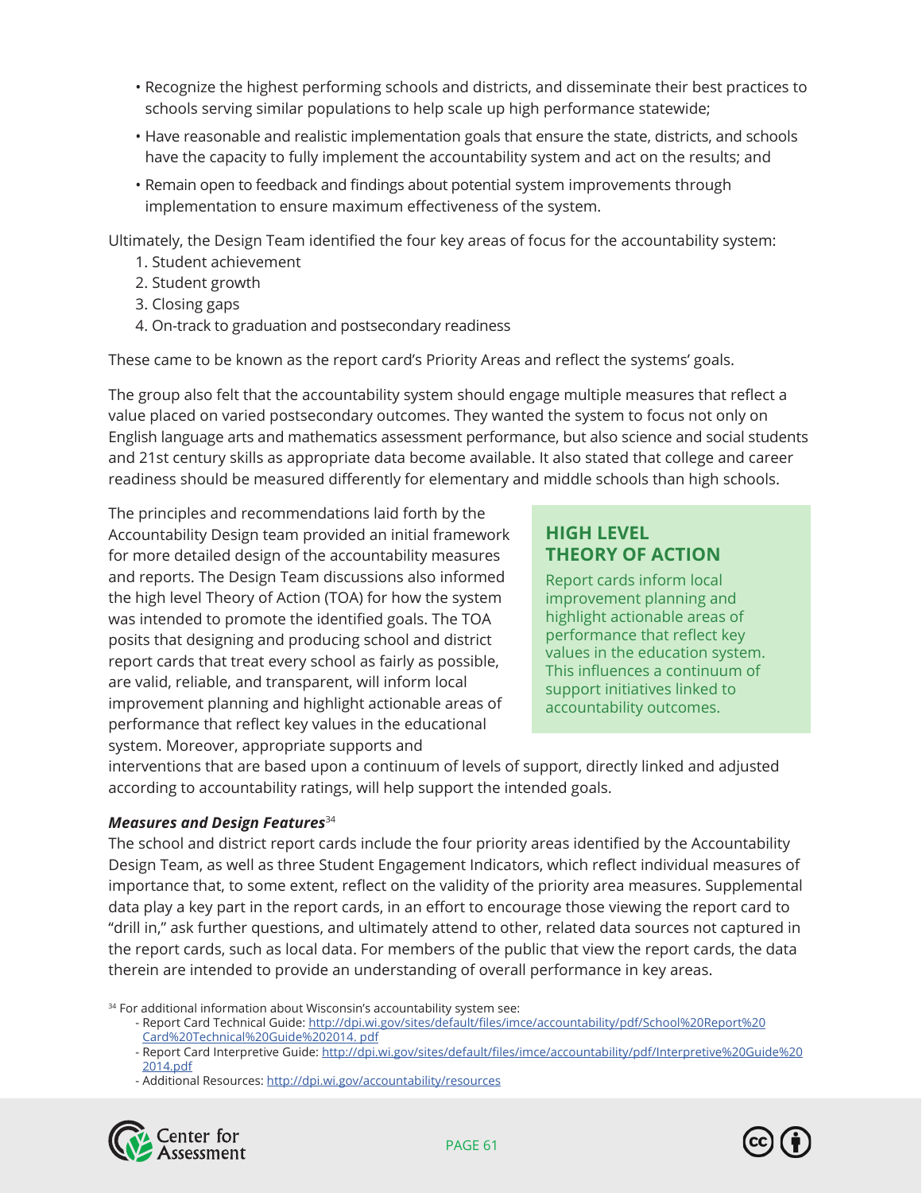- Recognize the highest performing schools and districts, and disseminate their best practices to schools serving similar populations to help scale up high performance statewide;
- Have reasonable and realistic implementation goals that ensure the state, districts, and schools have the capacity to fully implement the accountability system and act on the results; and
- Remain open to feedback and findings about potential system improvements through implementation to ensure maximum effectiveness of the system.

Ultimately, the Design Team identified the four key areas of focus for the accountability system:

1. Student achievement
2. Student growth
3. Closing gaps
4. On-track to graduation and postsecondary readiness

These came to be known as the report card's Priority Areas and reflect the systems' goals.

The group also felt that the accountability system should engage multiple measures that reflect a value placed on varied postsecondary outcomes. They wanted the system to focus not only on English language arts and mathematics assessment performance, but also science and social students and 21st century skills as appropriate data become available. It also stated that college and career readiness should be measured differently for elementary and middle schools than high schools.

The principles and recommendations laid forth by the Accountability Design team provided an initial framework for more detailed design of the accountability measures and reports. The Design Team discussions also informed the high level Theory of Action (TOA) for how the system was intended to promote the identified goals. The TOA posits that designing and producing school and district report cards that treat every school as fairly as possible, are valid, reliable, and transparent, will inform local improvement planning and highlight actionable areas of performance that reflect key values in the educational system. Moreover, appropriate supports and interventions that are based upon a continuum of levels of support, directly linked and adjusted according to accountability ratings, will help support the intended goals.

**HIGH LEVEL THEORY OF ACTION**

Report cards inform local improvement planning and highlight actionable areas of performance that reflect key values in the education system. This influences a continuum of support initiatives linked to accountability outcomes.

***Measures and Design Features***[34]

The school and district report cards include the four priority areas identified by the Accountability Design Team, as well as three Student Engagement Indicators, which reflect individual measures of importance that, to some extent, reflect on the validity of the priority area measures. Supplemental data play a key part in the report cards, in an effort to encourage those viewing the report card to "drill in," ask further questions, and ultimately attend to other, related data sources not captured in the report cards, such as local data. For members of the public that view the report cards, the data therein are intended to provide an understanding of overall performance in key areas.

[34] For additional information about Wisconsin's accountability system see:
- Report Card Technical Guide: http://dpi.wi.gov/sites/default/files/imce/accountability/pdf/School%20Report%20Card%20Technical%20Guide%202014. pdf
- Report Card Interpretive Guide: http://dpi.wi.gov/sites/default/files/imce/accountability/pdf/Interpretive%20Guide%202014.pdf
- Additional Resources: http://dpi.wi.gov/accountability/resources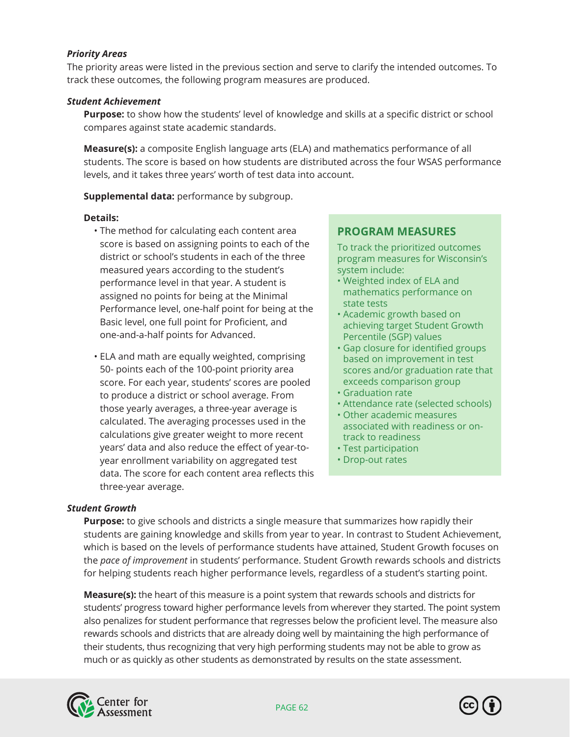***Priority Areas***

The priority areas were listed in the previous section and serve to clarify the intended outcomes. To track these outcomes, the following program measures are produced.

***Student Achievement***

**Purpose:** to show how the students' level of knowledge and skills at a specific district or school compares against state academic standards.

**Measure(s):** a composite English language arts (ELA) and mathematics performance of all students. The score is based on how students are distributed across the four WSAS performance levels, and it takes three years' worth of test data into account.

**Supplemental data:** performance by subgroup.

**Details:**

- The method for calculating each content area score is based on assigning points to each of the district or school's students in each of the three measured years according to the student's performance level in that year. A student is assigned no points for being at the Minimal Performance level, one-half point for being at the Basic level, one full point for Proficient, and one-and-a-half points for Advanced.
- ELA and math are equally weighted, comprising 50- points each of the 100-point priority area score. For each year, students' scores are pooled to produce a district or school average. From those yearly averages, a three-year average is calculated. The averaging processes used in the calculations give greater weight to more recent years' data and also reduce the effect of year-to-year enrollment variability on aggregated test data. The score for each content area reflects this three-year average.

**PROGRAM MEASURES**

To track the prioritized outcomes program measures for Wisconsin's system include:

- Weighted index of ELA and mathematics performance on state tests
- Academic growth based on achieving target Student Growth Percentile (SGP) values
- Gap closure for identified groups based on improvement in test scores and/or graduation rate that exceeds comparison group
- Graduation rate
- Attendance rate (selected schools)
- Other academic measures associated with readiness or on-track to readiness
- Test participation
- Drop-out rates

***Student Growth***

**Purpose:** to give schools and districts a single measure that summarizes how rapidly their students are gaining knowledge and skills from year to year. In contrast to Student Achievement, which is based on the levels of performance students have attained, Student Growth focuses on the *pace of improvement* in students' performance. Student Growth rewards schools and districts for helping students reach higher performance levels, regardless of a student's starting point.

**Measure(s):** the heart of this measure is a point system that rewards schools and districts for students' progress toward higher performance levels from wherever they started. The point system also penalizes for student performance that regresses below the proficient level. The measure also rewards schools and districts that are already doing well by maintaining the high performance of their students, thus recognizing that very high performing students may not be able to grow as much or as quickly as other students as demonstrated by results on the state assessment.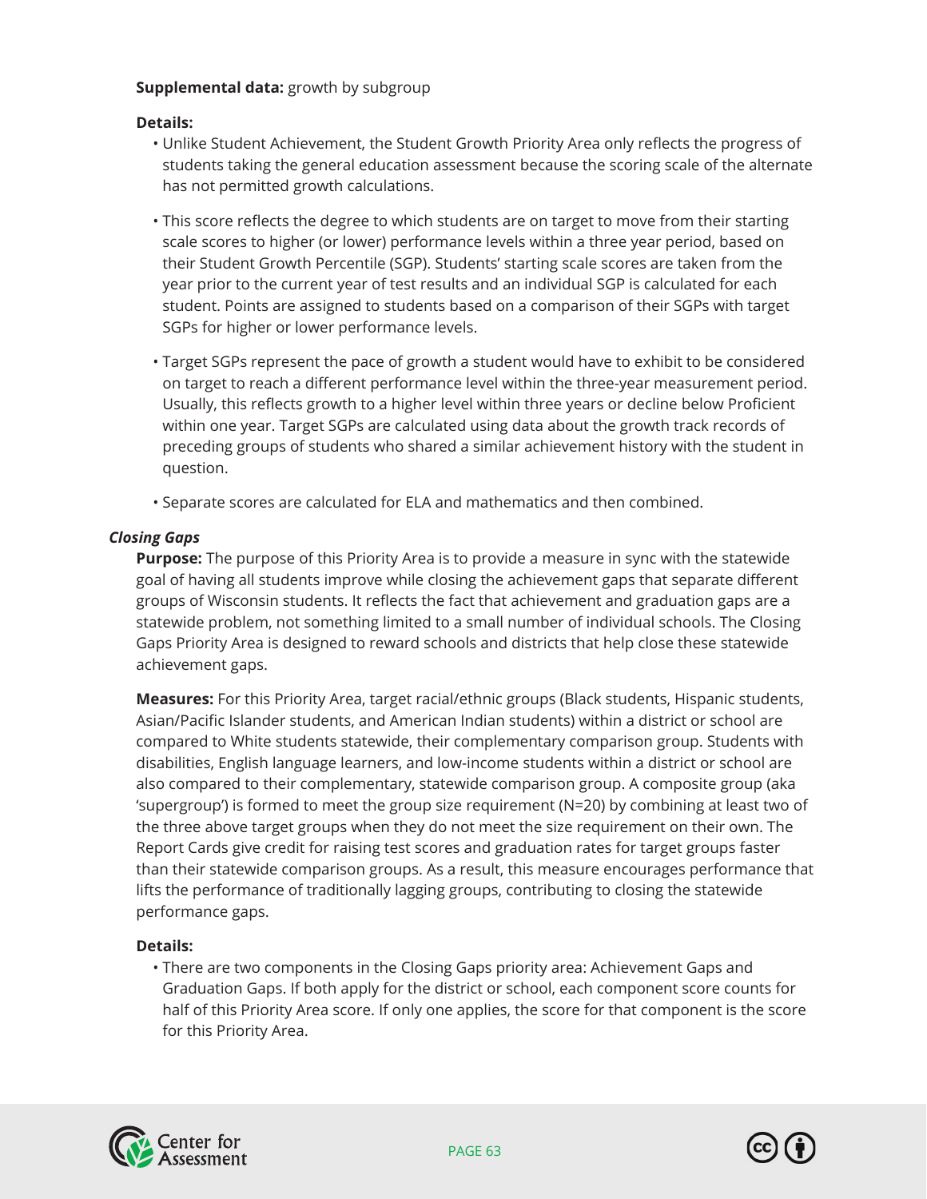**Supplemental data:** growth by subgroup

**Details:**

- Unlike Student Achievement, the Student Growth Priority Area only reflects the progress of students taking the general education assessment because the scoring scale of the alternate has not permitted growth calculations.
- This score reflects the degree to which students are on target to move from their starting scale scores to higher (or lower) performance levels within a three year period, based on their Student Growth Percentile (SGP). Students' starting scale scores are taken from the year prior to the current year of test results and an individual SGP is calculated for each student. Points are assigned to students based on a comparison of their SGPs with target SGPs for higher or lower performance levels.
- Target SGPs represent the pace of growth a student would have to exhibit to be considered on target to reach a different performance level within the three-year measurement period. Usually, this reflects growth to a higher level within three years or decline below Proficient within one year. Target SGPs are calculated using data about the growth track records of preceding groups of students who shared a similar achievement history with the student in question.
- Separate scores are calculated for ELA and mathematics and then combined.

***Closing Gaps***

**Purpose:** The purpose of this Priority Area is to provide a measure in sync with the statewide goal of having all students improve while closing the achievement gaps that separate different groups of Wisconsin students. It reflects the fact that achievement and graduation gaps are a statewide problem, not something limited to a small number of individual schools. The Closing Gaps Priority Area is designed to reward schools and districts that help close these statewide achievement gaps.

**Measures:** For this Priority Area, target racial/ethnic groups (Black students, Hispanic students, Asian/Pacific Islander students, and American Indian students) within a district or school are compared to White students statewide, their complementary comparison group. Students with disabilities, English language learners, and low-income students within a district or school are also compared to their complementary, statewide comparison group. A composite group (aka 'supergroup') is formed to meet the group size requirement (N=20) by combining at least two of the three above target groups when they do not meet the size requirement on their own. The Report Cards give credit for raising test scores and graduation rates for target groups faster than their statewide comparison groups. As a result, this measure encourages performance that lifts the performance of traditionally lagging groups, contributing to closing the statewide performance gaps.

**Details:**

- There are two components in the Closing Gaps priority area: Achievement Gaps and Graduation Gaps. If both apply for the district or school, each component score counts for half of this Priority Area score. If only one applies, the score for that component is the score for this Priority Area.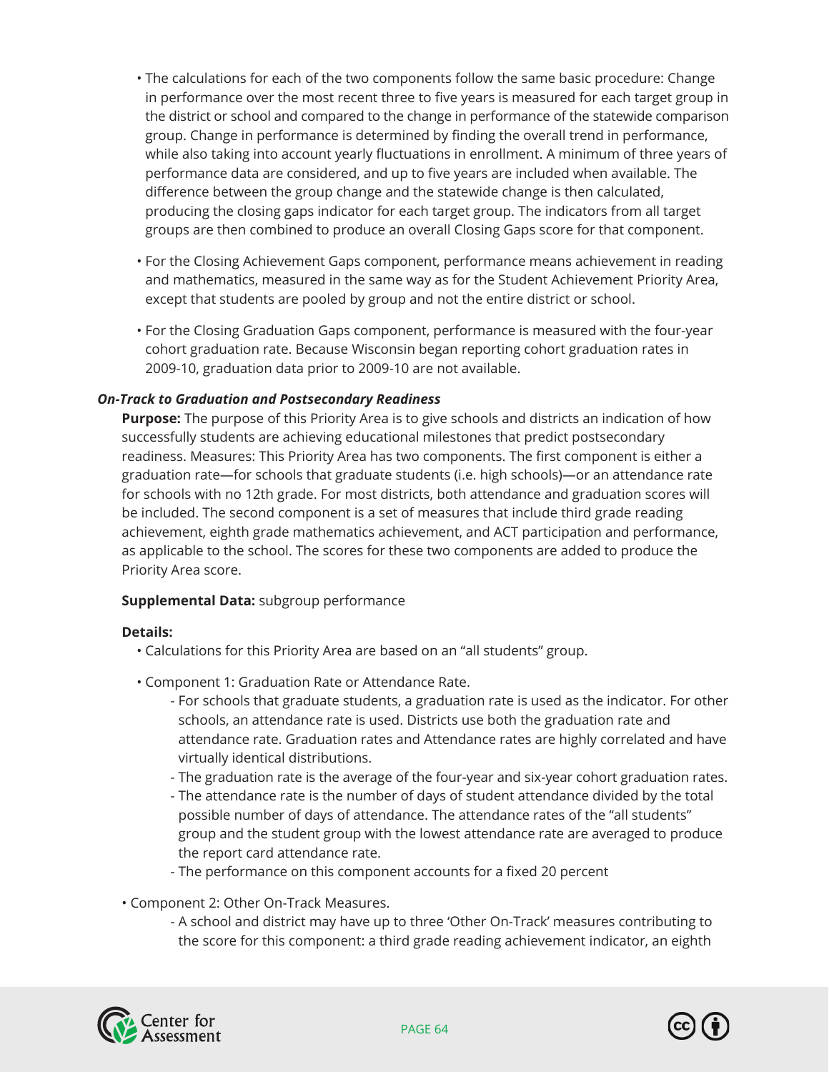- The calculations for each of the two components follow the same basic procedure: Change in performance over the most recent three to five years is measured for each target group in the district or school and compared to the change in performance of the statewide comparison group. Change in performance is determined by finding the overall trend in performance, while also taking into account yearly fluctuations in enrollment. A minimum of three years of performance data are considered, and up to five years are included when available. The difference between the group change and the statewide change is then calculated, producing the closing gaps indicator for each target group. The indicators from all target groups are then combined to produce an overall Closing Gaps score for that component.
- For the Closing Achievement Gaps component, performance means achievement in reading and mathematics, measured in the same way as for the Student Achievement Priority Area, except that students are pooled by group and not the entire district or school.
- For the Closing Graduation Gaps component, performance is measured with the four-year cohort graduation rate. Because Wisconsin began reporting cohort graduation rates in 2009-10, graduation data prior to 2009-10 are not available.

***On-Track to Graduation and Postsecondary Readiness***

**Purpose:** The purpose of this Priority Area is to give schools and districts an indication of how successfully students are achieving educational milestones that predict postsecondary readiness. Measures: This Priority Area has two components. The first component is either a graduation rate—for schools that graduate students (i.e. high schools)—or an attendance rate for schools with no 12th grade. For most districts, both attendance and graduation scores will be included. The second component is a set of measures that include third grade reading achievement, eighth grade mathematics achievement, and ACT participation and performance, as applicable to the school. The scores for these two components are added to produce the Priority Area score.

**Supplemental Data:** subgroup performance

**Details:**

- Calculations for this Priority Area are based on an "all students" group.
- Component 1: Graduation Rate or Attendance Rate.
  - For schools that graduate students, a graduation rate is used as the indicator. For other schools, an attendance rate is used. Districts use both the graduation rate and attendance rate. Graduation rates and Attendance rates are highly correlated and have virtually identical distributions.
  - The graduation rate is the average of the four-year and six-year cohort graduation rates.
  - The attendance rate is the number of days of student attendance divided by the total possible number of days of attendance. The attendance rates of the "all students" group and the student group with the lowest attendance rate are averaged to produce the report card attendance rate.
  - The performance on this component accounts for a fixed 20 percent
- Component 2: Other On-Track Measures.
  - A school and district may have up to three 'Other On-Track' measures contributing to the score for this component: a third grade reading achievement indicator, an eighth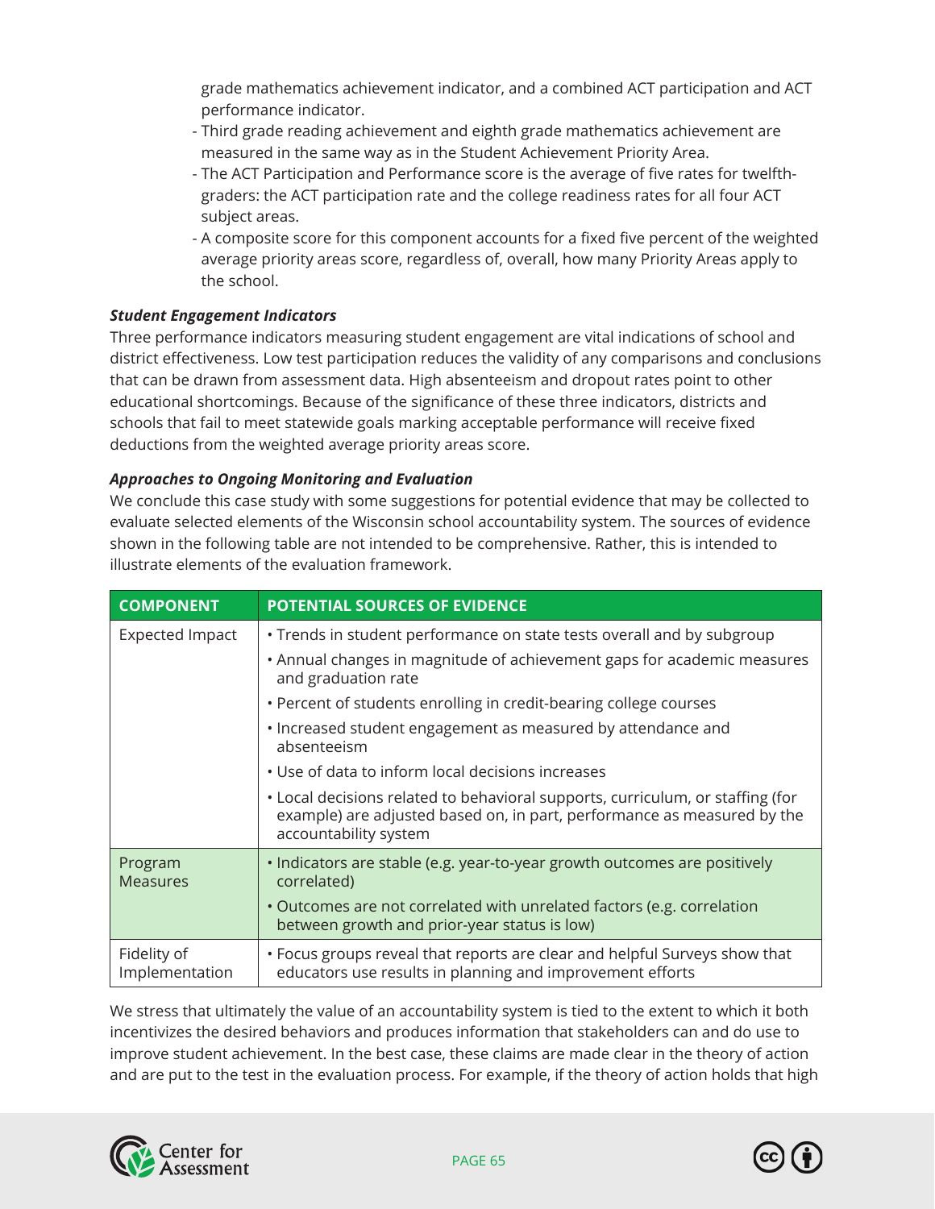grade mathematics achievement indicator, and a combined ACT participation and ACT performance indicator.

- Third grade reading achievement and eighth grade mathematics achievement are measured in the same way as in the Student Achievement Priority Area.
- The ACT Participation and Performance score is the average of five rates for twelfth-graders: the ACT participation rate and the college readiness rates for all four ACT subject areas.
- A composite score for this component accounts for a fixed five percent of the weighted average priority areas score, regardless of, overall, how many Priority Areas apply to the school.

***Student Engagement Indicators***

Three performance indicators measuring student engagement are vital indications of school and district effectiveness. Low test participation reduces the validity of any comparisons and conclusions that can be drawn from assessment data. High absenteeism and dropout rates point to other educational shortcomings. Because of the significance of these three indicators, districts and schools that fail to meet statewide goals marking acceptable performance will receive fixed deductions from the weighted average priority areas score.

***Approaches to Ongoing Monitoring and Evaluation***

We conclude this case study with some suggestions for potential evidence that may be collected to evaluate selected elements of the Wisconsin school accountability system. The sources of evidence shown in the following table are not intended to be comprehensive. Rather, this is intended to illustrate elements of the evaluation framework.

| COMPONENT | POTENTIAL SOURCES OF EVIDENCE |
|---|---|
| Expected Impact | • Trends in student performance on state tests overall and by subgroup<br>• Annual changes in magnitude of achievement gaps for academic measures and graduation rate<br>• Percent of students enrolling in credit-bearing college courses<br>• Increased student engagement as measured by attendance and absenteeism<br>• Use of data to inform local decisions increases<br>• Local decisions related to behavioral supports, curriculum, or staffing (for example) are adjusted based on, in part, performance as measured by the accountability system |
| Program Measures | • Indicators are stable (e.g. year-to-year growth outcomes are positively correlated)<br>• Outcomes are not correlated with unrelated factors (e.g. correlation between growth and prior-year status is low) |
| Fidelity of Implementation | • Focus groups reveal that reports are clear and helpful Surveys show that educators use results in planning and improvement efforts |

We stress that ultimately the value of an accountability system is tied to the extent to which it both incentivizes the desired behaviors and produces information that stakeholders can and do use to improve student achievement. In the best case, these claims are made clear in the theory of action and are put to the test in the evaluation process. For example, if the theory of action holds that high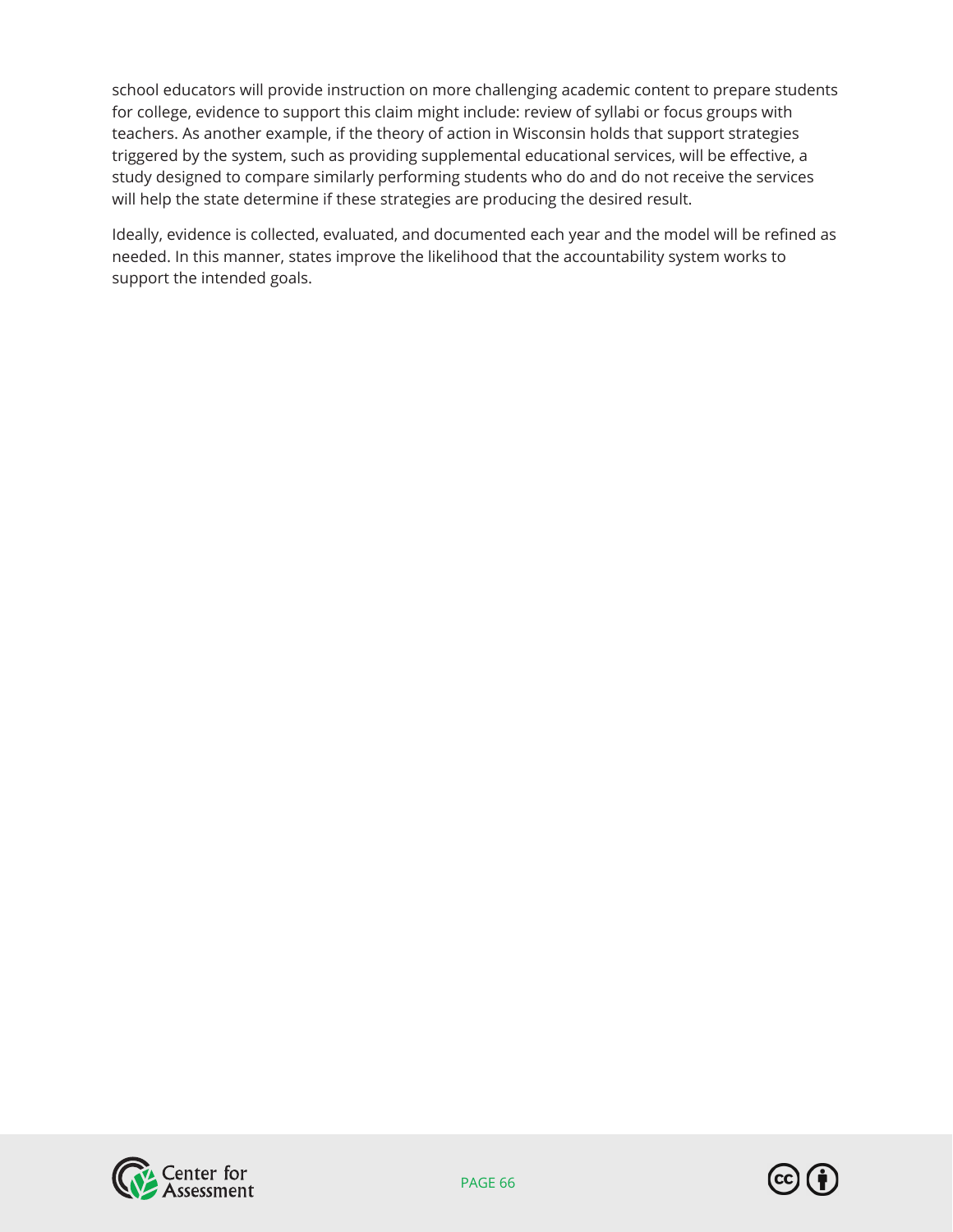school educators will provide instruction on more challenging academic content to prepare students for college, evidence to support this claim might include: review of syllabi or focus groups with teachers. As another example, if the theory of action in Wisconsin holds that support strategies triggered by the system, such as providing supplemental educational services, will be effective, a study designed to compare similarly performing students who do and do not receive the services will help the state determine if these strategies are producing the desired result.

Ideally, evidence is collected, evaluated, and documented each year and the model will be refined as needed. In this manner, states improve the likelihood that the accountability system works to support the intended goals.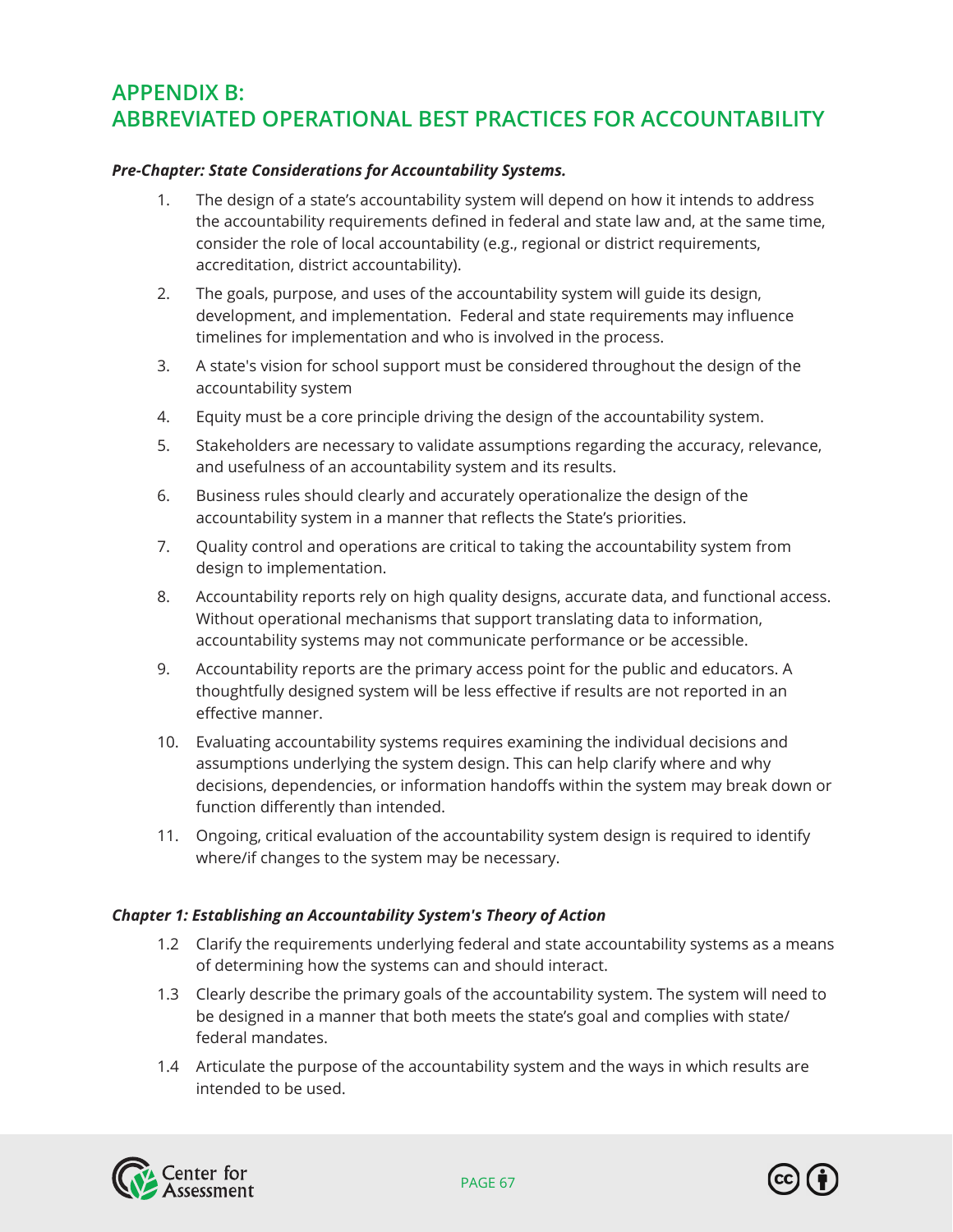# APPENDIX B: ABBREVIATED OPERATIONAL BEST PRACTICES FOR ACCOUNTABILITY

***Pre-Chapter: State Considerations for Accountability Systems.***

1. The design of a state's accountability system will depend on how it intends to address the accountability requirements defined in federal and state law and, at the same time, consider the role of local accountability (e.g., regional or district requirements, accreditation, district accountability).
2. The goals, purpose, and uses of the accountability system will guide its design, development, and implementation. Federal and state requirements may influence timelines for implementation and who is involved in the process.
3. A state's vision for school support must be considered throughout the design of the accountability system
4. Equity must be a core principle driving the design of the accountability system.
5. Stakeholders are necessary to validate assumptions regarding the accuracy, relevance, and usefulness of an accountability system and its results.
6. Business rules should clearly and accurately operationalize the design of the accountability system in a manner that reflects the State's priorities.
7. Quality control and operations are critical to taking the accountability system from design to implementation.
8. Accountability reports rely on high quality designs, accurate data, and functional access. Without operational mechanisms that support translating data to information, accountability systems may not communicate performance or be accessible.
9. Accountability reports are the primary access point for the public and educators. A thoughtfully designed system will be less effective if results are not reported in an effective manner.
10. Evaluating accountability systems requires examining the individual decisions and assumptions underlying the system design. This can help clarify where and why decisions, dependencies, or information handoffs within the system may break down or function differently than intended.
11. Ongoing, critical evaluation of the accountability system design is required to identify where/if changes to the system may be necessary.

***Chapter 1: Establishing an Accountability System's Theory of Action***

1.2 Clarify the requirements underlying federal and state accountability systems as a means of determining how the systems can and should interact.

1.3 Clearly describe the primary goals of the accountability system. The system will need to be designed in a manner that both meets the state's goal and complies with state/federal mandates.

1.4 Articulate the purpose of the accountability system and the ways in which results are intended to be used.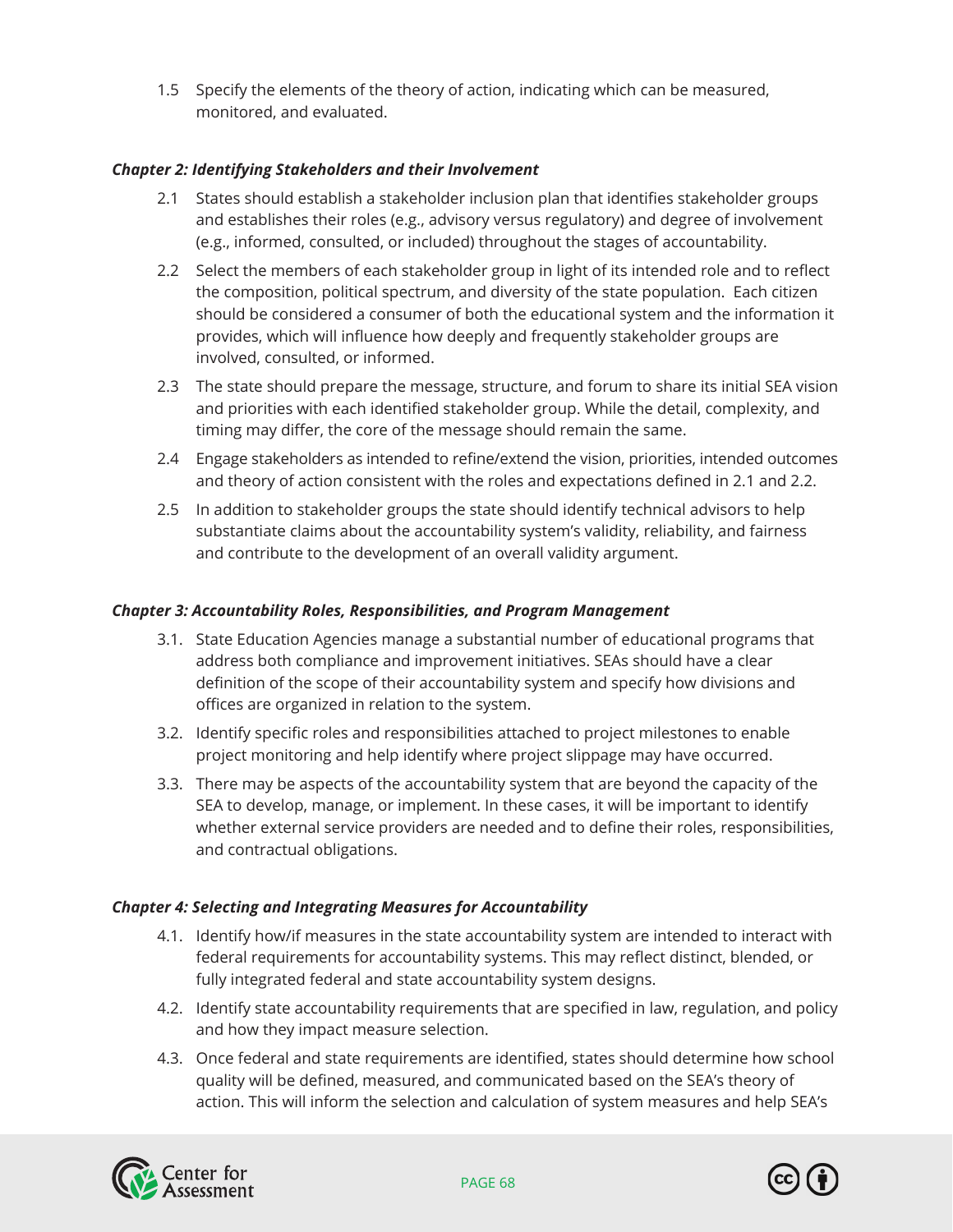1.5 Specify the elements of the theory of action, indicating which can be measured, monitored, and evaluated.

***Chapter 2: Identifying Stakeholders and their Involvement***

2.1 States should establish a stakeholder inclusion plan that identifies stakeholder groups and establishes their roles (e.g., advisory versus regulatory) and degree of involvement (e.g., informed, consulted, or included) throughout the stages of accountability.

2.2 Select the members of each stakeholder group in light of its intended role and to reflect the composition, political spectrum, and diversity of the state population. Each citizen should be considered a consumer of both the educational system and the information it provides, which will influence how deeply and frequently stakeholder groups are involved, consulted, or informed.

2.3 The state should prepare the message, structure, and forum to share its initial SEA vision and priorities with each identified stakeholder group. While the detail, complexity, and timing may differ, the core of the message should remain the same.

2.4 Engage stakeholders as intended to refine/extend the vision, priorities, intended outcomes and theory of action consistent with the roles and expectations defined in 2.1 and 2.2.

2.5 In addition to stakeholder groups the state should identify technical advisors to help substantiate claims about the accountability system's validity, reliability, and fairness and contribute to the development of an overall validity argument.

***Chapter 3: Accountability Roles, Responsibilities, and Program Management***

3.1. State Education Agencies manage a substantial number of educational programs that address both compliance and improvement initiatives. SEAs should have a clear definition of the scope of their accountability system and specify how divisions and offices are organized in relation to the system.

3.2. Identify specific roles and responsibilities attached to project milestones to enable project monitoring and help identify where project slippage may have occurred.

3.3. There may be aspects of the accountability system that are beyond the capacity of the SEA to develop, manage, or implement. In these cases, it will be important to identify whether external service providers are needed and to define their roles, responsibilities, and contractual obligations.

***Chapter 4: Selecting and Integrating Measures for Accountability***

4.1. Identify how/if measures in the state accountability system are intended to interact with federal requirements for accountability systems. This may reflect distinct, blended, or fully integrated federal and state accountability system designs.

4.2. Identify state accountability requirements that are specified in law, regulation, and policy and how they impact measure selection.

4.3. Once federal and state requirements are identified, states should determine how school quality will be defined, measured, and communicated based on the SEA's theory of action. This will inform the selection and calculation of system measures and help SEA's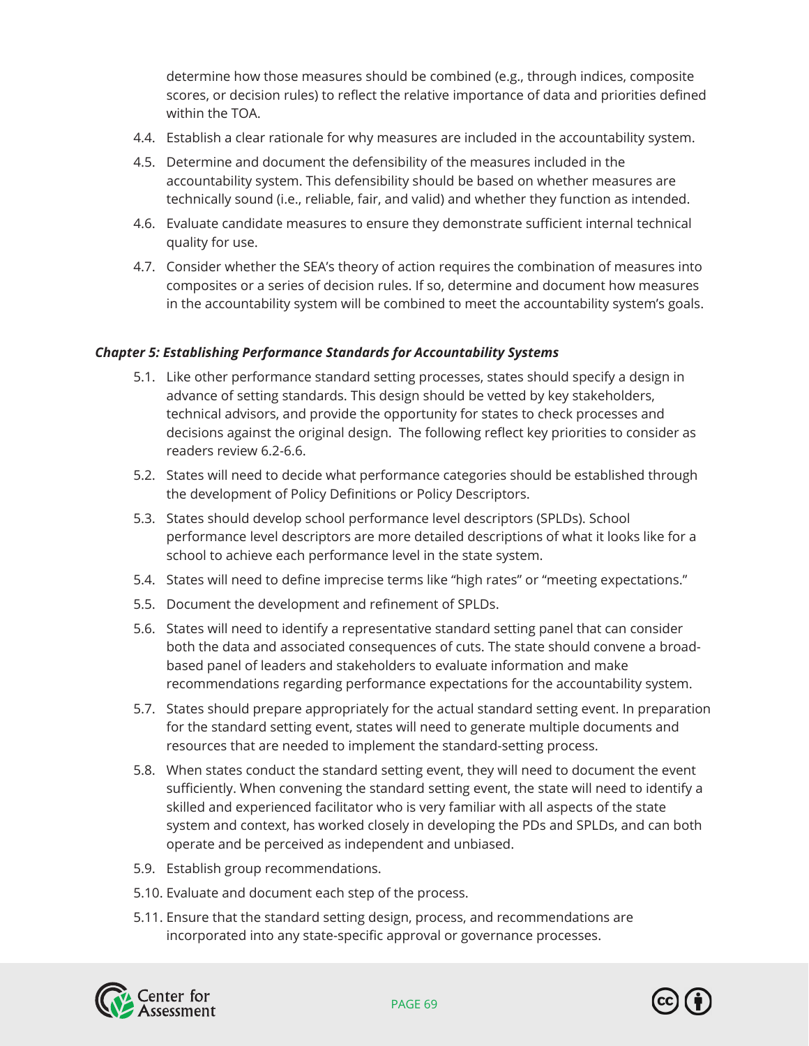determine how those measures should be combined (e.g., through indices, composite scores, or decision rules) to reflect the relative importance of data and priorities defined within the TOA.

4.4. Establish a clear rationale for why measures are included in the accountability system.

4.5. Determine and document the defensibility of the measures included in the accountability system. This defensibility should be based on whether measures are technically sound (i.e., reliable, fair, and valid) and whether they function as intended.

4.6. Evaluate candidate measures to ensure they demonstrate sufficient internal technical quality for use.

4.7. Consider whether the SEA's theory of action requires the combination of measures into composites or a series of decision rules. If so, determine and document how measures in the accountability system will be combined to meet the accountability system's goals.

***Chapter 5: Establishing Performance Standards for Accountability Systems***

5.1. Like other performance standard setting processes, states should specify a design in advance of setting standards. This design should be vetted by key stakeholders, technical advisors, and provide the opportunity for states to check processes and decisions against the original design. The following reflect key priorities to consider as readers review 6.2-6.6.

5.2. States will need to decide what performance categories should be established through the development of Policy Definitions or Policy Descriptors.

5.3. States should develop school performance level descriptors (SPLDs). School performance level descriptors are more detailed descriptions of what it looks like for a school to achieve each performance level in the state system.

5.4. States will need to define imprecise terms like "high rates" or "meeting expectations."

5.5. Document the development and refinement of SPLDs.

5.6. States will need to identify a representative standard setting panel that can consider both the data and associated consequences of cuts. The state should convene a broad-based panel of leaders and stakeholders to evaluate information and make recommendations regarding performance expectations for the accountability system.

5.7. States should prepare appropriately for the actual standard setting event. In preparation for the standard setting event, states will need to generate multiple documents and resources that are needed to implement the standard-setting process.

5.8. When states conduct the standard setting event, they will need to document the event sufficiently. When convening the standard setting event, the state will need to identify a skilled and experienced facilitator who is very familiar with all aspects of the state system and context, has worked closely in developing the PDs and SPLDs, and can both operate and be perceived as independent and unbiased.

5.9. Establish group recommendations.

5.10. Evaluate and document each step of the process.

5.11. Ensure that the standard setting design, process, and recommendations are incorporated into any state-specific approval or governance processes.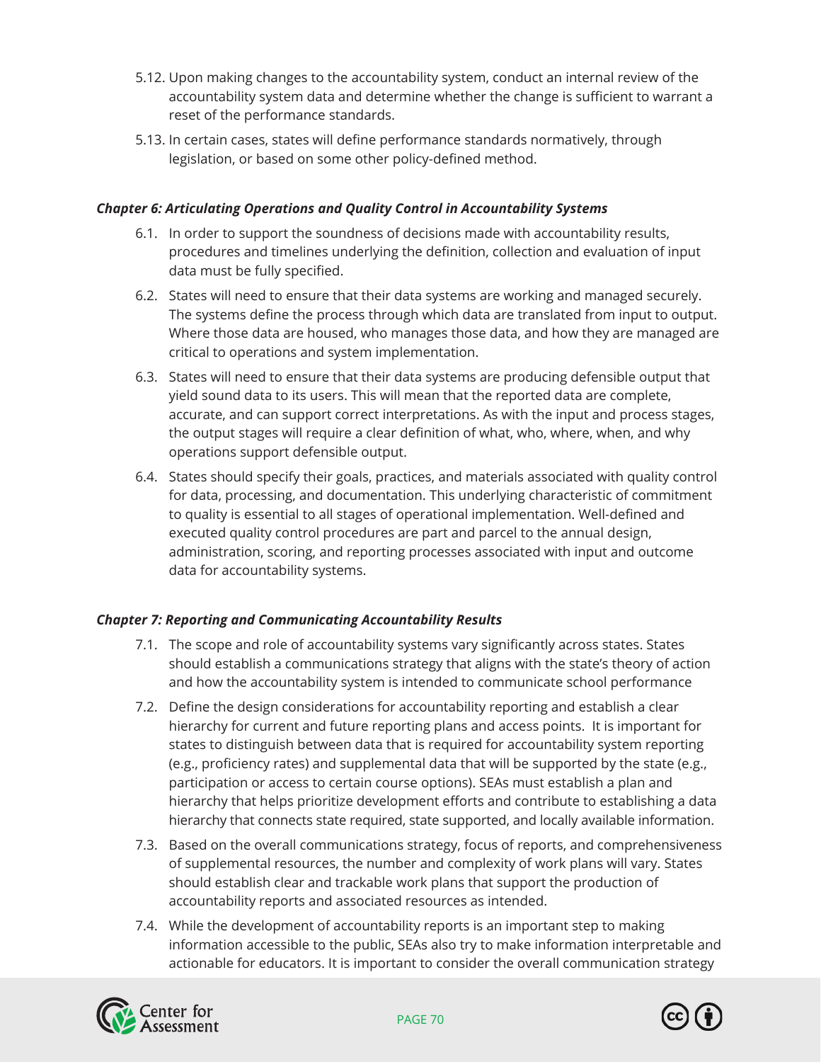5.12. Upon making changes to the accountability system, conduct an internal review of the accountability system data and determine whether the change is sufficient to warrant a reset of the performance standards.

5.13. In certain cases, states will define performance standards normatively, through legislation, or based on some other policy-defined method.

***Chapter 6: Articulating Operations and Quality Control in Accountability Systems***

6.1. In order to support the soundness of decisions made with accountability results, procedures and timelines underlying the definition, collection and evaluation of input data must be fully specified.

6.2. States will need to ensure that their data systems are working and managed securely. The systems define the process through which data are translated from input to output. Where those data are housed, who manages those data, and how they are managed are critical to operations and system implementation.

6.3. States will need to ensure that their data systems are producing defensible output that yield sound data to its users. This will mean that the reported data are complete, accurate, and can support correct interpretations. As with the input and process stages, the output stages will require a clear definition of what, who, where, when, and why operations support defensible output.

6.4. States should specify their goals, practices, and materials associated with quality control for data, processing, and documentation. This underlying characteristic of commitment to quality is essential to all stages of operational implementation. Well-defined and executed quality control procedures are part and parcel to the annual design, administration, scoring, and reporting processes associated with input and outcome data for accountability systems.

***Chapter 7: Reporting and Communicating Accountability Results***

7.1. The scope and role of accountability systems vary significantly across states. States should establish a communications strategy that aligns with the state's theory of action and how the accountability system is intended to communicate school performance

7.2. Define the design considerations for accountability reporting and establish a clear hierarchy for current and future reporting plans and access points. It is important for states to distinguish between data that is required for accountability system reporting (e.g., proficiency rates) and supplemental data that will be supported by the state (e.g., participation or access to certain course options). SEAs must establish a plan and hierarchy that helps prioritize development efforts and contribute to establishing a data hierarchy that connects state required, state supported, and locally available information.

7.3. Based on the overall communications strategy, focus of reports, and comprehensiveness of supplemental resources, the number and complexity of work plans will vary. States should establish clear and trackable work plans that support the production of accountability reports and associated resources as intended.

7.4. While the development of accountability reports is an important step to making information accessible to the public, SEAs also try to make information interpretable and actionable for educators. It is important to consider the overall communication strategy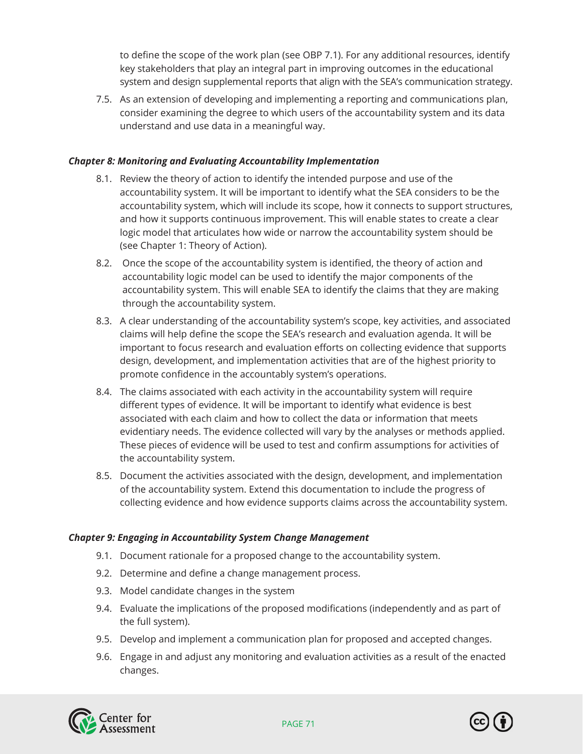to define the scope of the work plan (see OBP 7.1). For any additional resources, identify key stakeholders that play an integral part in improving outcomes in the educational system and design supplemental reports that align with the SEA's communication strategy.

7.5. As an extension of developing and implementing a reporting and communications plan, consider examining the degree to which users of the accountability system and its data understand and use data in a meaningful way.

***Chapter 8: Monitoring and Evaluating Accountability Implementation***

8.1. Review the theory of action to identify the intended purpose and use of the accountability system. It will be important to identify what the SEA considers to be the accountability system, which will include its scope, how it connects to support structures, and how it supports continuous improvement. This will enable states to create a clear logic model that articulates how wide or narrow the accountability system should be (see Chapter 1: Theory of Action).

8.2. Once the scope of the accountability system is identified, the theory of action and accountability logic model can be used to identify the major components of the accountability system. This will enable SEA to identify the claims that they are making through the accountability system.

8.3. A clear understanding of the accountability system's scope, key activities, and associated claims will help define the scope the SEA's research and evaluation agenda. It will be important to focus research and evaluation efforts on collecting evidence that supports design, development, and implementation activities that are of the highest priority to promote confidence in the accountably system's operations.

8.4. The claims associated with each activity in the accountability system will require different types of evidence. It will be important to identify what evidence is best associated with each claim and how to collect the data or information that meets evidentiary needs. The evidence collected will vary by the analyses or methods applied. These pieces of evidence will be used to test and confirm assumptions for activities of the accountability system.

8.5. Document the activities associated with the design, development, and implementation of the accountability system. Extend this documentation to include the progress of collecting evidence and how evidence supports claims across the accountability system.

***Chapter 9: Engaging in Accountability System Change Management***

9.1. Document rationale for a proposed change to the accountability system.

9.2. Determine and define a change management process.

9.3. Model candidate changes in the system

9.4. Evaluate the implications of the proposed modifications (independently and as part of the full system).

9.5. Develop and implement a communication plan for proposed and accepted changes.

9.6. Engage in and adjust any monitoring and evaluation activities as a result of the enacted changes.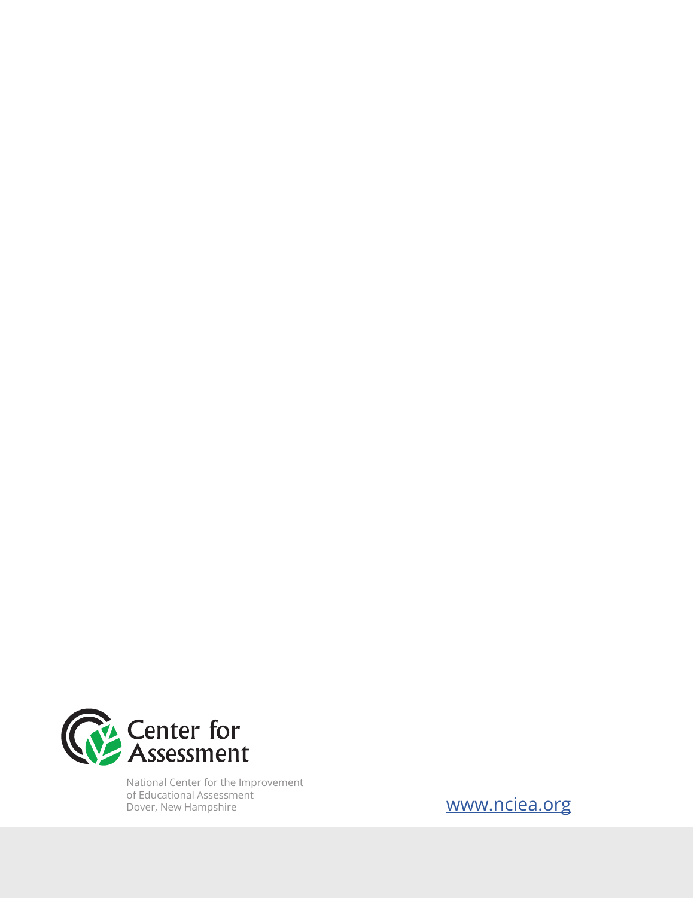Center for Assessment

National Center for the Improvement
of Educational Assessment
Dover, New Hampshire

www.nciea.org